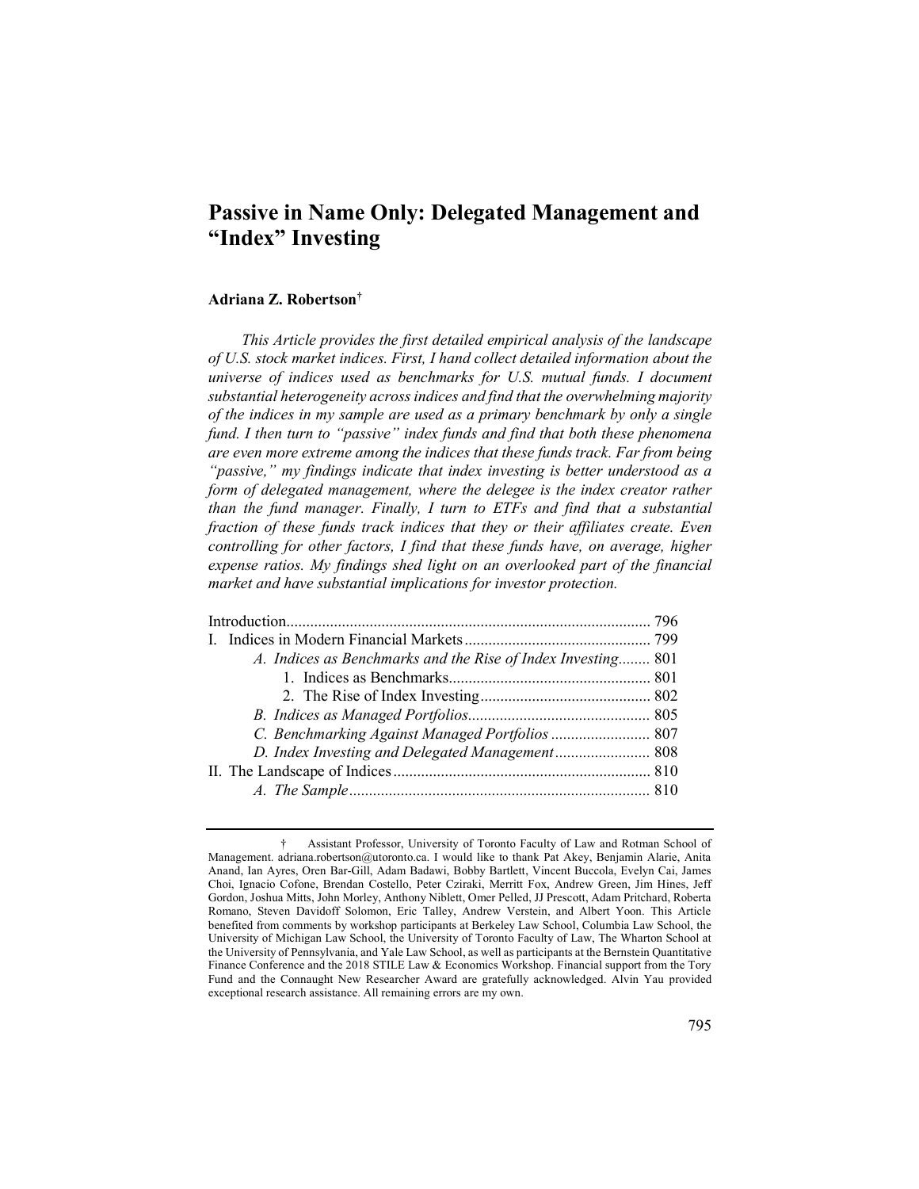# Passive in Name Only: Delegated Management and "Index" Investing

**Adriana Z. Robertson**[†]

*This Article provides the first detailed empirical analysis of the landscape of U.S. stock market indices. First, I hand collect detailed information about the universe of indices used as benchmarks for U.S. mutual funds. I document substantial heterogeneity across indices and find that the overwhelming majority of the indices in my sample are used as a primary benchmark by only a single fund. I then turn to "passive" index funds and find that both these phenomena are even more extreme among the indices that these funds track. Far from being "passive," my findings indicate that index investing is better understood as a form of delegated management, where the delegee is the index creator rather than the fund manager. Finally, I turn to ETFs and find that a substantial fraction of these funds track indices that they or their affiliates create. Even controlling for other factors, I find that these funds have, on average, higher expense ratios. My findings shed light on an overlooked part of the financial market and have substantial implications for investor protection.*

| | |
|---|---|
| Introduction | 796 |
| I. Indices in Modern Financial Markets | 799 |
| *A. Indices as Benchmarks and the Rise of Index Investing* | 801 |
| 1. Indices as Benchmarks | 801 |
| 2. The Rise of Index Investing | 802 |
| *B. Indices as Managed Portfolios* | 805 |
| *C. Benchmarking Against Managed Portfolios* | 807 |
| *D. Index Investing and Delegated Management* | 808 |
| II. The Landscape of Indices | 810 |
| *A. The Sample* | 810 |

---

† Assistant Professor, University of Toronto Faculty of Law and Rotman School of Management. adriana.robertson@utoronto.ca. I would like to thank Pat Akey, Benjamin Alarie, Anita Anand, Ian Ayres, Oren Bar-Gill, Adam Badawi, Bobby Bartlett, Vincent Buccola, Evelyn Cai, James Choi, Ignacio Cofone, Brendan Costello, Peter Cziraki, Merritt Fox, Andrew Green, Jim Hines, Jeff Gordon, Joshua Mitts, John Morley, Anthony Niblett, Omer Pelled, JJ Prescott, Adam Pritchard, Roberta Romano, Steven Davidoff Solomon, Eric Talley, Andrew Verstein, and Albert Yoon. This Article benefited from comments by workshop participants at Berkeley Law School, Columbia Law School, the University of Michigan Law School, the University of Toronto Faculty of Law, The Wharton School at the University of Pennsylvania, and Yale Law School, as well as participants at the Bernstein Quantitative Finance Conference and the 2018 STILE Law & Economics Workshop. Financial support from the Tory Fund and the Connaught New Researcher Award are gratefully acknowledged. Alvin Yau provided exceptional research assistance. All remaining errors are my own.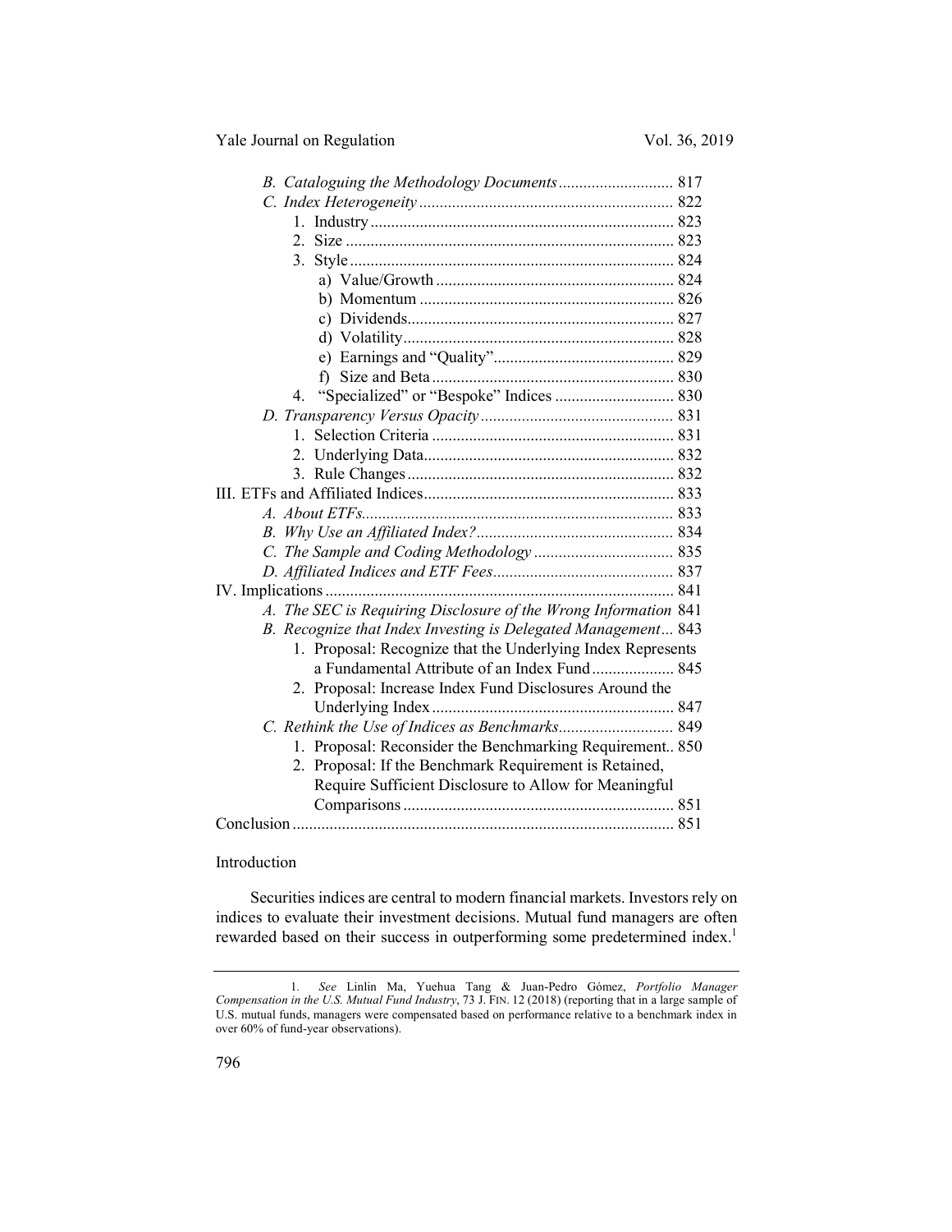*B. Cataloguing the Methodology Documents* ........................... 817
*C. Index Heterogeneity* .............................................................. 822
1. Industry .......................................................................... 823
2. Size ................................................................................ 823
3. Style ............................................................................... 824
a) Value/Growth ............................................................ 824
b) Momentum ................................................................ 826
c) Dividends .................................................................. 827
d) Volatility ................................................................... 828
e) Earnings and "Quality" ............................................. 829
f) Size and Beta ............................................................. 830
4. "Specialized" or "Bespoke" Indices ............................. 830
*D. Transparency Versus Opacity* .............................................. 831
1. Selection Criteria ........................................................... 831
2. Underlying Data ............................................................. 832
3. Rule Changes ................................................................. 832
III. ETFs and Affiliated Indices ............................................................ 833
*A. About ETFs* ............................................................................ 833
*B. Why Use an Affiliated Index?* ................................................ 834
*C. The Sample and Coding Methodology* .................................. 835
*D. Affiliated Indices and ETF Fees* ............................................ 837
IV. Implications .................................................................................... 841
*A. The SEC is Requiring Disclosure of the Wrong Information* 841
*B. Recognize that Index Investing is Delegated Management* ... 843
1. Proposal: Recognize that the Underlying Index Represents a Fundamental Attribute of an Index Fund .................... 845
2. Proposal: Increase Index Fund Disclosures Around the Underlying Index ........................................................... 847
*C. Rethink the Use of Indices as Benchmarks* ............................ 849
1. Proposal: Reconsider the Benchmarking Requirement .. 850
2. Proposal: If the Benchmark Requirement is Retained, Require Sufficient Disclosure to Allow for Meaningful Comparisons ................................................................. 851
Conclusion ............................................................................................ 851

## Introduction

Securities indices are central to modern financial markets. Investors rely on indices to evaluate their investment decisions. Mutual fund managers are often rewarded based on their success in outperforming some predetermined index.[1]

---

1. *See* Linlin Ma, Yuehua Tang & Juan-Pedro Gómez, *Portfolio Manager Compensation in the U.S. Mutual Fund Industry*, 73 J. FIN. 12 (2018) (reporting that in a large sample of U.S. mutual funds, managers were compensated based on performance relative to a benchmark index in over 60% of fund-year observations).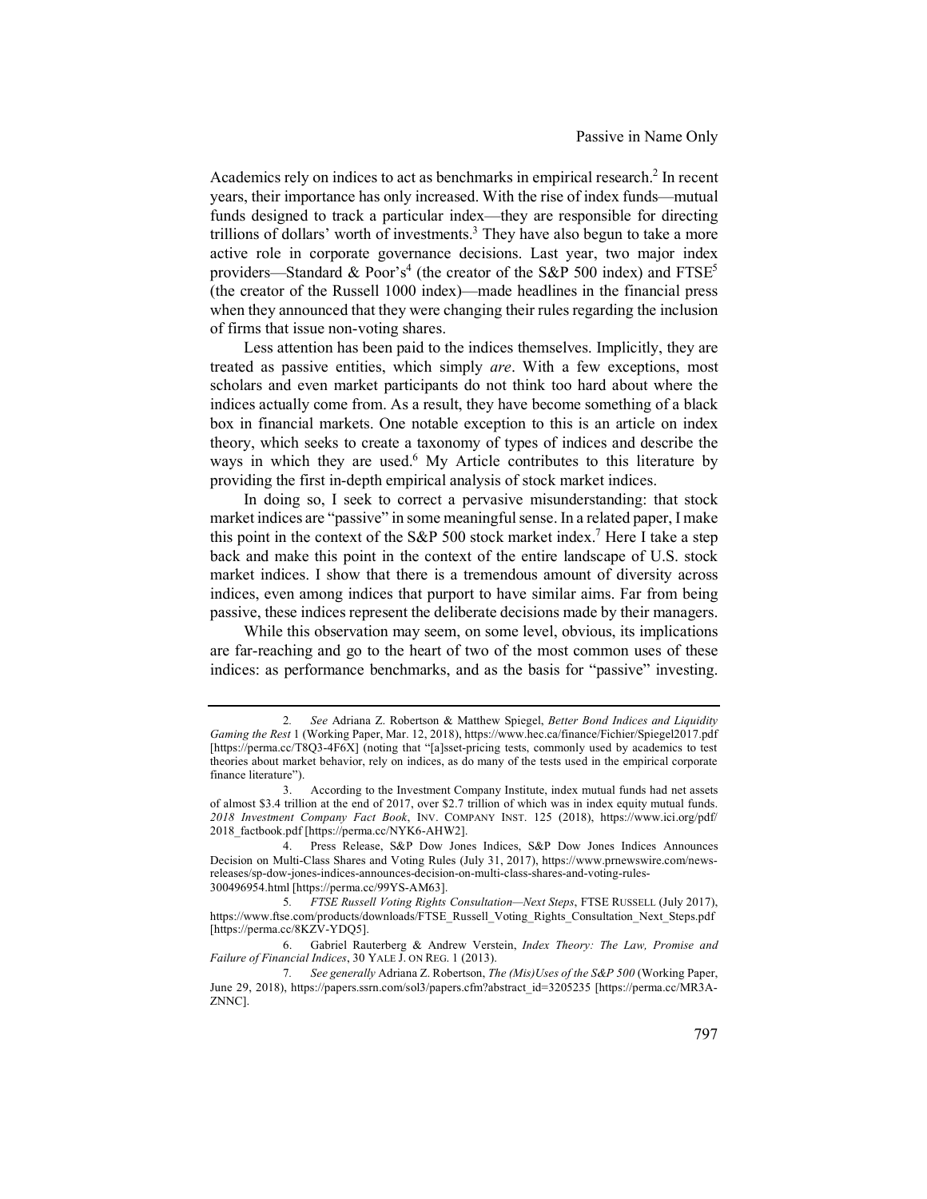Academics rely on indices to act as benchmarks in empirical research.[2] In recent years, their importance has only increased. With the rise of index funds—mutual funds designed to track a particular index—they are responsible for directing trillions of dollars' worth of investments.[3] They have also begun to take a more active role in corporate governance decisions. Last year, two major index providers—Standard & Poor's[4] (the creator of the S&P 500 index) and FTSE[5] (the creator of the Russell 1000 index)—made headlines in the financial press when they announced that they were changing their rules regarding the inclusion of firms that issue non-voting shares.

Less attention has been paid to the indices themselves. Implicitly, they are treated as passive entities, which simply *are*. With a few exceptions, most scholars and even market participants do not think too hard about where the indices actually come from. As a result, they have become something of a black box in financial markets. One notable exception to this is an article on index theory, which seeks to create a taxonomy of types of indices and describe the ways in which they are used.[6] My Article contributes to this literature by providing the first in-depth empirical analysis of stock market indices.

In doing so, I seek to correct a pervasive misunderstanding: that stock market indices are "passive" in some meaningful sense. In a related paper, I make this point in the context of the S&P 500 stock market index.[7] Here I take a step back and make this point in the context of the entire landscape of U.S. stock market indices. I show that there is a tremendous amount of diversity across indices, even among indices that purport to have similar aims. Far from being passive, these indices represent the deliberate decisions made by their managers.

While this observation may seem, on some level, obvious, its implications are far-reaching and go to the heart of two of the most common uses of these indices: as performance benchmarks, and as the basis for "passive" investing.

---

2. *See* Adriana Z. Robertson & Matthew Spiegel, *Better Bond Indices and Liquidity Gaming the Rest* 1 (Working Paper, Mar. 12, 2018), https://www.hec.ca/finance/Fichier/Spiegel2017.pdf [https://perma.cc/T8Q3-4F6X] (noting that "[a]sset-pricing tests, commonly used by academics to test theories about market behavior, rely on indices, as do many of the tests used in the empirical corporate finance literature").

3. According to the Investment Company Institute, index mutual funds had net assets of almost $3.4 trillion at the end of 2017, over $2.7 trillion of which was in index equity mutual funds. *2018 Investment Company Fact Book*, INV. COMPANY INST. 125 (2018), https://www.ici.org/pdf/2018_factbook.pdf [https://perma.cc/NYK6-AHW2].

4. Press Release, S&P Dow Jones Indices, S&P Dow Jones Indices Announces Decision on Multi-Class Shares and Voting Rules (July 31, 2017), https://www.prnewswire.com/news-releases/sp-dow-jones-indices-announces-decision-on-multi-class-shares-and-voting-rules-300496954.html [https://perma.cc/99YS-AM63].

5. *FTSE Russell Voting Rights Consultation—Next Steps*, FTSE RUSSELL (July 2017), https://www.ftse.com/products/downloads/FTSE_Russell_Voting_Rights_Consultation_Next_Steps.pdf [https://perma.cc/8KZV-YDQ5].

6. Gabriel Rauterberg & Andrew Verstein, *Index Theory: The Law, Promise and Failure of Financial Indices*, 30 YALE J. ON REG. 1 (2013).

7. *See generally* Adriana Z. Robertson, *The (Mis)Uses of the S&P 500* (Working Paper, June 29, 2018), https://papers.ssrn.com/sol3/papers.cfm?abstract_id=3205235 [https://perma.cc/MR3A-ZNNC].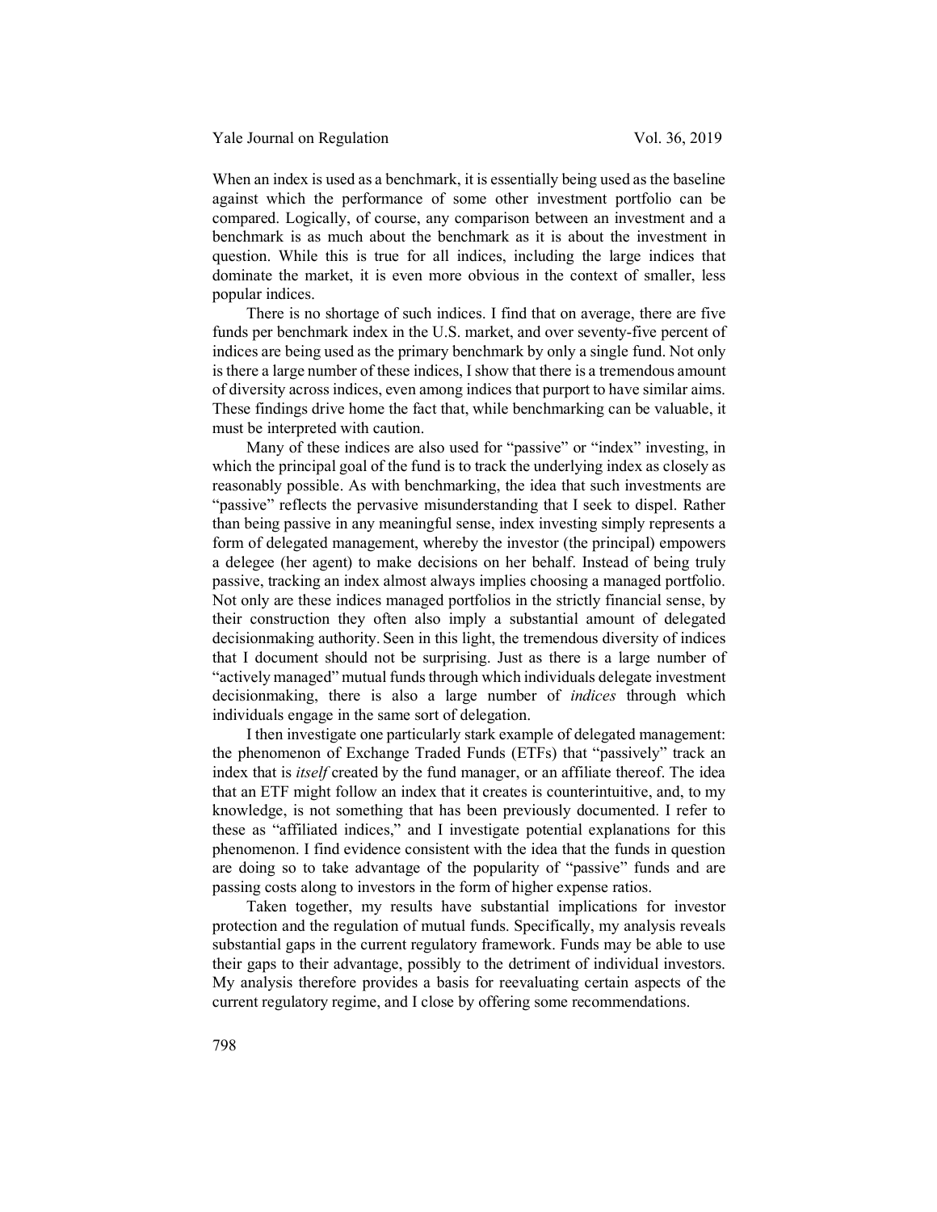When an index is used as a benchmark, it is essentially being used as the baseline against which the performance of some other investment portfolio can be compared. Logically, of course, any comparison between an investment and a benchmark is as much about the benchmark as it is about the investment in question. While this is true for all indices, including the large indices that dominate the market, it is even more obvious in the context of smaller, less popular indices.

There is no shortage of such indices. I find that on average, there are five funds per benchmark index in the U.S. market, and over seventy-five percent of indices are being used as the primary benchmark by only a single fund. Not only is there a large number of these indices, I show that there is a tremendous amount of diversity across indices, even among indices that purport to have similar aims. These findings drive home the fact that, while benchmarking can be valuable, it must be interpreted with caution.

Many of these indices are also used for "passive" or "index" investing, in which the principal goal of the fund is to track the underlying index as closely as reasonably possible. As with benchmarking, the idea that such investments are "passive" reflects the pervasive misunderstanding that I seek to dispel. Rather than being passive in any meaningful sense, index investing simply represents a form of delegated management, whereby the investor (the principal) empowers a delegee (her agent) to make decisions on her behalf. Instead of being truly passive, tracking an index almost always implies choosing a managed portfolio. Not only are these indices managed portfolios in the strictly financial sense, by their construction they often also imply a substantial amount of delegated decisionmaking authority. Seen in this light, the tremendous diversity of indices that I document should not be surprising. Just as there is a large number of "actively managed" mutual funds through which individuals delegate investment decisionmaking, there is also a large number of *indices* through which individuals engage in the same sort of delegation.

I then investigate one particularly stark example of delegated management: the phenomenon of Exchange Traded Funds (ETFs) that "passively" track an index that is *itself* created by the fund manager, or an affiliate thereof. The idea that an ETF might follow an index that it creates is counterintuitive, and, to my knowledge, is not something that has been previously documented. I refer to these as "affiliated indices," and I investigate potential explanations for this phenomenon. I find evidence consistent with the idea that the funds in question are doing so to take advantage of the popularity of "passive" funds and are passing costs along to investors in the form of higher expense ratios.

Taken together, my results have substantial implications for investor protection and the regulation of mutual funds. Specifically, my analysis reveals substantial gaps in the current regulatory framework. Funds may be able to use their gaps to their advantage, possibly to the detriment of individual investors. My analysis therefore provides a basis for reevaluating certain aspects of the current regulatory regime, and I close by offering some recommendations.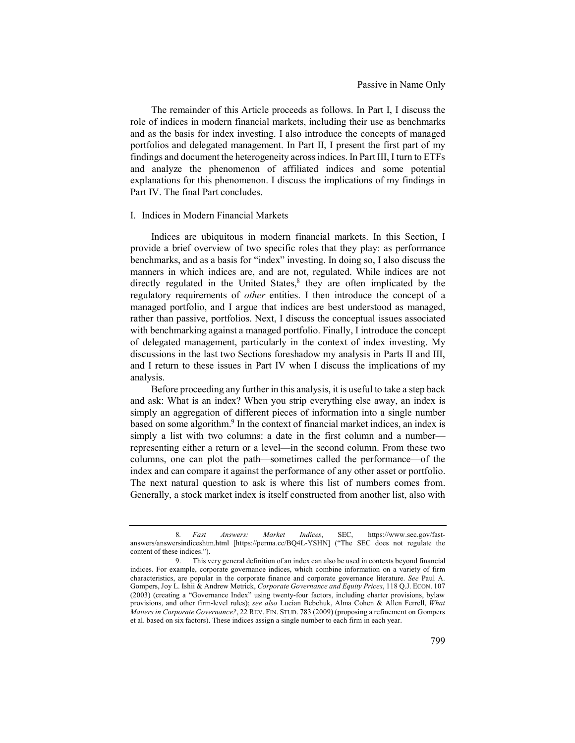The remainder of this Article proceeds as follows. In Part I, I discuss the role of indices in modern financial markets, including their use as benchmarks and as the basis for index investing. I also introduce the concepts of managed portfolios and delegated management. In Part II, I present the first part of my findings and document the heterogeneity across indices. In Part III, I turn to ETFs and analyze the phenomenon of affiliated indices and some potential explanations for this phenomenon. I discuss the implications of my findings in Part IV. The final Part concludes.

## I. Indices in Modern Financial Markets

Indices are ubiquitous in modern financial markets. In this Section, I provide a brief overview of two specific roles that they play: as performance benchmarks, and as a basis for "index" investing. In doing so, I also discuss the manners in which indices are, and are not, regulated. While indices are not directly regulated in the United States,[8] they are often implicated by the regulatory requirements of *other* entities. I then introduce the concept of a managed portfolio, and I argue that indices are best understood as managed, rather than passive, portfolios. Next, I discuss the conceptual issues associated with benchmarking against a managed portfolio. Finally, I introduce the concept of delegated management, particularly in the context of index investing. My discussions in the last two Sections foreshadow my analysis in Parts II and III, and I return to these issues in Part IV when I discuss the implications of my analysis.

Before proceeding any further in this analysis, it is useful to take a step back and ask: What is an index? When you strip everything else away, an index is simply an aggregation of different pieces of information into a single number based on some algorithm.[9] In the context of financial market indices, an index is simply a list with two columns: a date in the first column and a number—representing either a return or a level—in the second column. From these two columns, one can plot the path—sometimes called the performance—of the index and can compare it against the performance of any other asset or portfolio. The next natural question to ask is where this list of numbers comes from. Generally, a stock market index is itself constructed from another list, also with

---

8. *Fast Answers: Market Indices*, SEC, https://www.sec.gov/fast-answers/answersindiceshtm.html [https://perma.cc/BQ4L-YSHN] ("The SEC does not regulate the content of these indices.").

9. This very general definition of an index can also be used in contexts beyond financial indices. For example, corporate governance indices, which combine information on a variety of firm characteristics, are popular in the corporate finance and corporate governance literature. *See* Paul A. Gompers, Joy L. Ishii & Andrew Metrick, *Corporate Governance and Equity Prices*, 118 Q.J. ECON. 107 (2003) (creating a "Governance Index" using twenty-four factors, including charter provisions, bylaw provisions, and other firm-level rules); *see also* Lucian Bebchuk, Alma Cohen & Allen Ferrell, *What Matters in Corporate Governance?*, 22 REV. FIN. STUD. 783 (2009) (proposing a refinement on Gompers et al. based on six factors). These indices assign a single number to each firm in each year.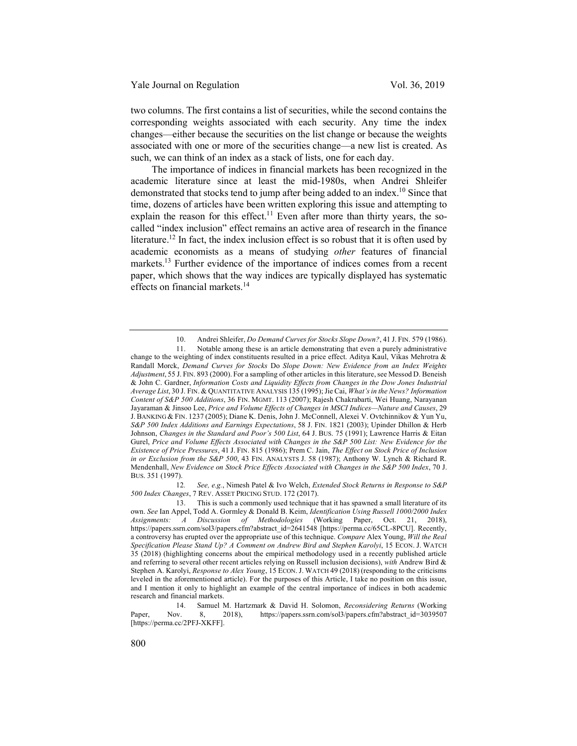two columns. The first contains a list of securities, while the second contains the corresponding weights associated with each security. Any time the index changes—either because the securities on the list change or because the weights associated with one or more of the securities change—a new list is created. As such, we can think of an index as a stack of lists, one for each day.

The importance of indices in financial markets has been recognized in the academic literature since at least the mid-1980s, when Andrei Shleifer demonstrated that stocks tend to jump after being added to an index.[10] Since that time, dozens of articles have been written exploring this issue and attempting to explain the reason for this effect.[11] Even after more than thirty years, the so-called "index inclusion" effect remains an active area of research in the finance literature.[12] In fact, the index inclusion effect is so robust that it is often used by academic economists as a means of studying *other* features of financial markets.[13] Further evidence of the importance of indices comes from a recent paper, which shows that the way indices are typically displayed has systematic effects on financial markets.[14]

---

10. Andrei Shleifer, *Do Demand Curves for Stocks Slope Down?*, 41 J. FIN. 579 (1986).

11. Notable among these is an article demonstrating that even a purely administrative change to the weighting of index constituents resulted in a price effect. Aditya Kaul, Vikas Mehrotra & Randall Morck, *Demand Curves for Stocks* Do *Slope Down: New Evidence from an Index Weights Adjustment*, 55 J. FIN. 893 (2000). For a sampling of other articles in this literature, see Messod D. Beneish & John C. Gardner, *Information Costs and Liquidity Effects from Changes in the Dow Jones Industrial Average List*, 30 J. FIN. & QUANTITATIVE ANALYSIS 135 (1995); Jie Cai, *What's in the News? Information Content of S&P 500 Additions*, 36 FIN. MGMT. 113 (2007); Rajesh Chakrabarti, Wei Huang, Narayanan Jayaraman & Jinsoo Lee, *Price and Volume Effects of Changes in MSCI Indices—Nature and Causes*, 29 J. BANKING & FIN. 1237 (2005); Diane K. Denis, John J. McConnell, Alexei V. Ovtchinnikov & Yun Yu, *S&P 500 Index Additions and Earnings Expectations*, 58 J. FIN. 1821 (2003); Upinder Dhillon & Herb Johnson, *Changes in the Standard and Poor's 500 List*, 64 J. BUS. 75 (1991); Lawrence Harris & Eitan Gurel, *Price and Volume Effects Associated with Changes in the S&P 500 List: New Evidence for the Existence of Price Pressures*, 41 J. FIN. 815 (1986); Prem C. Jain, *The Effect on Stock Price of Inclusion in or Exclusion from the S&P 500*, 43 FIN. ANALYSTS J. 58 (1987); Anthony W. Lynch & Richard R. Mendenhall, *New Evidence on Stock Price Effects Associated with Changes in the S&P 500 Index*, 70 J. BUS. 351 (1997).

12. *See, e.g.*, Nimesh Patel & Ivo Welch, *Extended Stock Returns in Response to S&P 500 Index Changes*, 7 REV. ASSET PRICING STUD. 172 (2017).

13. This is such a commonly used technique that it has spawned a small literature of its own. *See* Ian Appel, Todd A. Gormley & Donald B. Keim, *Identification Using Russell 1000/2000 Index Assignments: A Discussion of Methodologies* (Working Paper, Oct. 21, 2018), https://papers.ssrn.com/sol3/papers.cfm?abstract_id=2641548 [https://perma.cc/65CL-8PCU]. Recently, a controversy has erupted over the appropriate use of this technique. *Compare* Alex Young, *Will the Real Specification Please Stand Up? A Comment on Andrew Bird and Stephen Karolyi*, 15 ECON. J. WATCH 35 (2018) (highlighting concerns about the empirical methodology used in a recently published article and referring to several other recent articles relying on Russell inclusion decisions), *with* Andrew Bird & Stephen A. Karolyi, *Response to Alex Young*, 15 ECON. J. WATCH 49 (2018) (responding to the criticisms leveled in the aforementioned article). For the purposes of this Article, I take no position on this issue, and I mention it only to highlight an example of the central importance of indices in both academic research and financial markets.

14. Samuel M. Hartzmark & David H. Solomon, *Reconsidering Returns* (Working Paper, Nov. 8, 2018), https://papers.ssrn.com/sol3/papers.cfm?abstract_id=3039507 [https://perma.cc/2PFJ-XKFF].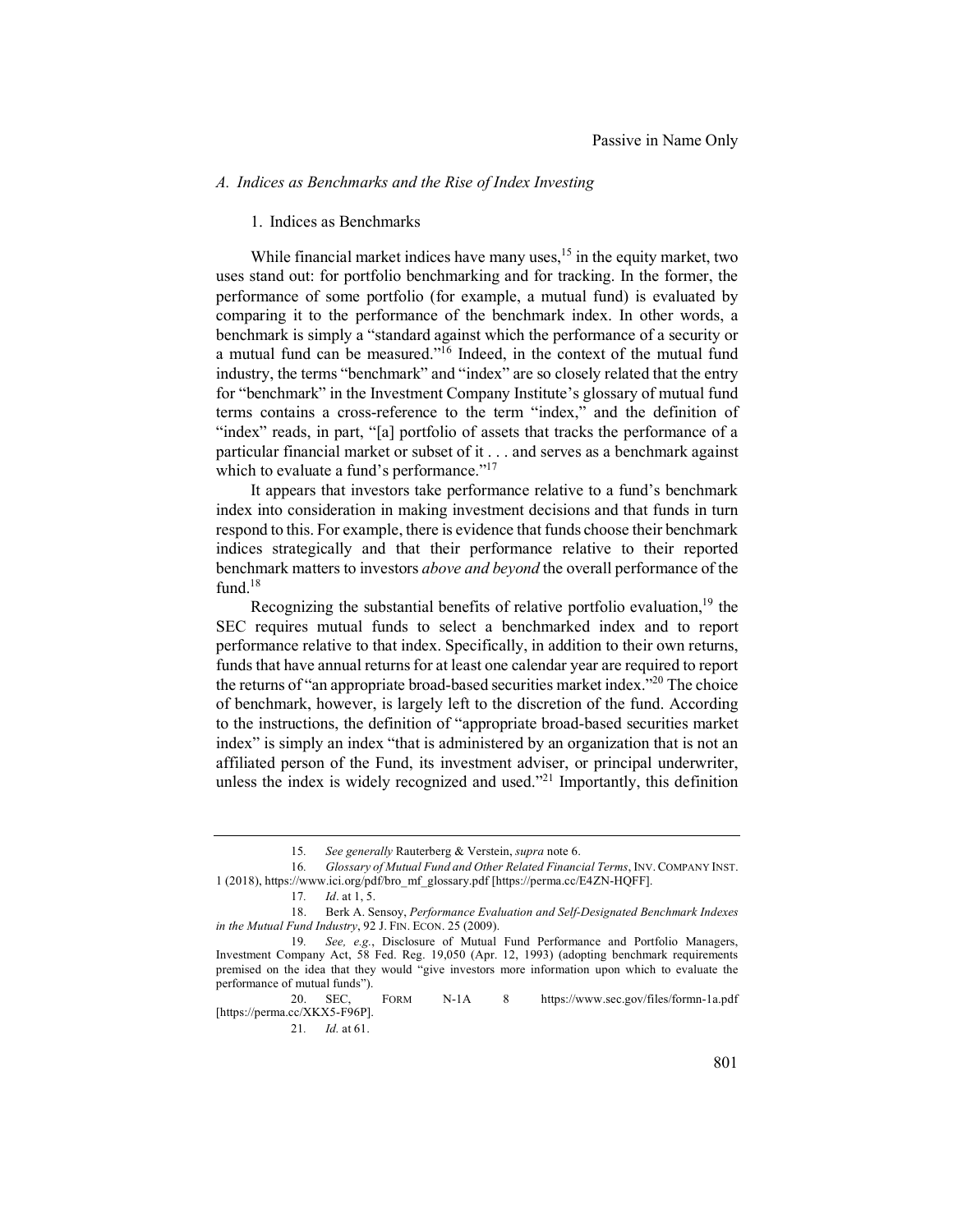### *A. Indices as Benchmarks and the Rise of Index Investing*

#### 1. Indices as Benchmarks

While financial market indices have many uses,[15] in the equity market, two uses stand out: for portfolio benchmarking and for tracking. In the former, the performance of some portfolio (for example, a mutual fund) is evaluated by comparing it to the performance of the benchmark index. In other words, a benchmark is simply a "standard against which the performance of a security or a mutual fund can be measured."[16] Indeed, in the context of the mutual fund industry, the terms "benchmark" and "index" are so closely related that the entry for "benchmark" in the Investment Company Institute's glossary of mutual fund terms contains a cross-reference to the term "index," and the definition of "index" reads, in part, "[a] portfolio of assets that tracks the performance of a particular financial market or subset of it . . . and serves as a benchmark against which to evaluate a fund's performance."[17]

It appears that investors take performance relative to a fund's benchmark index into consideration in making investment decisions and that funds in turn respond to this. For example, there is evidence that funds choose their benchmark indices strategically and that their performance relative to their reported benchmark matters to investors *above and beyond* the overall performance of the fund.[18]

Recognizing the substantial benefits of relative portfolio evaluation,[19] the SEC requires mutual funds to select a benchmarked index and to report performance relative to that index. Specifically, in addition to their own returns, funds that have annual returns for at least one calendar year are required to report the returns of "an appropriate broad-based securities market index."[20] The choice of benchmark, however, is largely left to the discretion of the fund. According to the instructions, the definition of "appropriate broad-based securities market index" is simply an index "that is administered by an organization that is not an affiliated person of the Fund, its investment adviser, or principal underwriter, unless the index is widely recognized and used."[21] Importantly, this definition

---

15. *See generally* Rauterberg & Verstein, *supra* note 6.

16. *Glossary of Mutual Fund and Other Related Financial Terms*, INV. COMPANY INST. 1 (2018), https://www.ici.org/pdf/bro_mf_glossary.pdf [https://perma.cc/E4ZN-HQFF].

17. *Id*. at 1, 5.

18. Berk A. Sensoy, *Performance Evaluation and Self-Designated Benchmark Indexes in the Mutual Fund Industry*, 92 J. FIN. ECON. 25 (2009).

19. *See, e.g.*, Disclosure of Mutual Fund Performance and Portfolio Managers, Investment Company Act, 58 Fed. Reg. 19,050 (Apr. 12, 1993) (adopting benchmark requirements premised on the idea that they would "give investors more information upon which to evaluate the performance of mutual funds").

20. SEC, FORM N-1A 8 https://www.sec.gov/files/formn-1a.pdf [https://perma.cc/XKX5-F96P].

21. *Id.* at 61.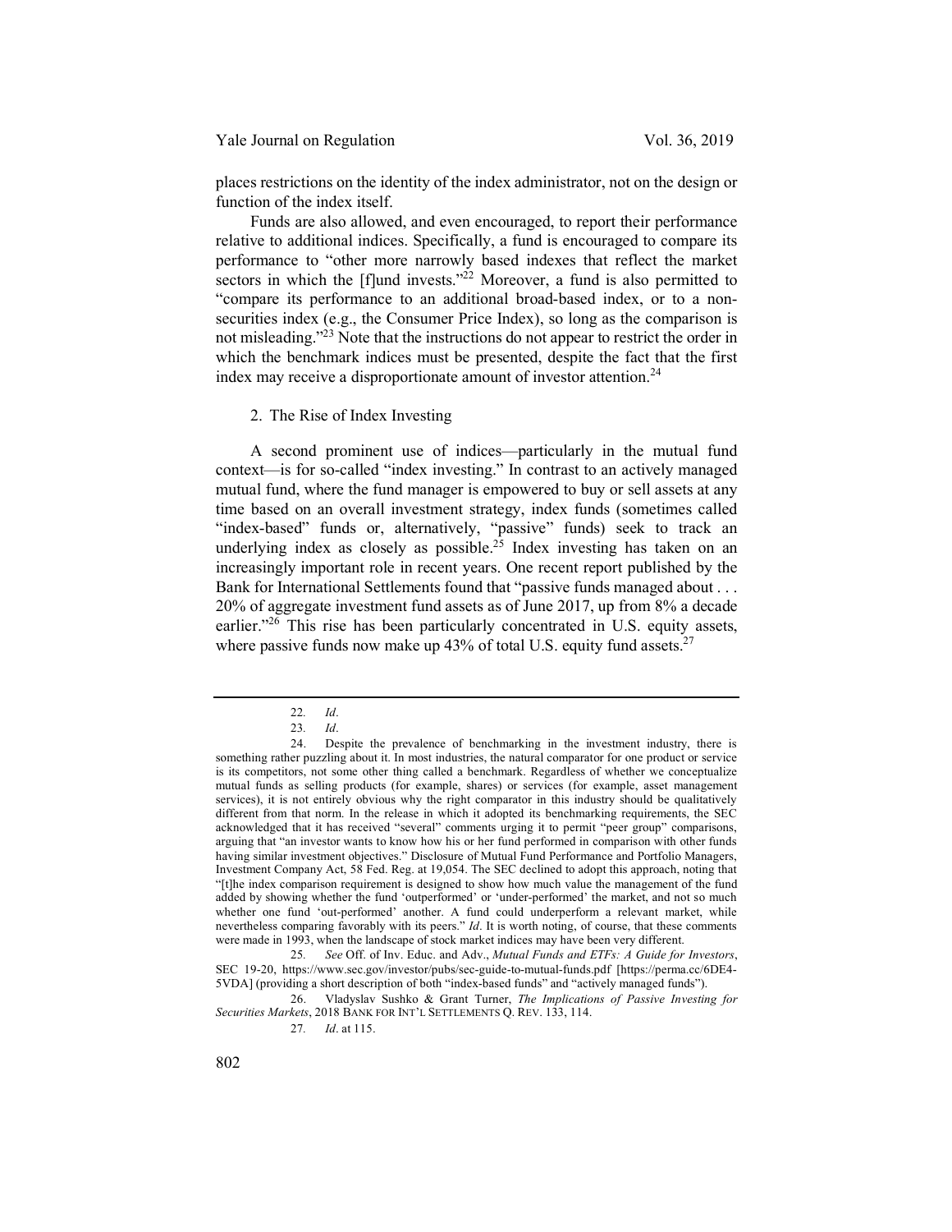places restrictions on the identity of the index administrator, not on the design or function of the index itself.

Funds are also allowed, and even encouraged, to report their performance relative to additional indices. Specifically, a fund is encouraged to compare its performance to "other more narrowly based indexes that reflect the market sectors in which the [f]und invests."[22] Moreover, a fund is also permitted to "compare its performance to an additional broad-based index, or to a non-securities index (e.g., the Consumer Price Index), so long as the comparison is not misleading."[23] Note that the instructions do not appear to restrict the order in which the benchmark indices must be presented, despite the fact that the first index may receive a disproportionate amount of investor attention.[24]

### 2. The Rise of Index Investing

A second prominent use of indices—particularly in the mutual fund context—is for so-called "index investing." In contrast to an actively managed mutual fund, where the fund manager is empowered to buy or sell assets at any time based on an overall investment strategy, index funds (sometimes called "index-based" funds or, alternatively, "passive" funds) seek to track an underlying index as closely as possible.[25] Index investing has taken on an increasingly important role in recent years. One recent report published by the Bank for International Settlements found that "passive funds managed about . . . 20% of aggregate investment fund assets as of June 2017, up from 8% a decade earlier."[26] This rise has been particularly concentrated in U.S. equity assets, where passive funds now make up 43% of total U.S. equity fund assets.[27]

---

22. *Id*.

23. *Id*.

24. Despite the prevalence of benchmarking in the investment industry, there is something rather puzzling about it. In most industries, the natural comparator for one product or service is its competitors, not some other thing called a benchmark. Regardless of whether we conceptualize mutual funds as selling products (for example, shares) or services (for example, asset management services), it is not entirely obvious why the right comparator in this industry should be qualitatively different from that norm. In the release in which it adopted its benchmarking requirements, the SEC acknowledged that it has received "several" comments urging it to permit "peer group" comparisons, arguing that "an investor wants to know how his or her fund performed in comparison with other funds having similar investment objectives." Disclosure of Mutual Fund Performance and Portfolio Managers, Investment Company Act, 58 Fed. Reg. at 19,054. The SEC declined to adopt this approach, noting that "[t]he index comparison requirement is designed to show how much value the management of the fund added by showing whether the fund 'outperformed' or 'under-performed' the market, and not so much whether one fund 'out-performed' another. A fund could underperform a relevant market, while nevertheless comparing favorably with its peers." *Id*. It is worth noting, of course, that these comments were made in 1993, when the landscape of stock market indices may have been very different.

25. *See* Off. of Inv. Educ. and Adv., *Mutual Funds and ETFs: A Guide for Investors*, SEC 19-20, https://www.sec.gov/investor/pubs/sec-guide-to-mutual-funds.pdf [https://perma.cc/6DE4-5VDA] (providing a short description of both "index-based funds" and "actively managed funds").

26. Vladyslav Sushko & Grant Turner, *The Implications of Passive Investing for Securities Markets*, 2018 BANK FOR INT'L SETTLEMENTS Q. REV. 133, 114.

27. *Id*. at 115.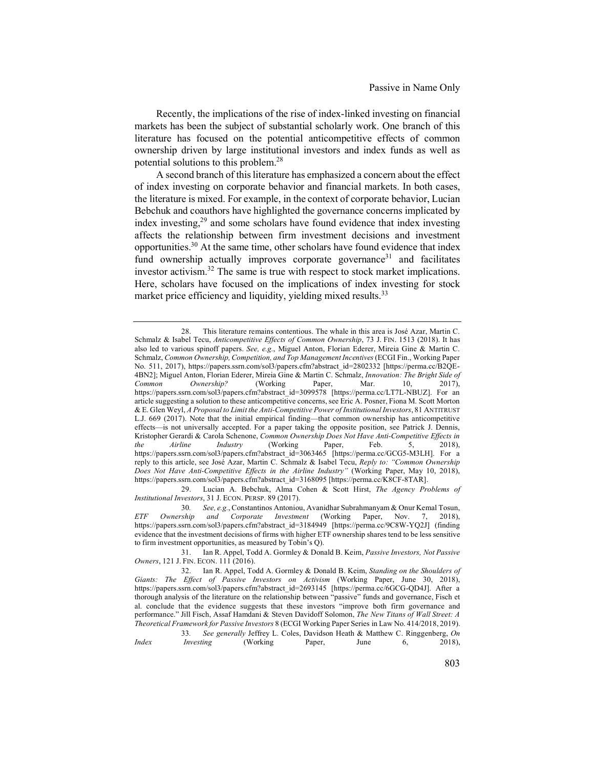Recently, the implications of the rise of index-linked investing on financial markets has been the subject of substantial scholarly work. One branch of this literature has focused on the potential anticompetitive effects of common ownership driven by large institutional investors and index funds as well as potential solutions to this problem.[28]

A second branch of this literature has emphasized a concern about the effect of index investing on corporate behavior and financial markets. In both cases, the literature is mixed. For example, in the context of corporate behavior, Lucian Bebchuk and coauthors have highlighted the governance concerns implicated by index investing,[29] and some scholars have found evidence that index investing affects the relationship between firm investment decisions and investment opportunities.[30] At the same time, other scholars have found evidence that index fund ownership actually improves corporate governance[31] and facilitates investor activism.[32] The same is true with respect to stock market implications. Here, scholars have focused on the implications of index investing for stock market price efficiency and liquidity, yielding mixed results.[33]

---

28. This literature remains contentious. The whale in this area is José Azar, Martin C. Schmalz & Isabel Tecu, *Anticompetitive Effects of Common Ownership*, 73 J. FIN. 1513 (2018). It has also led to various spinoff papers. *See, e.g.*, Miguel Anton, Florian Ederer, Mireia Gine & Martin C. Schmalz, *Common Ownership, Competition, and Top Management Incentives* (ECGI Fin., Working Paper No. 511, 2017), https://papers.ssrn.com/sol3/papers.cfm?abstract_id=2802332 [https://perma.cc/B2QE-4BN2]; Miguel Anton, Florian Ederer, Mireia Gine & Martin C. Schmalz, *Innovation: The Bright Side of Common Ownership?* (Working Paper, Mar. 10, 2017), https://papers.ssrn.com/sol3/papers.cfm?abstract_id=3099578 [https://perma.cc/LT7L-NBUZ]. For an article suggesting a solution to these anticompetitive concerns, see Eric A. Posner, Fiona M. Scott Morton & E. Glen Weyl, *A Proposal to Limit the Anti-Competitive Power of Institutional Investors*, 81 ANTITRUST L.J. 669 (2017). Note that the initial empirical finding—that common ownership has anticompetitive effects—is not universally accepted. For a paper taking the opposite position, see Patrick J. Dennis, Kristopher Gerardi & Carola Schenone, *Common Ownership Does Not Have Anti-Competitive Effects in the Airline Industry* (Working Paper, Feb. 5, 2018), https://papers.ssrn.com/sol3/papers.cfm?abstract_id=3063465 [https://perma.cc/GCG5-M3LH]. For a reply to this article, see José Azar, Martin C. Schmalz & Isabel Tecu, *Reply to: "Common Ownership Does Not Have Anti-Competitive Effects in the Airline Industry"* (Working Paper, May 10, 2018), https://papers.ssrn.com/sol3/papers.cfm?abstract_id=3168095 [https://perma.cc/K8CF-8TAR].

29. Lucian A. Bebchuk, Alma Cohen & Scott Hirst, *The Agency Problems of Institutional Investors*, 31 J. ECON. PERSP. 89 (2017).

30. *See, e.g.*, Constantinos Antoniou, Avanidhar Subrahmanyam & Onur Kemal Tosun, *ETF Ownership and Corporate Investment* (Working Paper, Nov. 7, 2018), https://papers.ssrn.com/sol3/papers.cfm?abstract_id=3184949 [https://perma.cc/9C8W-YQ2J] (finding evidence that the investment decisions of firms with higher ETF ownership shares tend to be less sensitive to firm investment opportunities, as measured by Tobin's Q).

31. Ian R. Appel, Todd A. Gormley & Donald B. Keim, *Passive Investors, Not Passive Owners*, 121 J. FIN. ECON. 111 (2016).

32. Ian R. Appel, Todd A. Gormley & Donald B. Keim, *Standing on the Shoulders of Giants: The Effect of Passive Investors on Activism* (Working Paper, June 30, 2018), https://papers.ssrn.com/sol3/papers.cfm?abstract_id=2693145 [https://perma.cc/6GCG-QD4J]. After a thorough analysis of the literature on the relationship between "passive" funds and governance, Fisch et al. conclude that the evidence suggests that these investors "improve both firm governance and performance." Jill Fisch, Assaf Hamdani & Steven Davidoff Solomon, *The New Titans of Wall Street: A Theoretical Framework for Passive Investors* 8 (ECGI Working Paper Series in Law No. 414/2018, 2019).

33. *See generally* Jeffrey L. Coles, Davidson Heath & Matthew C. Ringgenberg, *On Index Investing* (Working Paper, June 6, 2018),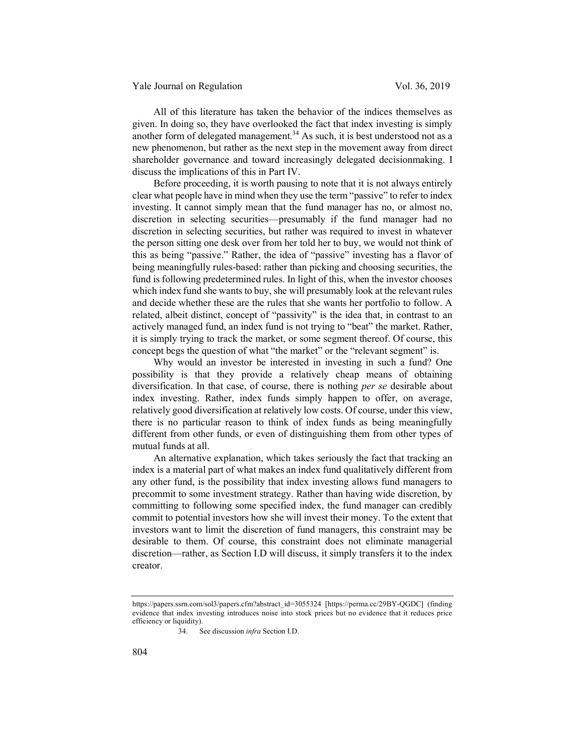All of this literature has taken the behavior of the indices themselves as given. In doing so, they have overlooked the fact that index investing is simply another form of delegated management.[34] As such, it is best understood not as a new phenomenon, but rather as the next step in the movement away from direct shareholder governance and toward increasingly delegated decisionmaking. I discuss the implications of this in Part IV.

Before proceeding, it is worth pausing to note that it is not always entirely clear what people have in mind when they use the term "passive" to refer to index investing. It cannot simply mean that the fund manager has no, or almost no, discretion in selecting securities—presumably if the fund manager had no discretion in selecting securities, but rather was required to invest in whatever the person sitting one desk over from her told her to buy, we would not think of this as being "passive." Rather, the idea of "passive" investing has a flavor of being meaningfully rules-based: rather than picking and choosing securities, the fund is following predetermined rules. In light of this, when the investor chooses which index fund she wants to buy, she will presumably look at the relevant rules and decide whether these are the rules that she wants her portfolio to follow. A related, albeit distinct, concept of "passivity" is the idea that, in contrast to an actively managed fund, an index fund is not trying to "beat" the market. Rather, it is simply trying to track the market, or some segment thereof. Of course, this concept begs the question of what "the market" or the "relevant segment" is.

Why would an investor be interested in investing in such a fund? One possibility is that they provide a relatively cheap means of obtaining diversification. In that case, of course, there is nothing *per se* desirable about index investing. Rather, index funds simply happen to offer, on average, relatively good diversification at relatively low costs. Of course, under this view, there is no particular reason to think of index funds as being meaningfully different from other funds, or even of distinguishing them from other types of mutual funds at all.

An alternative explanation, which takes seriously the fact that tracking an index is a material part of what makes an index fund qualitatively different from any other fund, is the possibility that index investing allows fund managers to precommit to some investment strategy. Rather than having wide discretion, by committing to following some specified index, the fund manager can credibly commit to potential investors how she will invest their money. To the extent that investors want to limit the discretion of fund managers, this constraint may be desirable to them. Of course, this constraint does not eliminate managerial discretion—rather, as Section I.D will discuss, it simply transfers it to the index creator.

---

https://papers.ssrn.com/sol3/papers.cfm?abstract_id=3055324 [https://perma.cc/29BY-QGDC] (finding evidence that index investing introduces noise into stock prices but no evidence that it reduces price efficiency or liquidity).

34. See discussion *infra* Section I.D.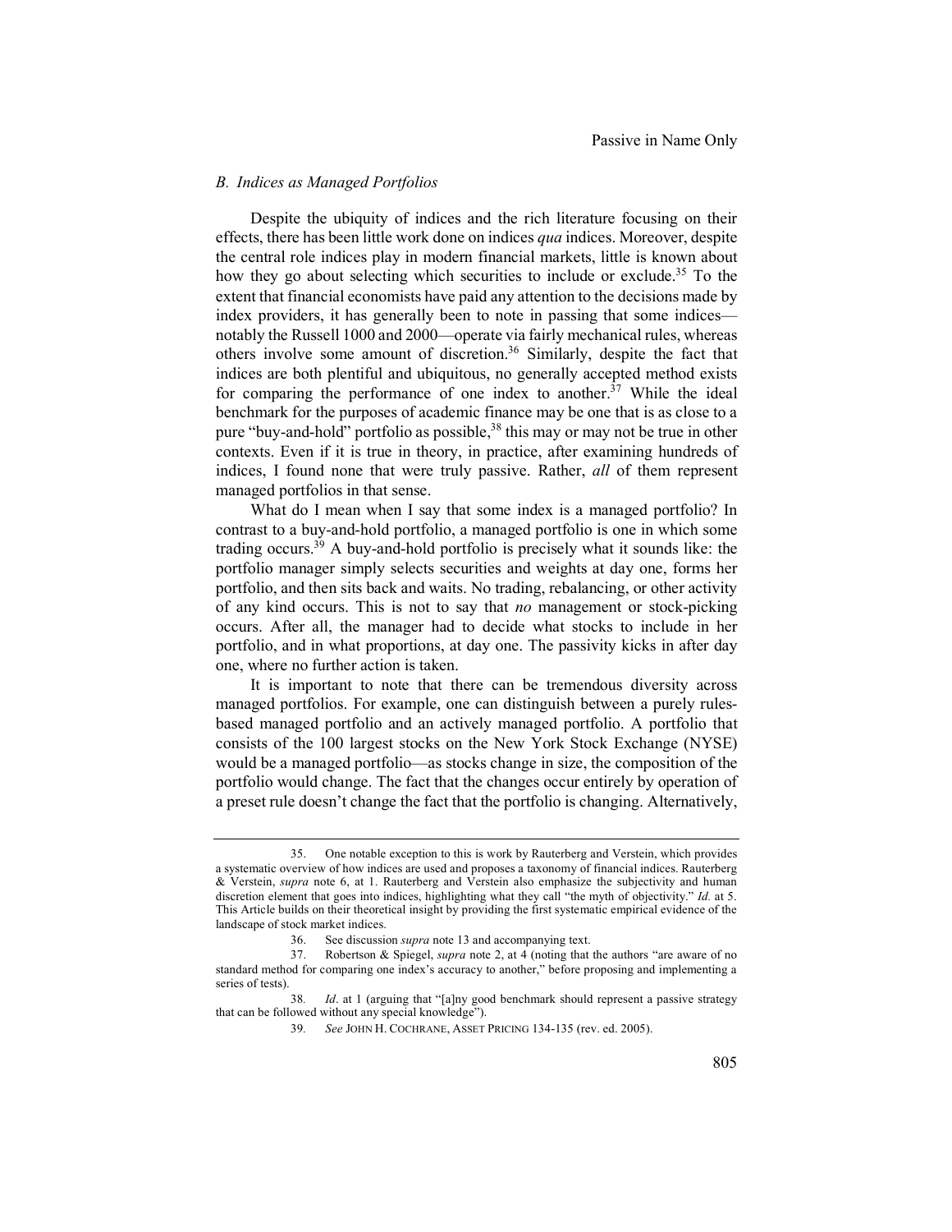### *B. Indices as Managed Portfolios*

Despite the ubiquity of indices and the rich literature focusing on their effects, there has been little work done on indices *qua* indices. Moreover, despite the central role indices play in modern financial markets, little is known about how they go about selecting which securities to include or exclude.[35] To the extent that financial economists have paid any attention to the decisions made by index providers, it has generally been to note in passing that some indices—notably the Russell 1000 and 2000—operate via fairly mechanical rules, whereas others involve some amount of discretion.[36] Similarly, despite the fact that indices are both plentiful and ubiquitous, no generally accepted method exists for comparing the performance of one index to another.[37] While the ideal benchmark for the purposes of academic finance may be one that is as close to a pure "buy-and-hold" portfolio as possible,[38] this may or may not be true in other contexts. Even if it is true in theory, in practice, after examining hundreds of indices, I found none that were truly passive. Rather, *all* of them represent managed portfolios in that sense.

What do I mean when I say that some index is a managed portfolio? In contrast to a buy-and-hold portfolio, a managed portfolio is one in which some trading occurs.[39] A buy-and-hold portfolio is precisely what it sounds like: the portfolio manager simply selects securities and weights at day one, forms her portfolio, and then sits back and waits. No trading, rebalancing, or other activity of any kind occurs. This is not to say that *no* management or stock-picking occurs. After all, the manager had to decide what stocks to include in her portfolio, and in what proportions, at day one. The passivity kicks in after day one, where no further action is taken.

It is important to note that there can be tremendous diversity across managed portfolios. For example, one can distinguish between a purely rules-based managed portfolio and an actively managed portfolio. A portfolio that consists of the 100 largest stocks on the New York Stock Exchange (NYSE) would be a managed portfolio—as stocks change in size, the composition of the portfolio would change. The fact that the changes occur entirely by operation of a preset rule doesn't change the fact that the portfolio is changing. Alternatively,

---

35. One notable exception to this is work by Rauterberg and Verstein, which provides a systematic overview of how indices are used and proposes a taxonomy of financial indices. Rauterberg & Verstein, *supra* note 6, at 1. Rauterberg and Verstein also emphasize the subjectivity and human discretion element that goes into indices, highlighting what they call "the myth of objectivity." *Id.* at 5. This Article builds on their theoretical insight by providing the first systematic empirical evidence of the landscape of stock market indices.

36. See discussion *supra* note 13 and accompanying text.

37. Robertson & Spiegel, *supra* note 2, at 4 (noting that the authors "are aware of no standard method for comparing one index's accuracy to another," before proposing and implementing a series of tests).

38. *Id*. at 1 (arguing that "[a]ny good benchmark should represent a passive strategy that can be followed without any special knowledge").

39. *See* JOHN H. COCHRANE, ASSET PRICING 134-135 (rev. ed. 2005).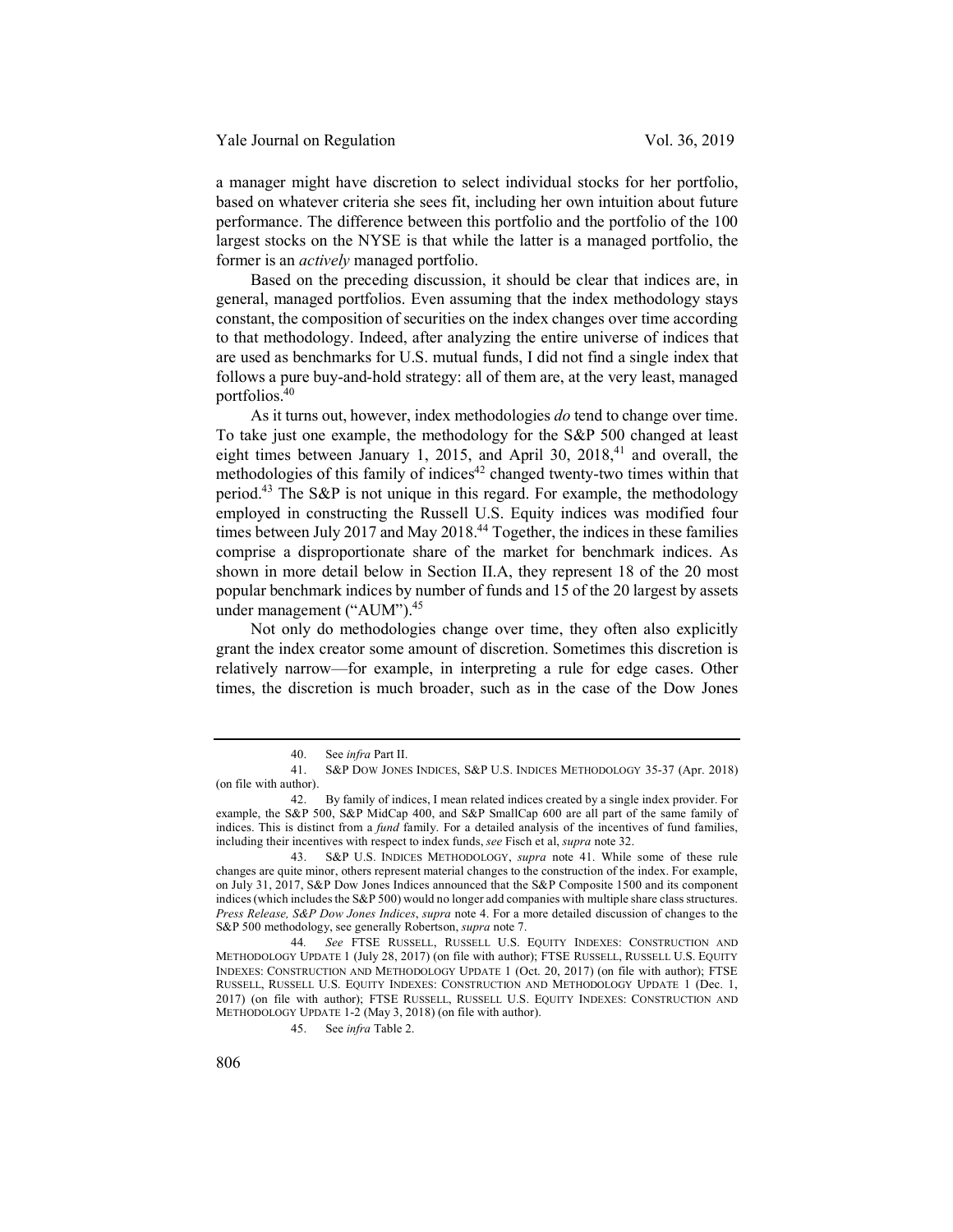a manager might have discretion to select individual stocks for her portfolio, based on whatever criteria she sees fit, including her own intuition about future performance. The difference between this portfolio and the portfolio of the 100 largest stocks on the NYSE is that while the latter is a managed portfolio, the former is an *actively* managed portfolio.

Based on the preceding discussion, it should be clear that indices are, in general, managed portfolios. Even assuming that the index methodology stays constant, the composition of securities on the index changes over time according to that methodology. Indeed, after analyzing the entire universe of indices that are used as benchmarks for U.S. mutual funds, I did not find a single index that follows a pure buy-and-hold strategy: all of them are, at the very least, managed portfolios.[40]

As it turns out, however, index methodologies *do* tend to change over time. To take just one example, the methodology for the S&P 500 changed at least eight times between January 1, 2015, and April 30, 2018,[41] and overall, the methodologies of this family of indices[42] changed twenty-two times within that period.[43] The S&P is not unique in this regard. For example, the methodology employed in constructing the Russell U.S. Equity indices was modified four times between July 2017 and May 2018.[44] Together, the indices in these families comprise a disproportionate share of the market for benchmark indices. As shown in more detail below in Section II.A, they represent 18 of the 20 most popular benchmark indices by number of funds and 15 of the 20 largest by assets under management ("AUM").[45]

Not only do methodologies change over time, they often also explicitly grant the index creator some amount of discretion. Sometimes this discretion is relatively narrow—for example, in interpreting a rule for edge cases. Other times, the discretion is much broader, such as in the case of the Dow Jones

---

40. See *infra* Part II.

41. S&P DOW JONES INDICES, S&P U.S. INDICES METHODOLOGY 35-37 (Apr. 2018) (on file with author).

42. By family of indices, I mean related indices created by a single index provider. For example, the S&P 500, S&P MidCap 400, and S&P SmallCap 600 are all part of the same family of indices. This is distinct from a *fund* family. For a detailed analysis of the incentives of fund families, including their incentives with respect to index funds, *see* Fisch et al, *supra* note 32.

43. S&P U.S. INDICES METHODOLOGY, *supra* note 41. While some of these rule changes are quite minor, others represent material changes to the construction of the index. For example, on July 31, 2017, S&P Dow Jones Indices announced that the S&P Composite 1500 and its component indices (which includes the S&P 500) would no longer add companies with multiple share class structures. *Press Release, S&P Dow Jones Indices*, *supra* note 4. For a more detailed discussion of changes to the S&P 500 methodology, see generally Robertson, *supra* note 7.

44. *See* FTSE RUSSELL, RUSSELL U.S. EQUITY INDEXES: CONSTRUCTION AND METHODOLOGY UPDATE 1 (July 28, 2017) (on file with author); FTSE RUSSELL, RUSSELL U.S. EQUITY INDEXES: CONSTRUCTION AND METHODOLOGY UPDATE 1 (Oct. 20, 2017) (on file with author); FTSE RUSSELL, RUSSELL U.S. EQUITY INDEXES: CONSTRUCTION AND METHODOLOGY UPDATE 1 (Dec. 1, 2017) (on file with author); FTSE RUSSELL, RUSSELL U.S. EQUITY INDEXES: CONSTRUCTION AND METHODOLOGY UPDATE 1-2 (May 3, 2018) (on file with author).

45. See *infra* Table 2.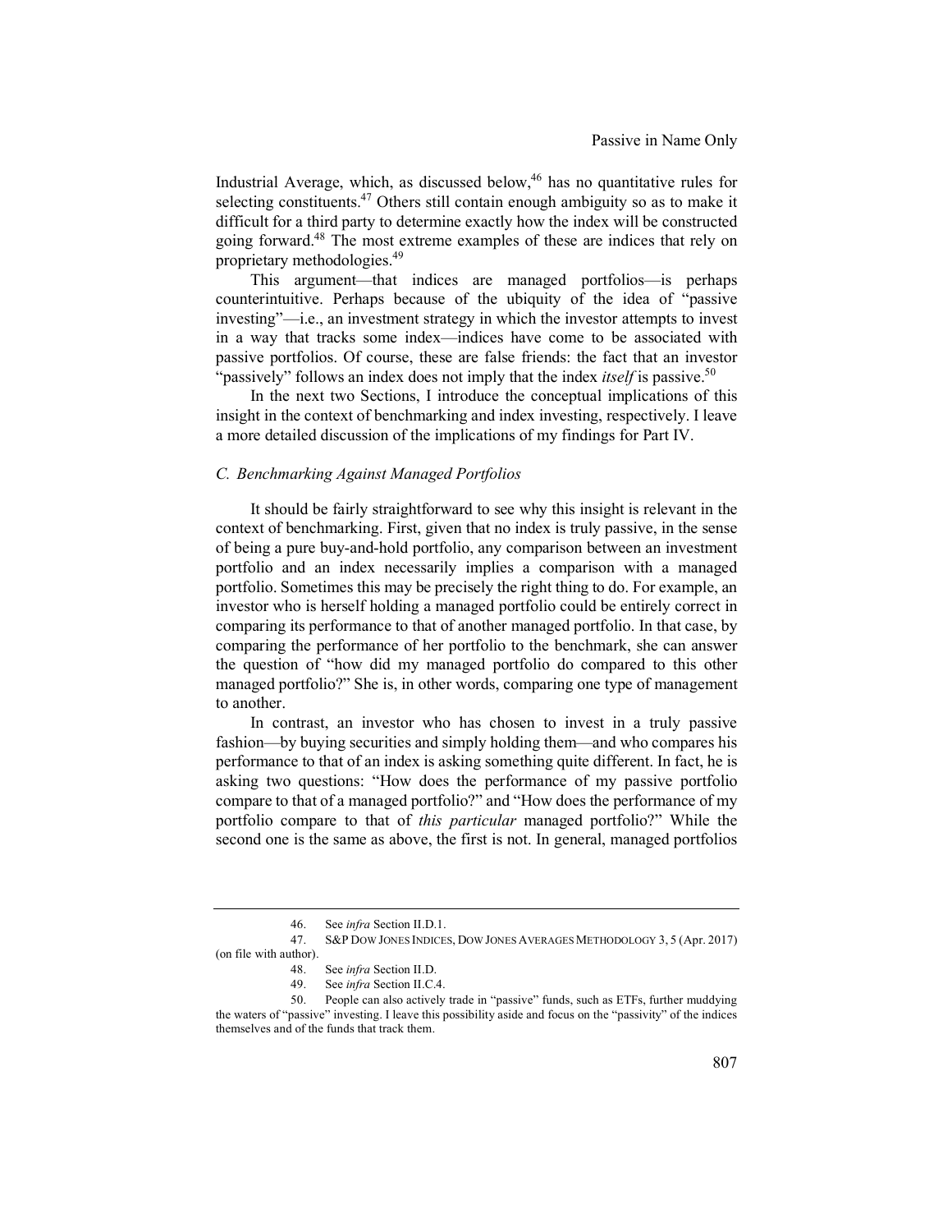Industrial Average, which, as discussed below,[46] has no quantitative rules for selecting constituents.[47] Others still contain enough ambiguity so as to make it difficult for a third party to determine exactly how the index will be constructed going forward.[48] The most extreme examples of these are indices that rely on proprietary methodologies.[49]

This argument—that indices are managed portfolios—is perhaps counterintuitive. Perhaps because of the ubiquity of the idea of "passive investing"—i.e., an investment strategy in which the investor attempts to invest in a way that tracks some index—indices have come to be associated with passive portfolios. Of course, these are false friends: the fact that an investor "passively" follows an index does not imply that the index *itself* is passive.[50]

In the next two Sections, I introduce the conceptual implications of this insight in the context of benchmarking and index investing, respectively. I leave a more detailed discussion of the implications of my findings for Part IV.

### *C. Benchmarking Against Managed Portfolios*

It should be fairly straightforward to see why this insight is relevant in the context of benchmarking. First, given that no index is truly passive, in the sense of being a pure buy-and-hold portfolio, any comparison between an investment portfolio and an index necessarily implies a comparison with a managed portfolio. Sometimes this may be precisely the right thing to do. For example, an investor who is herself holding a managed portfolio could be entirely correct in comparing its performance to that of another managed portfolio. In that case, by comparing the performance of her portfolio to the benchmark, she can answer the question of "how did my managed portfolio do compared to this other managed portfolio?" She is, in other words, comparing one type of management to another.

In contrast, an investor who has chosen to invest in a truly passive fashion—by buying securities and simply holding them—and who compares his performance to that of an index is asking something quite different. In fact, he is asking two questions: "How does the performance of my passive portfolio compare to that of a managed portfolio?" and "How does the performance of my portfolio compare to that of *this particular* managed portfolio?" While the second one is the same as above, the first is not. In general, managed portfolios

---

46. See *infra* Section II.D.1.

47. S&P DOW JONES INDICES, DOW JONES AVERAGES METHODOLOGY 3, 5 (Apr. 2017) (on file with author).

48. See *infra* Section II.D.

49. See *infra* Section II.C.4.

50. People can also actively trade in "passive" funds, such as ETFs, further muddying the waters of "passive" investing. I leave this possibility aside and focus on the "passivity" of the indices themselves and of the funds that track them.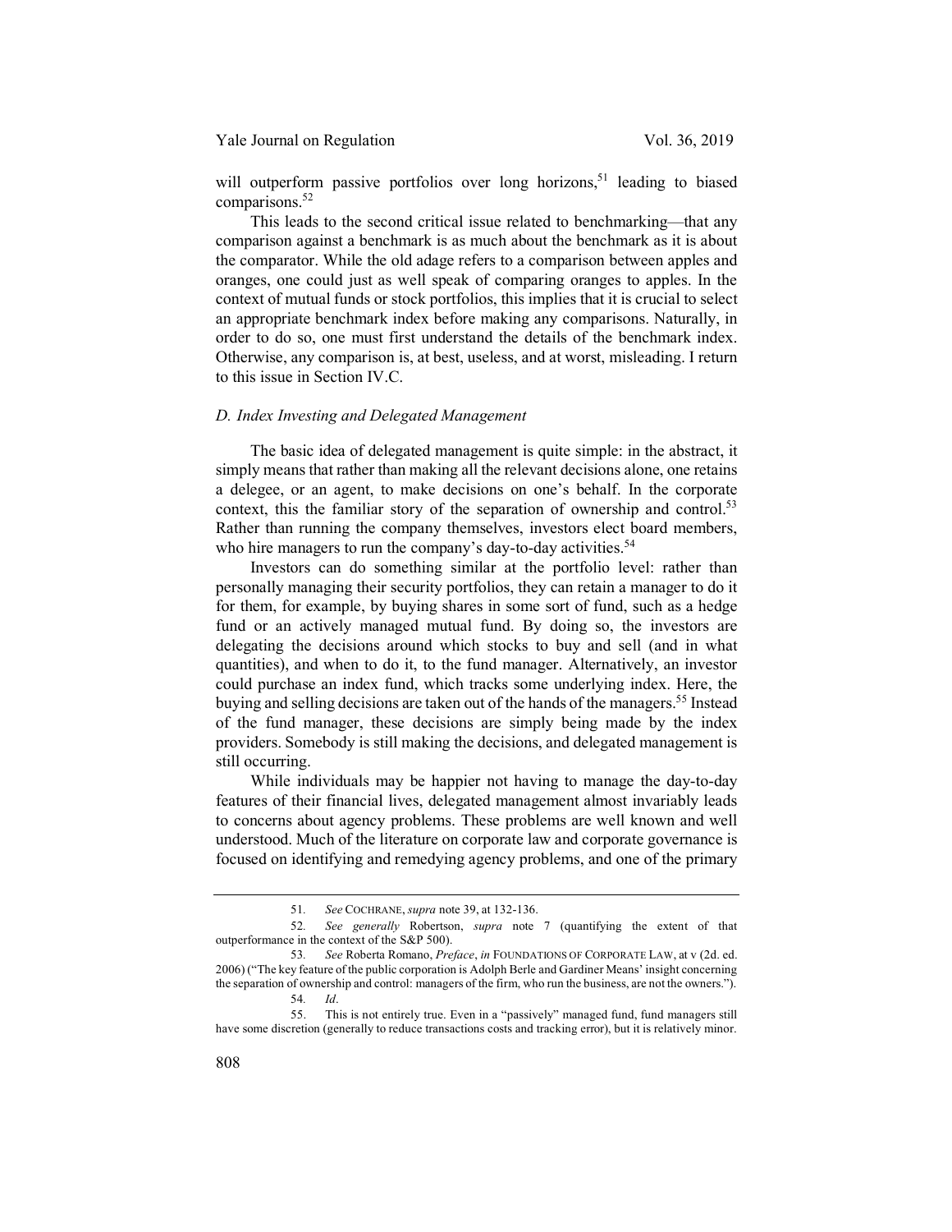will outperform passive portfolios over long horizons,[51] leading to biased comparisons.[52]

This leads to the second critical issue related to benchmarking—that any comparison against a benchmark is as much about the benchmark as it is about the comparator. While the old adage refers to a comparison between apples and oranges, one could just as well speak of comparing oranges to apples. In the context of mutual funds or stock portfolios, this implies that it is crucial to select an appropriate benchmark index before making any comparisons. Naturally, in order to do so, one must first understand the details of the benchmark index. Otherwise, any comparison is, at best, useless, and at worst, misleading. I return to this issue in Section IV.C.

### *D. Index Investing and Delegated Management*

The basic idea of delegated management is quite simple: in the abstract, it simply means that rather than making all the relevant decisions alone, one retains a delegee, or an agent, to make decisions on one's behalf. In the corporate context, this the familiar story of the separation of ownership and control.[53] Rather than running the company themselves, investors elect board members, who hire managers to run the company's day-to-day activities.[54]

Investors can do something similar at the portfolio level: rather than personally managing their security portfolios, they can retain a manager to do it for them, for example, by buying shares in some sort of fund, such as a hedge fund or an actively managed mutual fund. By doing so, the investors are delegating the decisions around which stocks to buy and sell (and in what quantities), and when to do it, to the fund manager. Alternatively, an investor could purchase an index fund, which tracks some underlying index. Here, the buying and selling decisions are taken out of the hands of the managers.[55] Instead of the fund manager, these decisions are simply being made by the index providers. Somebody is still making the decisions, and delegated management is still occurring.

While individuals may be happier not having to manage the day-to-day features of their financial lives, delegated management almost invariably leads to concerns about agency problems. These problems are well known and well understood. Much of the literature on corporate law and corporate governance is focused on identifying and remedying agency problems, and one of the primary

---

51. *See* COCHRANE, *supra* note 39, at 132-136.

52. *See generally* Robertson, *supra* note 7 (quantifying the extent of that outperformance in the context of the S&P 500).

53. *See* Roberta Romano, *Preface*, *in* FOUNDATIONS OF CORPORATE LAW, at v (2d. ed. 2006) ("The key feature of the public corporation is Adolph Berle and Gardiner Means' insight concerning the separation of ownership and control: managers of the firm, who run the business, are not the owners.").

54. *Id*.

55. This is not entirely true. Even in a "passively" managed fund, fund managers still have some discretion (generally to reduce transactions costs and tracking error), but it is relatively minor.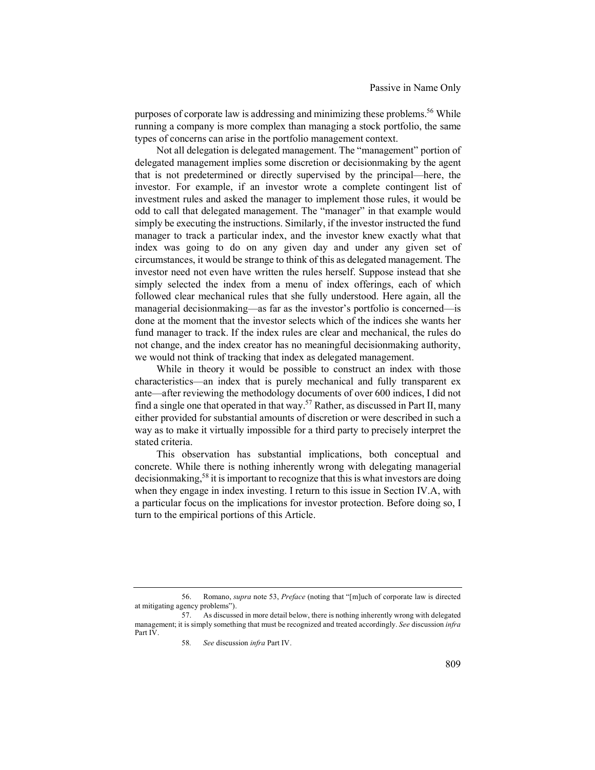purposes of corporate law is addressing and minimizing these problems.[56] While running a company is more complex than managing a stock portfolio, the same types of concerns can arise in the portfolio management context.

Not all delegation is delegated management. The "management" portion of delegated management implies some discretion or decisionmaking by the agent that is not predetermined or directly supervised by the principal—here, the investor. For example, if an investor wrote a complete contingent list of investment rules and asked the manager to implement those rules, it would be odd to call that delegated management. The "manager" in that example would simply be executing the instructions. Similarly, if the investor instructed the fund manager to track a particular index, and the investor knew exactly what that index was going to do on any given day and under any given set of circumstances, it would be strange to think of this as delegated management. The investor need not even have written the rules herself. Suppose instead that she simply selected the index from a menu of index offerings, each of which followed clear mechanical rules that she fully understood. Here again, all the managerial decisionmaking—as far as the investor's portfolio is concerned—is done at the moment that the investor selects which of the indices she wants her fund manager to track. If the index rules are clear and mechanical, the rules do not change, and the index creator has no meaningful decisionmaking authority, we would not think of tracking that index as delegated management.

While in theory it would be possible to construct an index with those characteristics—an index that is purely mechanical and fully transparent ex ante—after reviewing the methodology documents of over 600 indices, I did not find a single one that operated in that way.[57] Rather, as discussed in Part II, many either provided for substantial amounts of discretion or were described in such a way as to make it virtually impossible for a third party to precisely interpret the stated criteria.

This observation has substantial implications, both conceptual and concrete. While there is nothing inherently wrong with delegating managerial decisionmaking,[58] it is important to recognize that this is what investors are doing when they engage in index investing. I return to this issue in Section IV.A, with a particular focus on the implications for investor protection. Before doing so, I turn to the empirical portions of this Article.

---

56. Romano, *supra* note 53, *Preface* (noting that "[m]uch of corporate law is directed at mitigating agency problems").

57. As discussed in more detail below, there is nothing inherently wrong with delegated management; it is simply something that must be recognized and treated accordingly. *See* discussion *infra* Part IV.

58. *See* discussion *infra* Part IV.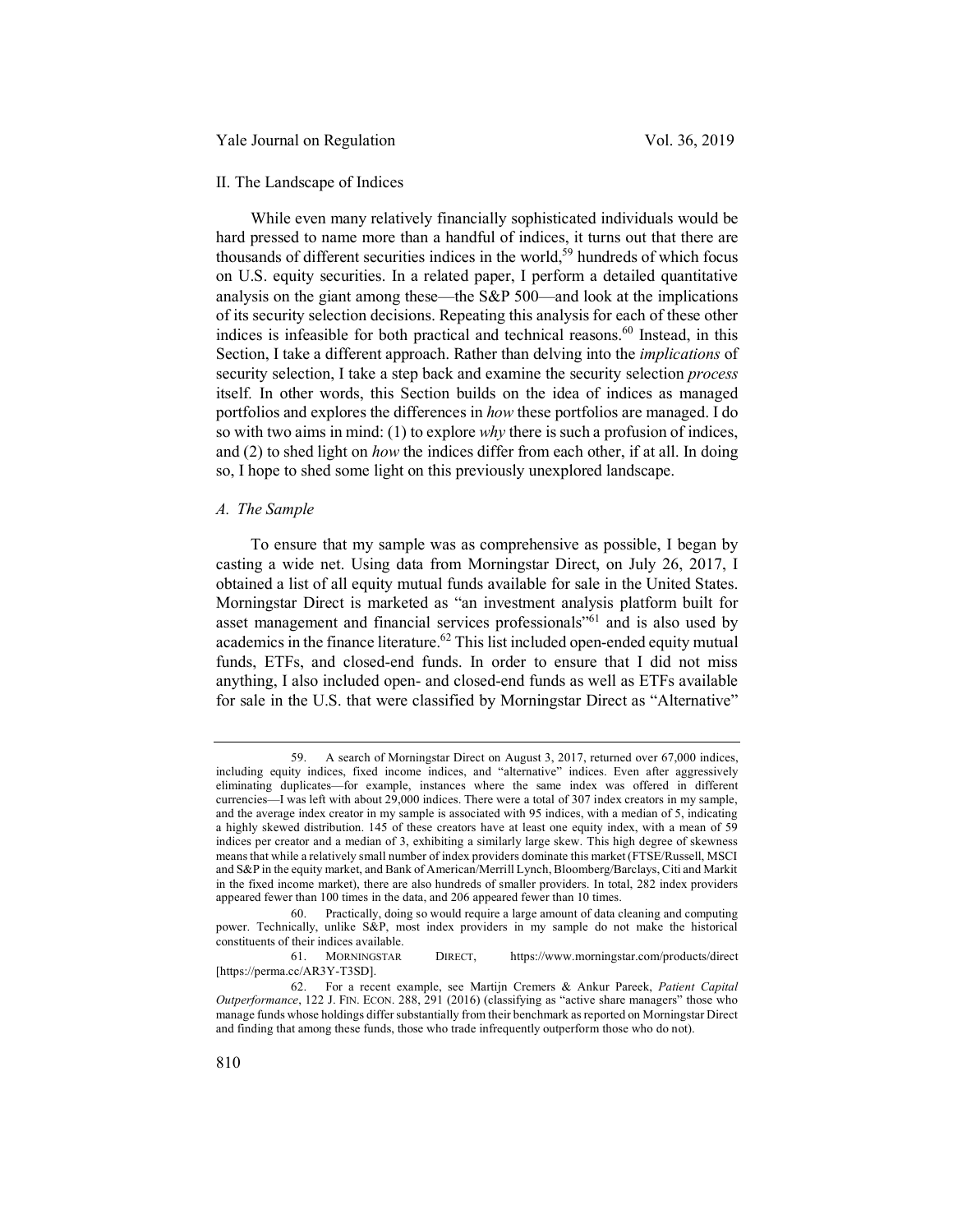## II. The Landscape of Indices

While even many relatively financially sophisticated individuals would be hard pressed to name more than a handful of indices, it turns out that there are thousands of different securities indices in the world,[59] hundreds of which focus on U.S. equity securities. In a related paper, I perform a detailed quantitative analysis on the giant among these—the S&P 500—and look at the implications of its security selection decisions. Repeating this analysis for each of these other indices is infeasible for both practical and technical reasons.[60] Instead, in this Section, I take a different approach. Rather than delving into the *implications* of security selection, I take a step back and examine the security selection *process* itself. In other words, this Section builds on the idea of indices as managed portfolios and explores the differences in *how* these portfolios are managed. I do so with two aims in mind: (1) to explore *why* there is such a profusion of indices, and (2) to shed light on *how* the indices differ from each other, if at all. In doing so, I hope to shed some light on this previously unexplored landscape.

### *A. The Sample*

To ensure that my sample was as comprehensive as possible, I began by casting a wide net. Using data from Morningstar Direct, on July 26, 2017, I obtained a list of all equity mutual funds available for sale in the United States. Morningstar Direct is marketed as "an investment analysis platform built for asset management and financial services professionals"[61] and is also used by academics in the finance literature.[62] This list included open-ended equity mutual funds, ETFs, and closed-end funds. In order to ensure that I did not miss anything, I also included open- and closed-end funds as well as ETFs available for sale in the U.S. that were classified by Morningstar Direct as "Alternative"

---

59. A search of Morningstar Direct on August 3, 2017, returned over 67,000 indices, including equity indices, fixed income indices, and "alternative" indices. Even after aggressively eliminating duplicates—for example, instances where the same index was offered in different currencies—I was left with about 29,000 indices. There were a total of 307 index creators in my sample, and the average index creator in my sample is associated with 95 indices, with a median of 5, indicating a highly skewed distribution. 145 of these creators have at least one equity index, with a mean of 59 indices per creator and a median of 3, exhibiting a similarly large skew. This high degree of skewness means that while a relatively small number of index providers dominate this market (FTSE/Russell, MSCI and S&P in the equity market, and Bank of American/Merrill Lynch, Bloomberg/Barclays, Citi and Markit in the fixed income market), there are also hundreds of smaller providers. In total, 282 index providers appeared fewer than 100 times in the data, and 206 appeared fewer than 10 times.

60. Practically, doing so would require a large amount of data cleaning and computing power. Technically, unlike S&P, most index providers in my sample do not make the historical constituents of their indices available.

61. MORNINGSTAR DIRECT, https://www.morningstar.com/products/direct [https://perma.cc/AR3Y-T3SD].

62. For a recent example, see Martijn Cremers & Ankur Pareek, *Patient Capital Outperformance*, 122 J. FIN. ECON. 288, 291 (2016) (classifying as "active share managers" those who manage funds whose holdings differ substantially from their benchmark as reported on Morningstar Direct and finding that among these funds, those who trade infrequently outperform those who do not).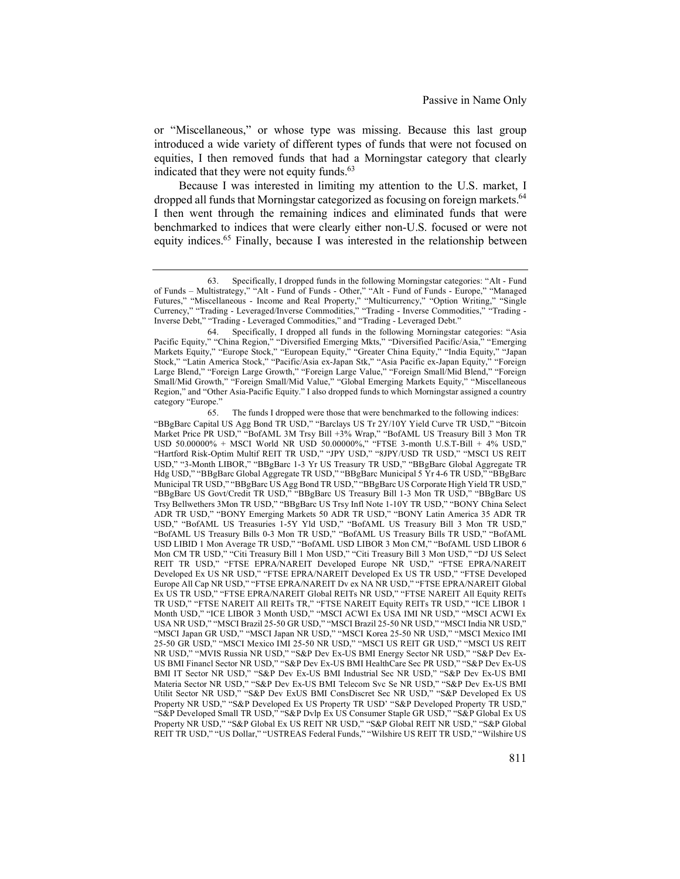or "Miscellaneous," or whose type was missing. Because this last group introduced a wide variety of different types of funds that were not focused on equities, I then removed funds that had a Morningstar category that clearly indicated that they were not equity funds.[63]

Because I was interested in limiting my attention to the U.S. market, I dropped all funds that Morningstar categorized as focusing on foreign markets.[64] I then went through the remaining indices and eliminated funds that were benchmarked to indices that were clearly either non-U.S. focused or were not equity indices.[65] Finally, because I was interested in the relationship between

---

63. Specifically, I dropped funds in the following Morningstar categories: "Alt - Fund of Funds – Multistrategy," "Alt - Fund of Funds - Other," "Alt - Fund of Funds - Europe," "Managed Futures," "Miscellaneous - Income and Real Property," "Multicurrency," "Option Writing," "Single Currency," "Trading - Leveraged/Inverse Commodities," "Trading - Inverse Commodities," "Trading - Inverse Debt," "Trading - Leveraged Commodities," and "Trading - Leveraged Debt."

64. Specifically, I dropped all funds in the following Morningstar categories: "Asia Pacific Equity," "China Region," "Diversified Emerging Mkts," "Diversified Pacific/Asia," "Emerging Markets Equity," "Europe Stock," "European Equity," "Greater China Equity," "India Equity," "Japan Stock," "Latin America Stock," "Pacific/Asia ex-Japan Stk," "Asia Pacific ex-Japan Equity," "Foreign Large Blend," "Foreign Large Growth," "Foreign Large Value," "Foreign Small/Mid Blend," "Foreign Small/Mid Growth," "Foreign Small/Mid Value," "Global Emerging Markets Equity," "Miscellaneous Region," and "Other Asia-Pacific Equity." I also dropped funds to which Morningstar assigned a country category "Europe."

65. The funds I dropped were those that were benchmarked to the following indices: "BBgBarc Capital US Agg Bond TR USD," "Barclays US Tr 2Y/10Y Yield Curve TR USD," "Bitcoin Market Price PR USD," "BofAML 3M Trsy Bill +3% Wrap," "BofAML US Treasury Bill 3 Mon TR USD 50.00000% + MSCI World NR USD 50.00000%," "FTSE 3-month U.S.T-Bill + 4% USD," "Hartford Risk-Optim Multif REIT TR USD," "JPY USD," "8JPY/USD TR USD," "MSCI US REIT USD," "3-Month LIBOR," "BBgBarc 1-3 Yr US Treasury TR USD," "BBgBarc Global Aggregate TR Hdg USD," "BBgBarc Global Aggregate TR USD," "BBgBarc Municipal 5 Yr 4-6 TR USD," "BBgBarc Municipal TR USD," "BBgBarc US Agg Bond TR USD," "BBgBarc US Corporate High Yield TR USD," "BBgBarc US Govt/Credit TR USD," "BBgBarc US Treasury Bill 1-3 Mon TR USD," "BBgBarc US Trsy Bellwethers 3Mon TR USD," "BBgBarc US Trsy Infl Note 1-10Y TR USD," "BONY China Select ADR TR USD," "BONY Emerging Markets 50 ADR TR USD," "BONY Latin America 35 ADR TR USD," "BofAML US Treasuries 1-5Y Yld USD," "BofAML US Treasury Bill 3 Mon TR USD," "BofAML US Treasury Bills 0-3 Mon TR USD," "BofAML US Treasury Bills TR USD," "BofAML USD LIBID 1 Mon Average TR USD," "BofAML USD LIBOR 3 Mon CM," "BofAML USD LIBOR 6 Mon CM TR USD," "Citi Treasury Bill 1 Mon USD," "Citi Treasury Bill 3 Mon USD," "DJ US Select REIT TR USD," "FTSE EPRA/NAREIT Developed Europe NR USD," "FTSE EPRA/NAREIT Developed Ex US NR USD," "FTSE EPRA/NAREIT Developed Ex US TR USD," "FTSE Developed Europe All Cap NR USD," "FTSE EPRA/NAREIT Dv ex NA NR USD," "FTSE EPRA/NAREIT Global Ex US TR USD," "FTSE EPRA/NAREIT Global REITs NR USD," "FTSE NAREIT All Equity REITs TR USD," "FTSE NAREIT All REITs TR," "FTSE NAREIT Equity REITs TR USD," "ICE LIBOR 1 Month USD," "ICE LIBOR 3 Month USD," "MSCI ACWI Ex USA IMI NR USD," "MSCI ACWI Ex USA NR USD," "MSCI Brazil 25-50 GR USD," "MSCI Brazil 25-50 NR USD," "MSCI India NR USD," "MSCI Japan GR USD," "MSCI Japan NR USD," "MSCI Korea 25-50 NR USD," "MSCI Mexico IMI 25-50 GR USD," "MSCI Mexico IMI 25-50 NR USD," "MSCI US REIT GR USD," "MSCI US REIT NR USD," "MVIS Russia NR USD," "S&P Dev Ex-US BMI Energy Sector NR USD," "S&P Dev Ex-US BMI Financl Sector NR USD," "S&P Dev Ex-US BMI HealthCare Sec PR USD," "S&P Dev Ex-US BMI IT Sector NR USD," "S&P Dev Ex-US BMI Industrial Sec NR USD," "S&P Dev Ex-US BMI Materia Sector NR USD," "S&P Dev Ex-US BMI Telecom Svc Se NR USD," "S&P Dev Ex-US BMI Utilit Sector NR USD," "S&P Dev ExUS BMI ConsDiscret Sec NR USD," "S&P Developed Ex US Property NR USD," "S&P Developed Ex US Property TR USD' "S&P Developed Property TR USD," "S&P Developed Small TR USD," "S&P Dvlp Ex US Consumer Staple GR USD," "S&P Global Ex US Property NR USD," "S&P Global Ex US REIT NR USD," "S&P Global REIT NR USD," "S&P Global REIT TR USD," "US Dollar," "USTREAS Federal Funds," "Wilshire US REIT TR USD," "Wilshire US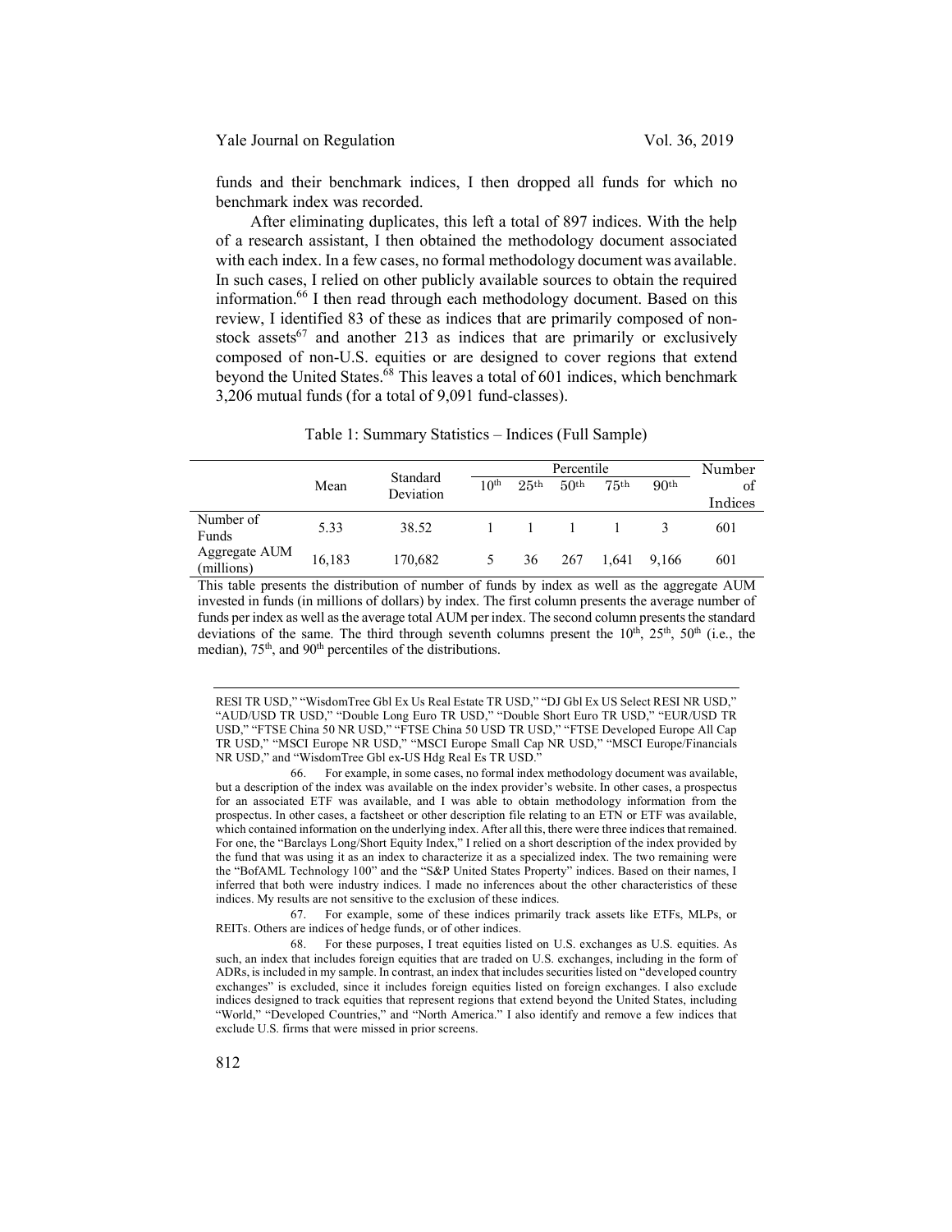funds and their benchmark indices, I then dropped all funds for which no benchmark index was recorded.

After eliminating duplicates, this left a total of 897 indices. With the help of a research assistant, I then obtained the methodology document associated with each index. In a few cases, no formal methodology document was available. In such cases, I relied on other publicly available sources to obtain the required information.[66] I then read through each methodology document. Based on this review, I identified 83 of these as indices that are primarily composed of non-stock assets[67] and another 213 as indices that are primarily or exclusively composed of non-U.S. equities or are designed to cover regions that extend beyond the United States.[68] This leaves a total of 601 indices, which benchmark 3,206 mutual funds (for a total of 9,091 fund-classes).

Table 1: Summary Statistics – Indices (Full Sample)

| | Mean | Standard Deviation | Percentile | | | | | Number of Indices |
|---|---|---|---|---|---|---|---|---|
| | | | 10th | 25th | 50th | 75th | 90th | |
| Number of Funds | 5.33 | 38.52 | 1 | 1 | 1 | 1 | 3 | 601 |
| Aggregate AUM (millions) | 16,183 | 170,682 | 5 | 36 | 267 | 1,641 | 9,166 | 601 |

This table presents the distribution of number of funds by index as well as the aggregate AUM invested in funds (in millions of dollars) by index. The first column presents the average number of funds per index as well as the average total AUM per index. The second column presents the standard deviations of the same. The third through seventh columns present the 10th, 25th, 50th (i.e., the median), 75th, and 90th percentiles of the distributions.

---

RESI TR USD," "WisdomTree Gbl Ex Us Real Estate TR USD," "DJ Gbl Ex US Select RESI NR USD," "AUD/USD TR USD," "Double Long Euro TR USD," "Double Short Euro TR USD," "EUR/USD TR USD," "FTSE China 50 NR USD," "FTSE China 50 USD TR USD," "FTSE Developed Europe All Cap TR USD," "MSCI Europe NR USD," "MSCI Europe Small Cap NR USD," "MSCI Europe/Financials NR USD," and "WisdomTree Gbl ex-US Hdg Real Es TR USD."

66. For example, in some cases, no formal index methodology document was available, but a description of the index was available on the index provider's website. In other cases, a prospectus for an associated ETF was available, and I was able to obtain methodology information from the prospectus. In other cases, a factsheet or other description file relating to an ETN or ETF was available, which contained information on the underlying index. After all this, there were three indices that remained. For one, the "Barclays Long/Short Equity Index," I relied on a short description of the index provided by the fund that was using it as an index to characterize it as a specialized index. The two remaining were the "BofAML Technology 100" and the "S&P United States Property" indices. Based on their names, I inferred that both were industry indices. I made no inferences about the other characteristics of these indices. My results are not sensitive to the exclusion of these indices.

67. For example, some of these indices primarily track assets like ETFs, MLPs, or REITs. Others are indices of hedge funds, or of other indices.

68. For these purposes, I treat equities listed on U.S. exchanges as U.S. equities. As such, an index that includes foreign equities that are traded on U.S. exchanges, including in the form of ADRs, is included in my sample. In contrast, an index that includes securities listed on "developed country exchanges" is excluded, since it includes foreign equities listed on foreign exchanges. I also exclude indices designed to track equities that represent regions that extend beyond the United States, including "World," "Developed Countries," and "North America." I also identify and remove a few indices that exclude U.S. firms that were missed in prior screens.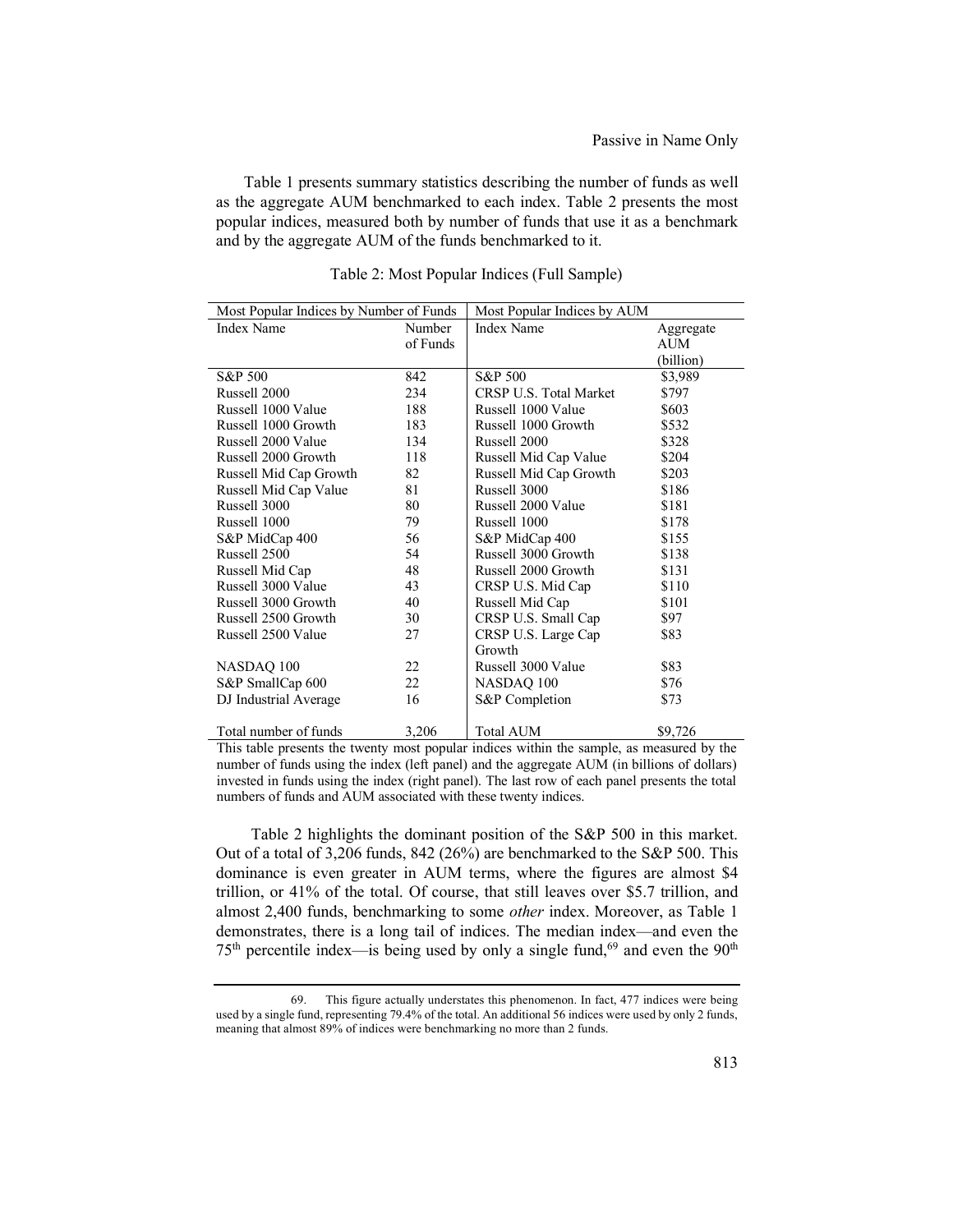Table 1 presents summary statistics describing the number of funds as well as the aggregate AUM benchmarked to each index. Table 2 presents the most popular indices, measured both by number of funds that use it as a benchmark and by the aggregate AUM of the funds benchmarked to it.

Table 2: Most Popular Indices (Full Sample)

| Most Popular Indices by Number of Funds | | Most Popular Indices by AUM | |
|---|---|---|---|
| Index Name | Number of Funds | Index Name | Aggregate AUM (billion) |
| S&P 500 | 842 | S&P 500 | $3,989 |
| Russell 2000 | 234 | CRSP U.S. Total Market | $797 |
| Russell 1000 Value | 188 | Russell 1000 Value | $603 |
| Russell 1000 Growth | 183 | Russell 1000 Growth | $532 |
| Russell 2000 Value | 134 | Russell 2000 | $328 |
| Russell 2000 Growth | 118 | Russell Mid Cap Value | $204 |
| Russell Mid Cap Growth | 82 | Russell Mid Cap Growth | $203 |
| Russell Mid Cap Value | 81 | Russell 3000 | $186 |
| Russell 3000 | 80 | Russell 2000 Value | $181 |
| Russell 1000 | 79 | Russell 1000 | $178 |
| S&P MidCap 400 | 56 | S&P MidCap 400 | $155 |
| Russell 2500 | 54 | Russell 3000 Growth | $138 |
| Russell Mid Cap | 48 | Russell 2000 Growth | $131 |
| Russell 3000 Value | 43 | CRSP U.S. Mid Cap | $110 |
| Russell 3000 Growth | 40 | Russell Mid Cap | $101 |
| Russell 2500 Growth | 30 | CRSP U.S. Small Cap | $97 |
| Russell 2500 Value | 27 | CRSP U.S. Large Cap Growth | $83 |
| NASDAQ 100 | 22 | Russell 3000 Value | $83 |
| S&P SmallCap 600 | 22 | NASDAQ 100 | $76 |
| DJ Industrial Average | 16 | S&P Completion | $73 |
| Total number of funds | 3,206 | Total AUM | $9,726 |

This table presents the twenty most popular indices within the sample, as measured by the number of funds using the index (left panel) and the aggregate AUM (in billions of dollars) invested in funds using the index (right panel). The last row of each panel presents the total numbers of funds and AUM associated with these twenty indices.

Table 2 highlights the dominant position of the S&P 500 in this market. Out of a total of 3,206 funds, 842 (26%) are benchmarked to the S&P 500. This dominance is even greater in AUM terms, where the figures are almost $4 trillion, or 41% of the total. Of course, that still leaves over $5.7 trillion, and almost 2,400 funds, benchmarking to some *other* index. Moreover, as Table 1 demonstrates, there is a long tail of indices. The median index—and even the 75th percentile index—is being used by only a single fund,[69] and even the 90th

69. This figure actually understates this phenomenon. In fact, 477 indices were being used by a single fund, representing 79.4% of the total. An additional 56 indices were used by only 2 funds, meaning that almost 89% of indices were benchmarking no more than 2 funds.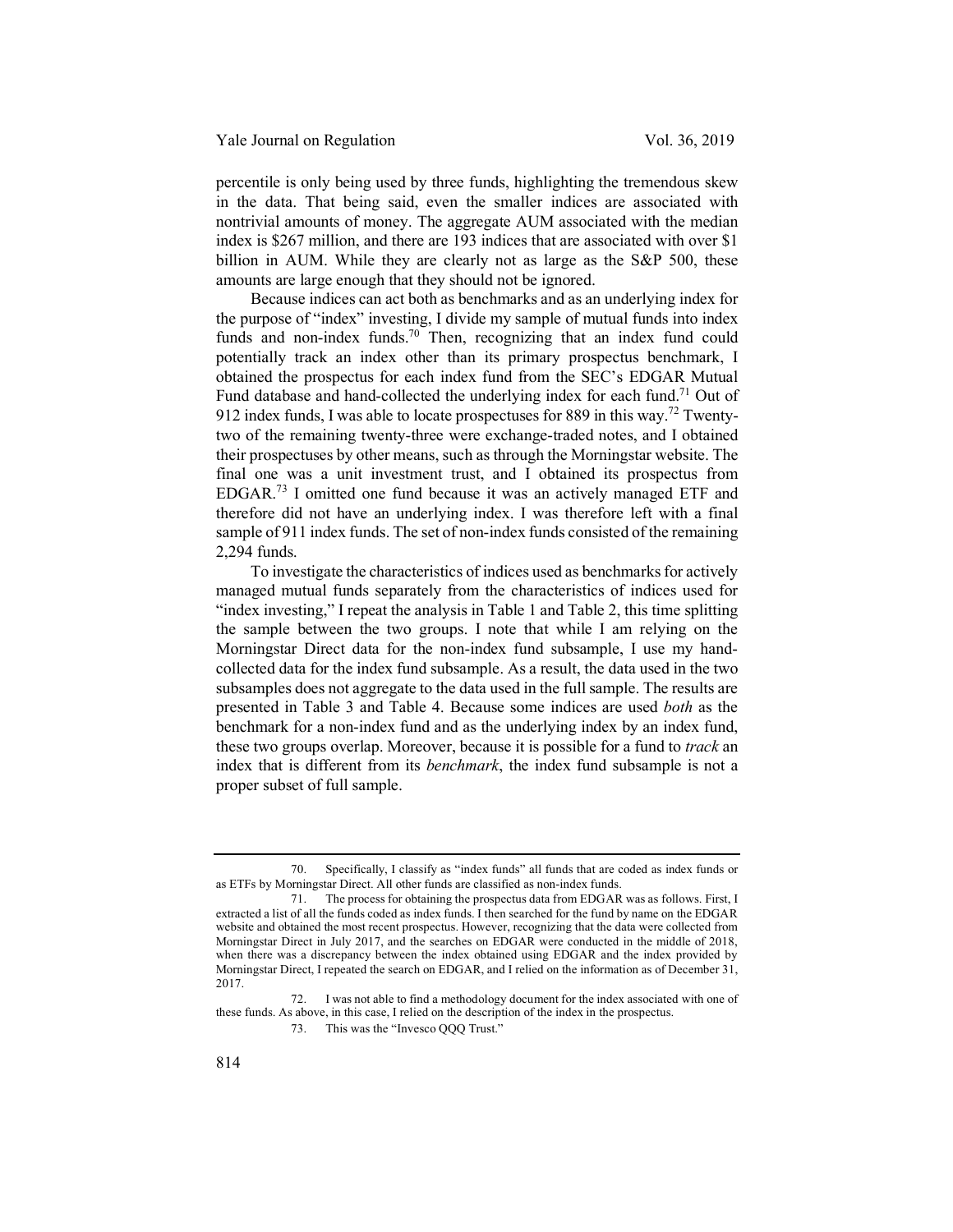percentile is only being used by three funds, highlighting the tremendous skew in the data. That being said, even the smaller indices are associated with nontrivial amounts of money. The aggregate AUM associated with the median index is $267 million, and there are 193 indices that are associated with over $1 billion in AUM. While they are clearly not as large as the S&P 500, these amounts are large enough that they should not be ignored.

Because indices can act both as benchmarks and as an underlying index for the purpose of "index" investing, I divide my sample of mutual funds into index funds and non-index funds.[70] Then, recognizing that an index fund could potentially track an index other than its primary prospectus benchmark, I obtained the prospectus for each index fund from the SEC's EDGAR Mutual Fund database and hand-collected the underlying index for each fund.[71] Out of 912 index funds, I was able to locate prospectuses for 889 in this way.[72] Twenty-two of the remaining twenty-three were exchange-traded notes, and I obtained their prospectuses by other means, such as through the Morningstar website. The final one was a unit investment trust, and I obtained its prospectus from EDGAR.[73] I omitted one fund because it was an actively managed ETF and therefore did not have an underlying index. I was therefore left with a final sample of 911 index funds. The set of non-index funds consisted of the remaining 2,294 funds.

To investigate the characteristics of indices used as benchmarks for actively managed mutual funds separately from the characteristics of indices used for "index investing," I repeat the analysis in Table 1 and Table 2, this time splitting the sample between the two groups. I note that while I am relying on the Morningstar Direct data for the non-index fund subsample, I use my hand-collected data for the index fund subsample. As a result, the data used in the two subsamples does not aggregate to the data used in the full sample. The results are presented in Table 3 and Table 4. Because some indices are used *both* as the benchmark for a non-index fund and as the underlying index by an index fund, these two groups overlap. Moreover, because it is possible for a fund to *track* an index that is different from its *benchmark*, the index fund subsample is not a proper subset of full sample.

---

70. Specifically, I classify as "index funds" all funds that are coded as index funds or as ETFs by Morningstar Direct. All other funds are classified as non-index funds.

71. The process for obtaining the prospectus data from EDGAR was as follows. First, I extracted a list of all the funds coded as index funds. I then searched for the fund by name on the EDGAR website and obtained the most recent prospectus. However, recognizing that the data were collected from Morningstar Direct in July 2017, and the searches on EDGAR were conducted in the middle of 2018, when there was a discrepancy between the index obtained using EDGAR and the index provided by Morningstar Direct, I repeated the search on EDGAR, and I relied on the information as of December 31, 2017.

72. I was not able to find a methodology document for the index associated with one of these funds. As above, in this case, I relied on the description of the index in the prospectus.

73. This was the "Invesco QQQ Trust."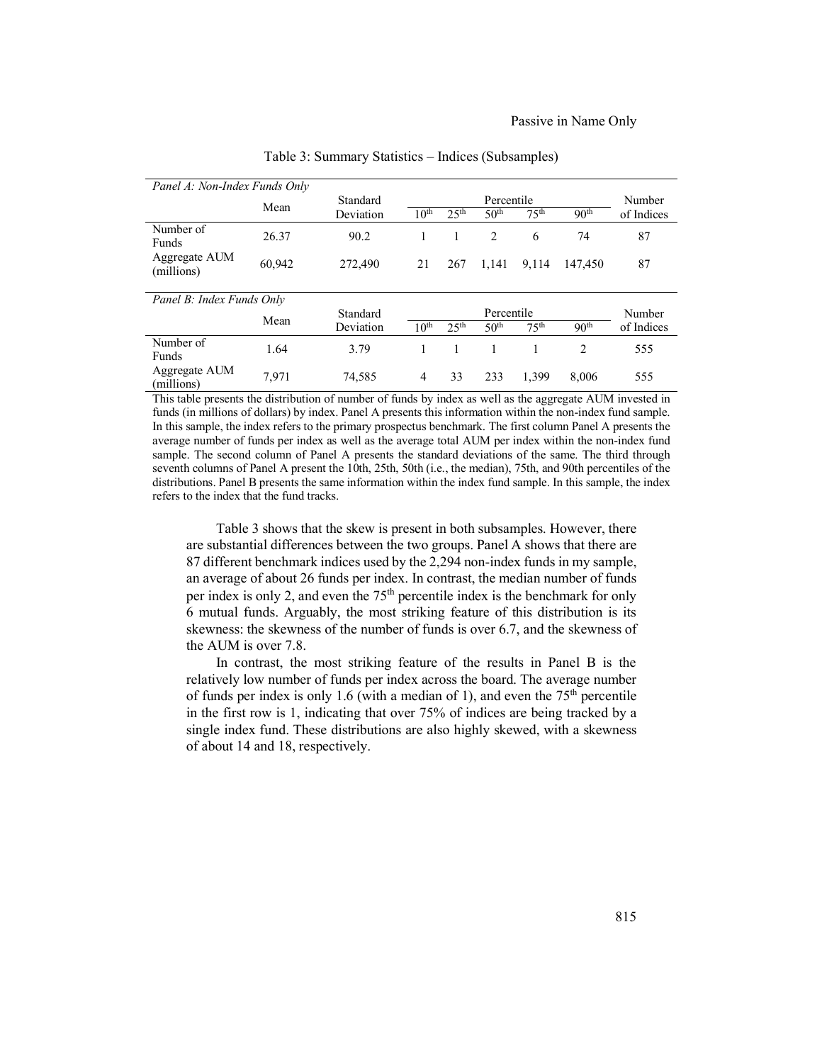Table 3: Summary Statistics – Indices (Subsamples)

| *Panel A: Non-Index Funds Only* | | | | | | | | |
|---|---|---|---|---|---|---|---|---|
| | Mean | Standard Deviation | Percentile | | | | | Number of Indices |
| | | | 10th | 25th | 50th | 75th | 90th | |
| Number of Funds | 26.37 | 90.2 | 1 | 1 | 2 | 6 | 74 | 87 |
| Aggregate AUM (millions) | 60,942 | 272,490 | 21 | 267 | 1,141 | 9,114 | 147,450 | 87 |
| *Panel B: Index Funds Only* | | | | | | | | |
| | Mean | Standard Deviation | Percentile | | | | | Number of Indices |
| | | | 10th | 25th | 50th | 75th | 90th | |
| Number of Funds | 1.64 | 3.79 | 1 | 1 | 1 | 1 | 2 | 555 |
| Aggregate AUM (millions) | 7,971 | 74,585 | 4 | 33 | 233 | 1,399 | 8,006 | 555 |

This table presents the distribution of number of funds by index as well as the aggregate AUM invested in funds (in millions of dollars) by index. Panel A presents this information within the non-index fund sample. In this sample, the index refers to the primary prospectus benchmark. The first column Panel A presents the average number of funds per index as well as the average total AUM per index within the non-index fund sample. The second column of Panel A presents the standard deviations of the same. The third through seventh columns of Panel A present the 10th, 25th, 50th (i.e., the median), 75th, and 90th percentiles of the distributions. Panel B presents the same information within the index fund sample. In this sample, the index refers to the index that the fund tracks.

Table 3 shows that the skew is present in both subsamples. However, there are substantial differences between the two groups. Panel A shows that there are 87 different benchmark indices used by the 2,294 non-index funds in my sample, an average of about 26 funds per index. In contrast, the median number of funds per index is only 2, and even the 75th percentile index is the benchmark for only 6 mutual funds. Arguably, the most striking feature of this distribution is its skewness: the skewness of the number of funds is over 6.7, and the skewness of the AUM is over 7.8.

In contrast, the most striking feature of the results in Panel B is the relatively low number of funds per index across the board. The average number of funds per index is only 1.6 (with a median of 1), and even the 75th percentile in the first row is 1, indicating that over 75% of indices are being tracked by a single index fund. These distributions are also highly skewed, with a skewness of about 14 and 18, respectively.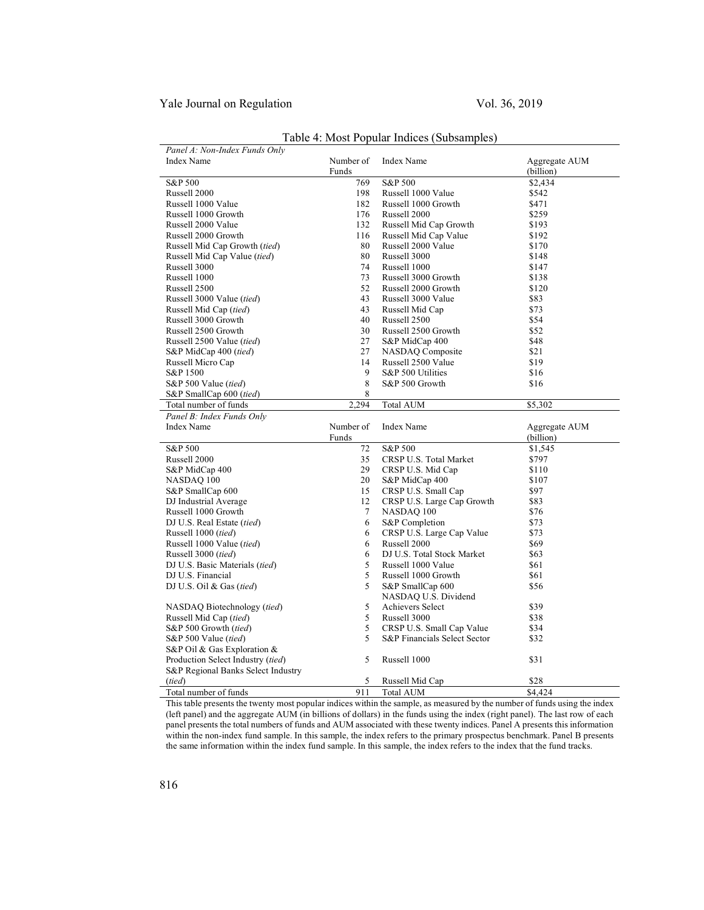Table 4: Most Popular Indices (Subsamples)

| *Panel A: Non-Index Funds Only* | | | |
|---|---|---|---|
| Index Name | Number of Funds | Index Name | Aggregate AUM (billion) |
| S&P 500 | 769 | S&P 500 | $2,434 |
| Russell 2000 | 198 | Russell 1000 Value | $542 |
| Russell 1000 Value | 182 | Russell 1000 Growth | $471 |
| Russell 1000 Growth | 176 | Russell 2000 | $259 |
| Russell 2000 Value | 132 | Russell Mid Cap Growth | $193 |
| Russell 2000 Growth | 116 | Russell Mid Cap Value | $192 |
| Russell Mid Cap Growth (*tied*) | 80 | Russell 2000 Value | $170 |
| Russell Mid Cap Value (*tied*) | 80 | Russell 3000 | $148 |
| Russell 3000 | 74 | Russell 1000 | $147 |
| Russell 1000 | 73 | Russell 3000 Growth | $138 |
| Russell 2500 | 52 | Russell 2000 Growth | $120 |
| Russell 3000 Value (*tied*) | 43 | Russell 3000 Value | $83 |
| Russell Mid Cap (*tied*) | 43 | Russell Mid Cap | $73 |
| Russell 3000 Growth | 40 | Russell 2500 | $54 |
| Russell 2500 Growth | 30 | Russell 2500 Growth | $52 |
| Russell 2500 Value (*tied*) | 27 | S&P MidCap 400 | $48 |
| S&P MidCap 400 (*tied*) | 27 | NASDAQ Composite | $21 |
| Russell Micro Cap | 14 | Russell 2500 Value | $19 |
| S&P 1500 | 9 | S&P 500 Utilities | $16 |
| S&P 500 Value (*tied*) | 8 | S&P 500 Growth | $16 |
| S&P SmallCap 600 (*tied*) | 8 | | |
| Total number of funds | 2,294 | Total AUM | $5,302 |

| *Panel B: Index Funds Only* | | | |
|---|---|---|---|
| Index Name | Number of Funds | Index Name | Aggregate AUM (billion) |
| S&P 500 | 72 | S&P 500 | $1,545 |
| Russell 2000 | 35 | CRSP U.S. Total Market | $797 |
| S&P MidCap 400 | 29 | CRSP U.S. Mid Cap | $110 |
| NASDAQ 100 | 20 | S&P MidCap 400 | $107 |
| S&P SmallCap 600 | 15 | CRSP U.S. Small Cap | $97 |
| DJ Industrial Average | 12 | CRSP U.S. Large Cap Growth | $83 |
| Russell 1000 Growth | 7 | NASDAQ 100 | $76 |
| DJ U.S. Real Estate (*tied*) | 6 | S&P Completion | $73 |
| Russell 1000 (*tied*) | 6 | CRSP U.S. Large Cap Value | $73 |
| Russell 1000 Value (*tied*) | 6 | Russell 2000 | $69 |
| Russell 3000 (*tied*) | 6 | DJ U.S. Total Stock Market | $63 |
| DJ U.S. Basic Materials (*tied*) | 5 | Russell 1000 Value | $61 |
| DJ U.S. Financial | 5 | Russell 1000 Growth | $61 |
| DJ U.S. Oil & Gas (*tied*) | 5 | S&P SmallCap 600 | $56 |
| NASDAQ Biotechnology (*tied*) | 5 | NASDAQ U.S. Dividend Achievers Select | $39 |
| Russell Mid Cap (*tied*) | 5 | Russell 3000 | $38 |
| S&P 500 Growth (*tied*) | 5 | CRSP U.S. Small Cap Value | $34 |
| S&P 500 Value (*tied*) | 5 | S&P Financials Select Sector | $32 |
| S&P Oil & Gas Exploration & Production Select Industry (*tied*) | 5 | Russell 1000 | $31 |
| S&P Regional Banks Select Industry (*tied*) | 5 | Russell Mid Cap | $28 |
| Total number of funds | 911 | Total AUM | $4,424 |

This table presents the twenty most popular indices within the sample, as measured by the number of funds using the index (left panel) and the aggregate AUM (in billions of dollars) in the funds using the index (right panel). The last row of each panel presents the total numbers of funds and AUM associated with these twenty indices. Panel A presents this information within the non-index fund sample. In this sample, the index refers to the primary prospectus benchmark. Panel B presents the same information within the index fund sample. In this sample, the index refers to the index that the fund tracks.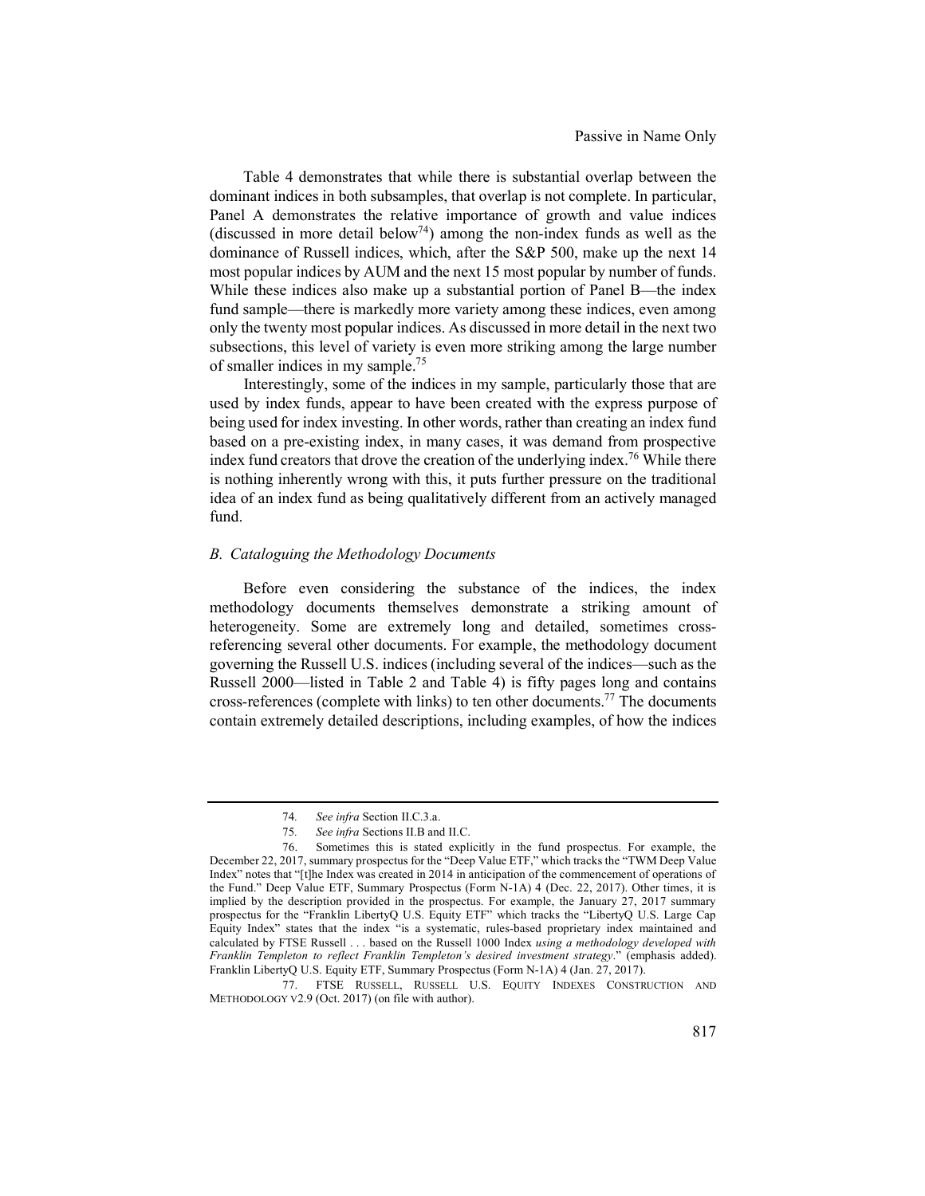Table 4 demonstrates that while there is substantial overlap between the dominant indices in both subsamples, that overlap is not complete. In particular, Panel A demonstrates the relative importance of growth and value indices (discussed in more detail below[74]) among the non-index funds as well as the dominance of Russell indices, which, after the S&P 500, make up the next 14 most popular indices by AUM and the next 15 most popular by number of funds. While these indices also make up a substantial portion of Panel B—the index fund sample—there is markedly more variety among these indices, even among only the twenty most popular indices. As discussed in more detail in the next two subsections, this level of variety is even more striking among the large number of smaller indices in my sample.[75]

Interestingly, some of the indices in my sample, particularly those that are used by index funds, appear to have been created with the express purpose of being used for index investing. In other words, rather than creating an index fund based on a pre-existing index, in many cases, it was demand from prospective index fund creators that drove the creation of the underlying index.[76] While there is nothing inherently wrong with this, it puts further pressure on the traditional idea of an index fund as being qualitatively different from an actively managed fund.

### *B. Cataloguing the Methodology Documents*

Before even considering the substance of the indices, the index methodology documents themselves demonstrate a striking amount of heterogeneity. Some are extremely long and detailed, sometimes cross-referencing several other documents. For example, the methodology document governing the Russell U.S. indices (including several of the indices—such as the Russell 2000—listed in Table 2 and Table 4) is fifty pages long and contains cross-references (complete with links) to ten other documents.[77] The documents contain extremely detailed descriptions, including examples, of how the indices

---

74. *See infra* Section II.C.3.a.

75. *See infra* Sections II.B and II.C.

76. Sometimes this is stated explicitly in the fund prospectus. For example, the December 22, 2017, summary prospectus for the "Deep Value ETF," which tracks the "TWM Deep Value Index" notes that "[t]he Index was created in 2014 in anticipation of the commencement of operations of the Fund." Deep Value ETF, Summary Prospectus (Form N-1A) 4 (Dec. 22, 2017). Other times, it is implied by the description provided in the prospectus. For example, the January 27, 2017 summary prospectus for the "Franklin LibertyQ U.S. Equity ETF" which tracks the "LibertyQ U.S. Large Cap Equity Index" states that the index "is a systematic, rules-based proprietary index maintained and calculated by FTSE Russell . . . based on the Russell 1000 Index *using a methodology developed with Franklin Templeton to reflect Franklin Templeton's desired investment strategy*." (emphasis added). Franklin LibertyQ U.S. Equity ETF, Summary Prospectus (Form N-1A) 4 (Jan. 27, 2017).

77. FTSE RUSSELL, RUSSELL U.S. EQUITY INDEXES CONSTRUCTION AND METHODOLOGY V2.9 (Oct. 2017) (on file with author).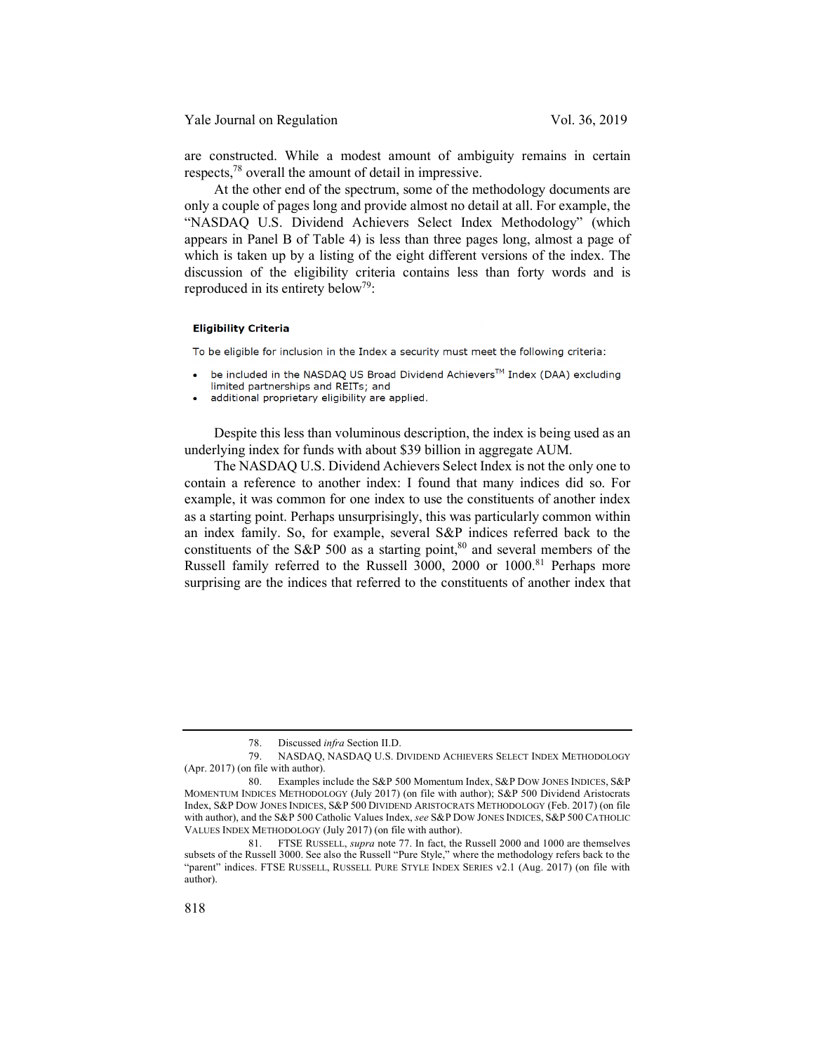are constructed. While a modest amount of ambiguity remains in certain respects,[78] overall the amount of detail in impressive.

At the other end of the spectrum, some of the methodology documents are only a couple of pages long and provide almost no detail at all. For example, the "NASDAQ U.S. Dividend Achievers Select Index Methodology" (which appears in Panel B of Table 4) is less than three pages long, almost a page of which is taken up by a listing of the eight different versions of the index. The discussion of the eligibility criteria contains less than forty words and is reproduced in its entirety below[79]:

**Eligibility Criteria**

To be eligible for inclusion in the Index a security must meet the following criteria:

- be included in the NASDAQ US Broad Dividend Achievers™ Index (DAA) excluding limited partnerships and REITs; and
- additional proprietary eligibility are applied.

Despite this less than voluminous description, the index is being used as an underlying index for funds with about $39 billion in aggregate AUM.

The NASDAQ U.S. Dividend Achievers Select Index is not the only one to contain a reference to another index: I found that many indices did so. For example, it was common for one index to use the constituents of another index as a starting point. Perhaps unsurprisingly, this was particularly common within an index family. So, for example, several S&P indices referred back to the constituents of the S&P 500 as a starting point,[80] and several members of the Russell family referred to the Russell 3000, 2000 or 1000.[81] Perhaps more surprising are the indices that referred to the constituents of another index that

---

78. Discussed *infra* Section II.D.

79. NASDAQ, NASDAQ U.S. DIVIDEND ACHIEVERS SELECT INDEX METHODOLOGY (Apr. 2017) (on file with author).

80. Examples include the S&P 500 Momentum Index, S&P DOW JONES INDICES, S&P MOMENTUM INDICES METHODOLOGY (July 2017) (on file with author); S&P 500 Dividend Aristocrats Index, S&P DOW JONES INDICES, S&P 500 DIVIDEND ARISTOCRATS METHODOLOGY (Feb. 2017) (on file with author), and the S&P 500 Catholic Values Index, *see* S&P DOW JONES INDICES, S&P 500 CATHOLIC VALUES INDEX METHODOLOGY (July 2017) (on file with author).

81. FTSE RUSSELL, *supra* note 77. In fact, the Russell 2000 and 1000 are themselves subsets of the Russell 3000. See also the Russell "Pure Style," where the methodology refers back to the "parent" indices. FTSE RUSSELL, RUSSELL PURE STYLE INDEX SERIES v2.1 (Aug. 2017) (on file with author).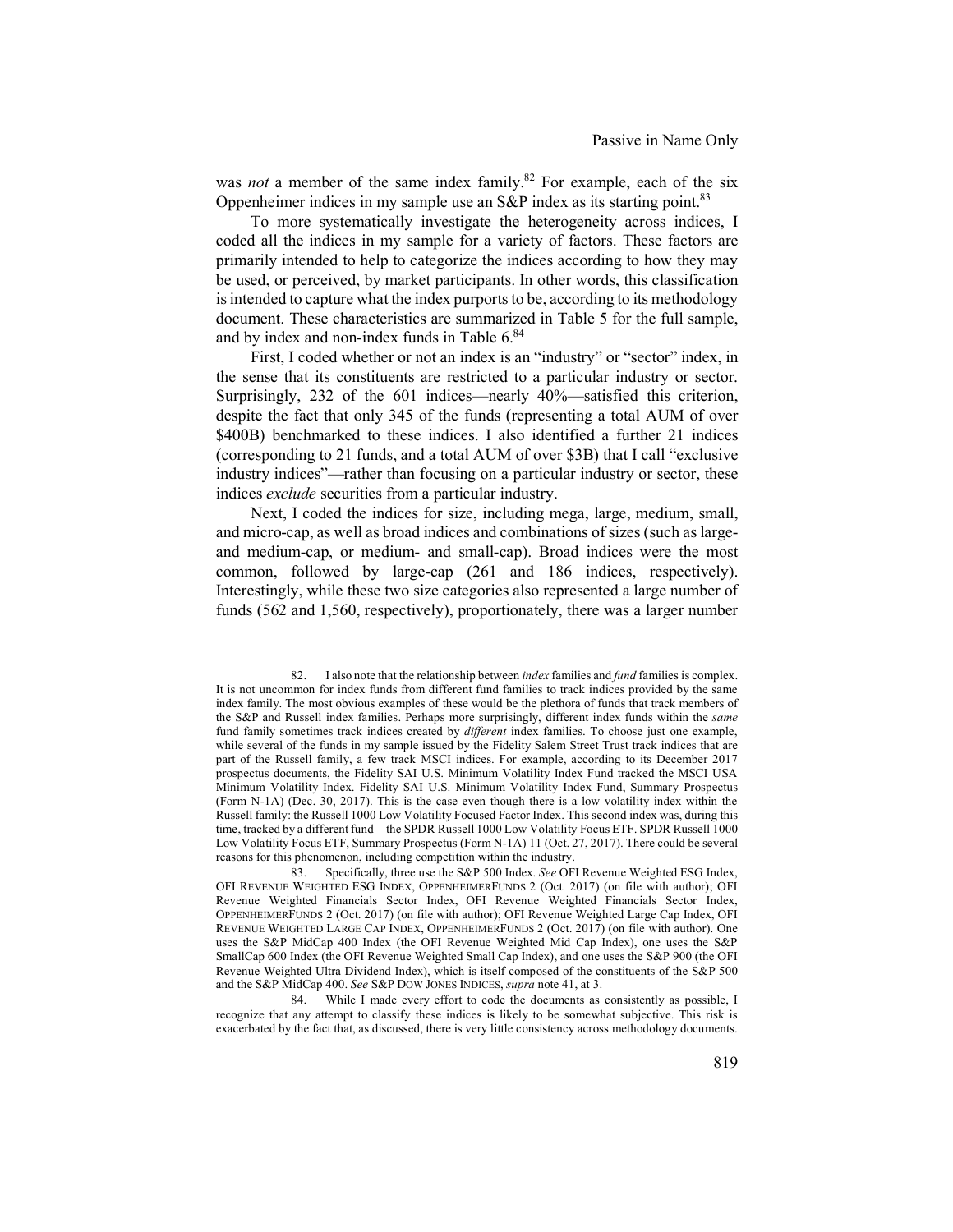was *not* a member of the same index family.[82] For example, each of the six Oppenheimer indices in my sample use an S&P index as its starting point.[83]

To more systematically investigate the heterogeneity across indices, I coded all the indices in my sample for a variety of factors. These factors are primarily intended to help to categorize the indices according to how they may be used, or perceived, by market participants. In other words, this classification is intended to capture what the index purports to be, according to its methodology document. These characteristics are summarized in Table 5 for the full sample, and by index and non-index funds in Table 6.[84]

First, I coded whether or not an index is an "industry" or "sector" index, in the sense that its constituents are restricted to a particular industry or sector. Surprisingly, 232 of the 601 indices—nearly 40%—satisfied this criterion, despite the fact that only 345 of the funds (representing a total AUM of over $400B) benchmarked to these indices. I also identified a further 21 indices (corresponding to 21 funds, and a total AUM of over $3B) that I call "exclusive industry indices"—rather than focusing on a particular industry or sector, these indices *exclude* securities from a particular industry.

Next, I coded the indices for size, including mega, large, medium, small, and micro-cap, as well as broad indices and combinations of sizes (such as large- and medium-cap, or medium- and small-cap). Broad indices were the most common, followed by large-cap (261 and 186 indices, respectively). Interestingly, while these two size categories also represented a large number of funds (562 and 1,560, respectively), proportionately, there was a larger number

---

82. I also note that the relationship between *index* families and *fund* families is complex. It is not uncommon for index funds from different fund families to track indices provided by the same index family. The most obvious examples of these would be the plethora of funds that track members of the S&P and Russell index families. Perhaps more surprisingly, different index funds within the *same* fund family sometimes track indices created by *different* index families. To choose just one example, while several of the funds in my sample issued by the Fidelity Salem Street Trust track indices that are part of the Russell family, a few track MSCI indices. For example, according to its December 2017 prospectus documents, the Fidelity SAI U.S. Minimum Volatility Index Fund tracked the MSCI USA Minimum Volatility Index. Fidelity SAI U.S. Minimum Volatility Index Fund, Summary Prospectus (Form N-1A) (Dec. 30, 2017). This is the case even though there is a low volatility index within the Russell family: the Russell 1000 Low Volatility Focused Factor Index. This second index was, during this time, tracked by a different fund—the SPDR Russell 1000 Low Volatility Focus ETF. SPDR Russell 1000 Low Volatility Focus ETF, Summary Prospectus (Form N-1A) 11 (Oct. 27, 2017). There could be several reasons for this phenomenon, including competition within the industry.

83. Specifically, three use the S&P 500 Index. *See* OFI Revenue Weighted ESG Index, OFI REVENUE WEIGHTED ESG INDEX, OPPENHEIMERFUNDS 2 (Oct. 2017) (on file with author); OFI Revenue Weighted Financials Sector Index, OFI Revenue Weighted Financials Sector Index, OPPENHEIMERFUNDS 2 (Oct. 2017) (on file with author); OFI Revenue Weighted Large Cap Index, OFI REVENUE WEIGHTED LARGE CAP INDEX, OPPENHEIMERFUNDS 2 (Oct. 2017) (on file with author). One uses the S&P MidCap 400 Index (the OFI Revenue Weighted Mid Cap Index), one uses the S&P SmallCap 600 Index (the OFI Revenue Weighted Small Cap Index), and one uses the S&P 900 (the OFI Revenue Weighted Ultra Dividend Index), which is itself composed of the constituents of the S&P 500 and the S&P MidCap 400. *See* S&P DOW JONES INDICES, *supra* note 41, at 3.

84. While I made every effort to code the documents as consistently as possible, I recognize that any attempt to classify these indices is likely to be somewhat subjective. This risk is exacerbated by the fact that, as discussed, there is very little consistency across methodology documents.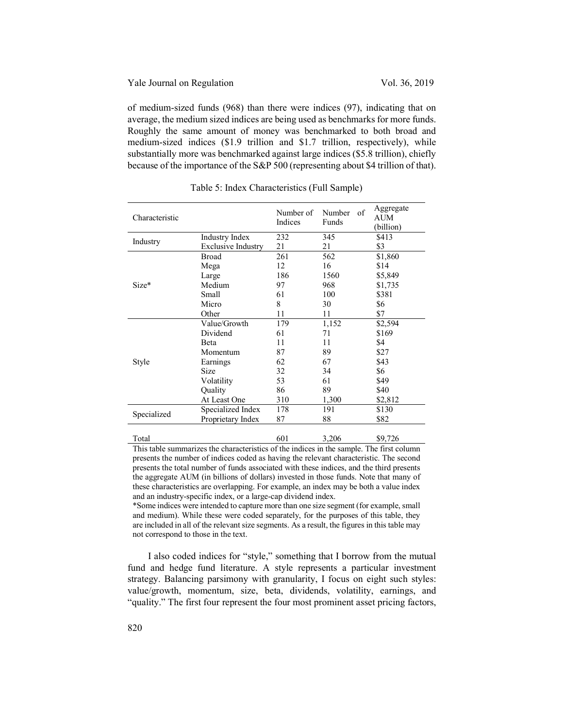of medium-sized funds (968) than there were indices (97), indicating that on average, the medium sized indices are being used as benchmarks for more funds. Roughly the same amount of money was benchmarked to both broad and medium-sized indices ($1.9 trillion and $1.7 trillion, respectively), while substantially more was benchmarked against large indices ($5.8 trillion), chiefly because of the importance of the S&P 500 (representing about $4 trillion of that).

Table 5: Index Characteristics (Full Sample)

| Characteristic | | Number of Indices | Number of Funds | Aggregate AUM (billion) |
|---|---|---|---|---|
| Industry | Industry Index | 232 | 345 | $413 |
| | Exclusive Industry | 21 | 21 | $3 |
| Size* | Broad | 261 | 562 | $1,860 |
| | Mega | 12 | 16 | $14 |
| | Large | 186 | 1560 | $5,849 |
| | Medium | 97 | 968 | $1,735 |
| | Small | 61 | 100 | $381 |
| | Micro | 8 | 30 | $6 |
| | Other | 11 | 11 | $7 |
| Style | Value/Growth | 179 | 1,152 | $2,594 |
| | Dividend | 61 | 71 | $169 |
| | Beta | 11 | 11 | $4 |
| | Momentum | 87 | 89 | $27 |
| | Earnings | 62 | 67 | $43 |
| | Size | 32 | 34 | $6 |
| | Volatility | 53 | 61 | $49 |
| | Quality | 86 | 89 | $40 |
| | At Least One | 310 | 1,300 | $2,812 |
| Specialized | Specialized Index | 178 | 191 | $130 |
| | Proprietary Index | 87 | 88 | $82 |
| Total | | 601 | 3,206 | $9,726 |

This table summarizes the characteristics of the indices in the sample. The first column presents the number of indices coded as having the relevant characteristic. The second presents the total number of funds associated with these indices, and the third presents the aggregate AUM (in billions of dollars) invested in those funds. Note that many of these characteristics are overlapping. For example, an index may be both a value index and an industry-specific index, or a large-cap dividend index.

*Some indices were intended to capture more than one size segment (for example, small and medium). While these were coded separately, for the purposes of this table, they are included in all of the relevant size segments. As a result, the figures in this table may not correspond to those in the text.

I also coded indices for "style," something that I borrow from the mutual fund and hedge fund literature. A style represents a particular investment strategy. Balancing parsimony with granularity, I focus on eight such styles: value/growth, momentum, size, beta, dividends, volatility, earnings, and "quality." The first four represent the four most prominent asset pricing factors,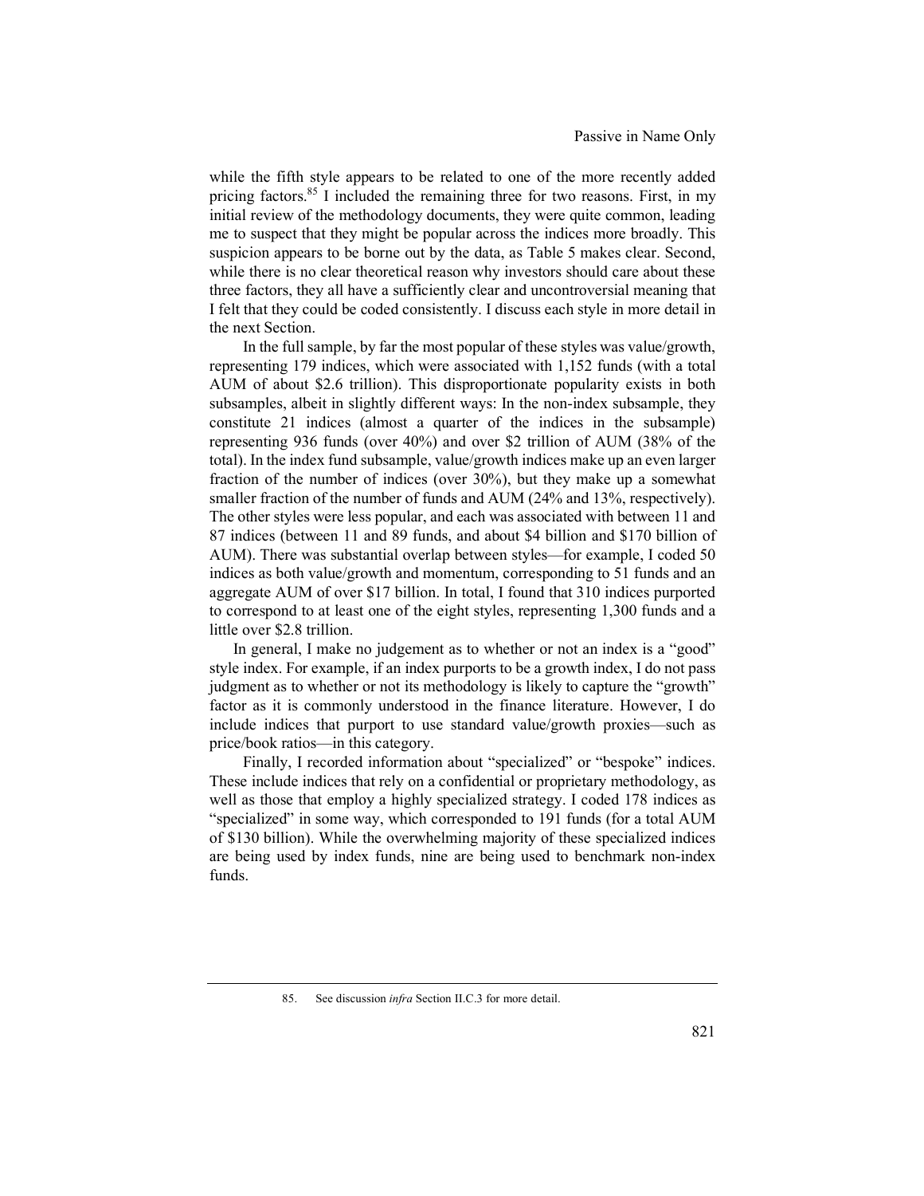while the fifth style appears to be related to one of the more recently added pricing factors.[85] I included the remaining three for two reasons. First, in my initial review of the methodology documents, they were quite common, leading me to suspect that they might be popular across the indices more broadly. This suspicion appears to be borne out by the data, as Table 5 makes clear. Second, while there is no clear theoretical reason why investors should care about these three factors, they all have a sufficiently clear and uncontroversial meaning that I felt that they could be coded consistently. I discuss each style in more detail in the next Section.

In the full sample, by far the most popular of these styles was value/growth, representing 179 indices, which were associated with 1,152 funds (with a total AUM of about $2.6 trillion). This disproportionate popularity exists in both subsamples, albeit in slightly different ways: In the non-index subsample, they constitute 21 indices (almost a quarter of the indices in the subsample) representing 936 funds (over 40%) and over $2 trillion of AUM (38% of the total). In the index fund subsample, value/growth indices make up an even larger fraction of the number of indices (over 30%), but they make up a somewhat smaller fraction of the number of funds and AUM (24% and 13%, respectively). The other styles were less popular, and each was associated with between 11 and 87 indices (between 11 and 89 funds, and about $4 billion and $170 billion of AUM). There was substantial overlap between styles—for example, I coded 50 indices as both value/growth and momentum, corresponding to 51 funds and an aggregate AUM of over $17 billion. In total, I found that 310 indices purported to correspond to at least one of the eight styles, representing 1,300 funds and a little over $2.8 trillion.

In general, I make no judgement as to whether or not an index is a "good" style index. For example, if an index purports to be a growth index, I do not pass judgment as to whether or not its methodology is likely to capture the "growth" factor as it is commonly understood in the finance literature. However, I do include indices that purport to use standard value/growth proxies—such as price/book ratios—in this category.

Finally, I recorded information about "specialized" or "bespoke" indices. These include indices that rely on a confidential or proprietary methodology, as well as those that employ a highly specialized strategy. I coded 178 indices as "specialized" in some way, which corresponded to 191 funds (for a total AUM of $130 billion). While the overwhelming majority of these specialized indices are being used by index funds, nine are being used to benchmark non-index funds.

85. See discussion *infra* Section II.C.3 for more detail.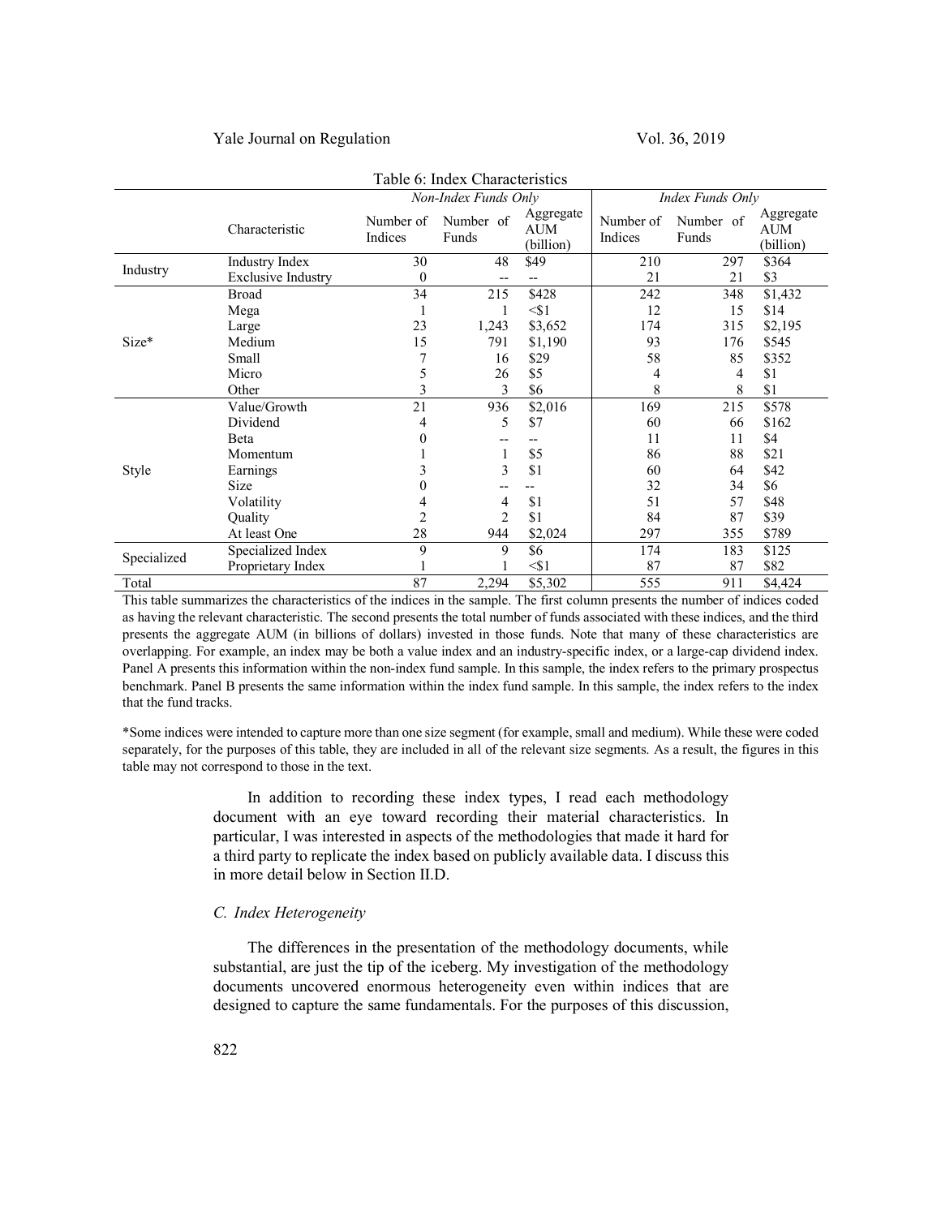Table 6: Index Characteristics

| | Characteristic | Non-Index Funds Only | | | Index Funds Only | | |
|---|---|---|---|---|---|---|---|
| | | Number of Indices | Number of Funds | Aggregate AUM (billion) | Number of Indices | Number of Funds | Aggregate AUM (billion) |
| Industry | Industry Index | 30 | 48 | $49 | 210 | 297 | $364 |
| | Exclusive Industry | 0 | -- | -- | 21 | 21 | $3 |
| Size* | Broad | 34 | 215 | $428 | 242 | 348 | $1,432 |
| | Mega | 1 | 1 | <$1 | 12 | 15 | $14 |
| | Large | 23 | 1,243 | $3,652 | 174 | 315 | $2,195 |
| | Medium | 15 | 791 | $1,190 | 93 | 176 | $545 |
| | Small | 7 | 16 | $29 | 58 | 85 | $352 |
| | Micro | 5 | 26 | $5 | 4 | 4 | $1 |
| | Other | 3 | 3 | $6 | 8 | 8 | $1 |
| Style | Value/Growth | 21 | 936 | $2,016 | 169 | 215 | $578 |
| | Dividend | 4 | 5 | $7 | 60 | 66 | $162 |
| | Beta | 0 | -- | -- | 11 | 11 | $4 |
| | Momentum | 1 | 1 | $5 | 86 | 88 | $21 |
| | Earnings | 3 | 3 | $1 | 60 | 64 | $42 |
| | Size | 0 | -- | -- | 32 | 34 | $6 |
| | Volatility | 4 | 4 | $1 | 51 | 57 | $48 |
| | Quality | 2 | 2 | $1 | 84 | 87 | $39 |
| | At least One | 28 | 944 | $2,024 | 297 | 355 | $789 |
| Specialized | Specialized Index | 9 | 9 | $6 | 174 | 183 | $125 |
| | Proprietary Index | 1 | 1 | <$1 | 87 | 87 | $82 |
| Total | | 87 | 2,294 | $5,302 | 555 | 911 | $4,424 |

This table summarizes the characteristics of the indices in the sample. The first column presents the number of indices coded as having the relevant characteristic. The second presents the total number of funds associated with these indices, and the third presents the aggregate AUM (in billions of dollars) invested in those funds. Note that many of these characteristics are overlapping. For example, an index may be both a value index and an industry-specific index, or a large-cap dividend index. Panel A presents this information within the non-index fund sample. In this sample, the index refers to the primary prospectus benchmark. Panel B presents the same information within the index fund sample. In this sample, the index refers to the index that the fund tracks.

*Some indices were intended to capture more than one size segment (for example, small and medium). While these were coded separately, for the purposes of this table, they are included in all of the relevant size segments. As a result, the figures in this table may not correspond to those in the text.

In addition to recording these index types, I read each methodology document with an eye toward recording their material characteristics. In particular, I was interested in aspects of the methodologies that made it hard for a third party to replicate the index based on publicly available data. I discuss this in more detail below in Section II.D.

### C. Index Heterogeneity

The differences in the presentation of the methodology documents, while substantial, are just the tip of the iceberg. My investigation of the methodology documents uncovered enormous heterogeneity even within indices that are designed to capture the same fundamentals. For the purposes of this discussion,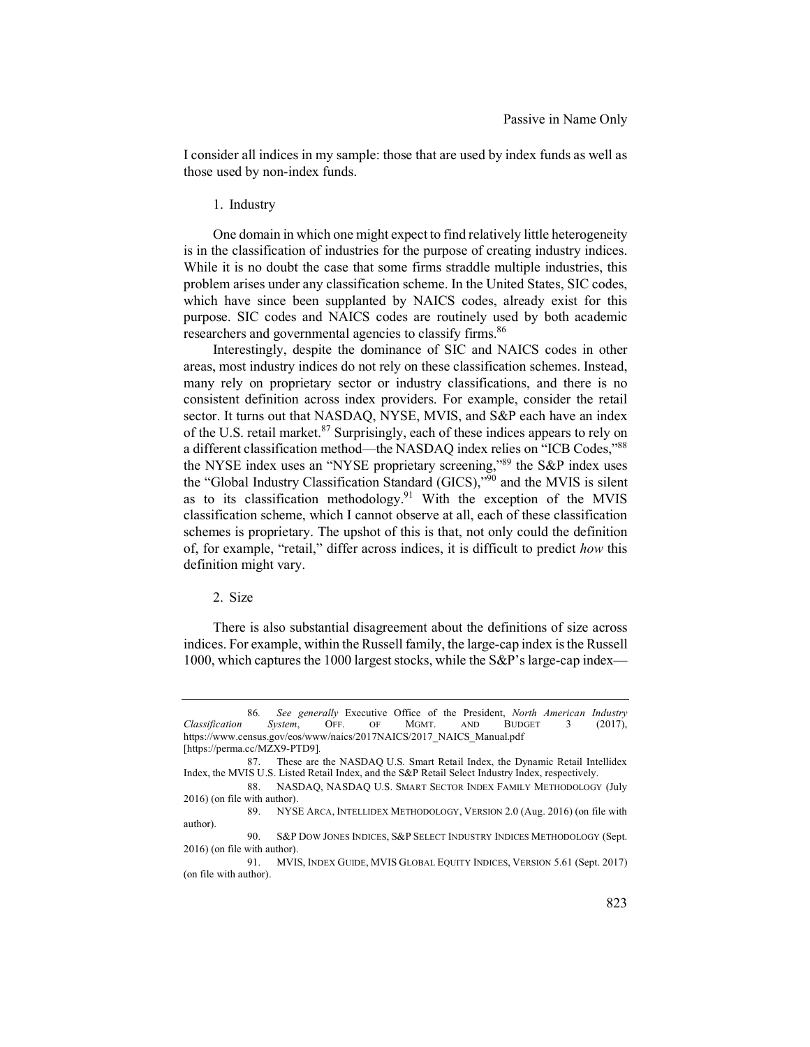I consider all indices in my sample: those that are used by index funds as well as those used by non-index funds.

1. Industry

One domain in which one might expect to find relatively little heterogeneity is in the classification of industries for the purpose of creating industry indices. While it is no doubt the case that some firms straddle multiple industries, this problem arises under any classification scheme. In the United States, SIC codes, which have since been supplanted by NAICS codes, already exist for this purpose. SIC codes and NAICS codes are routinely used by both academic researchers and governmental agencies to classify firms.[86]

Interestingly, despite the dominance of SIC and NAICS codes in other areas, most industry indices do not rely on these classification schemes. Instead, many rely on proprietary sector or industry classifications, and there is no consistent definition across index providers. For example, consider the retail sector. It turns out that NASDAQ, NYSE, MVIS, and S&P each have an index of the U.S. retail market.[87] Surprisingly, each of these indices appears to rely on a different classification method—the NASDAQ index relies on "ICB Codes,"[88] the NYSE index uses an "NYSE proprietary screening,"[89] the S&P index uses the "Global Industry Classification Standard (GICS),"[90] and the MVIS is silent as to its classification methodology.[91] With the exception of the MVIS classification scheme, which I cannot observe at all, each of these classification schemes is proprietary. The upshot of this is that, not only could the definition of, for example, "retail," differ across indices, it is difficult to predict *how* this definition might vary.

2. Size

There is also substantial disagreement about the definitions of size across indices. For example, within the Russell family, the large-cap index is the Russell 1000, which captures the 1000 largest stocks, while the S&P's large-cap index—

---

86. *See generally* Executive Office of the President, *North American Industry Classification System*, OFF. OF MGMT. AND BUDGET 3 (2017), https://www.census.gov/eos/www/naics/2017NAICS/2017_NAICS_Manual.pdf [https://perma.cc/MZX9-PTD9].

87. These are the NASDAQ U.S. Smart Retail Index, the Dynamic Retail Intellidex Index, the MVIS U.S. Listed Retail Index, and the S&P Retail Select Industry Index, respectively.

88. NASDAQ, NASDAQ U.S. SMART SECTOR INDEX FAMILY METHODOLOGY (July 2016) (on file with author).

89. NYSE ARCA, INTELLIDEX METHODOLOGY, VERSION 2.0 (Aug. 2016) (on file with author).

90. S&P DOW JONES INDICES, S&P SELECT INDUSTRY INDICES METHODOLOGY (Sept. 2016) (on file with author).

91. MVIS, INDEX GUIDE, MVIS GLOBAL EQUITY INDICES, VERSION 5.61 (Sept. 2017) (on file with author).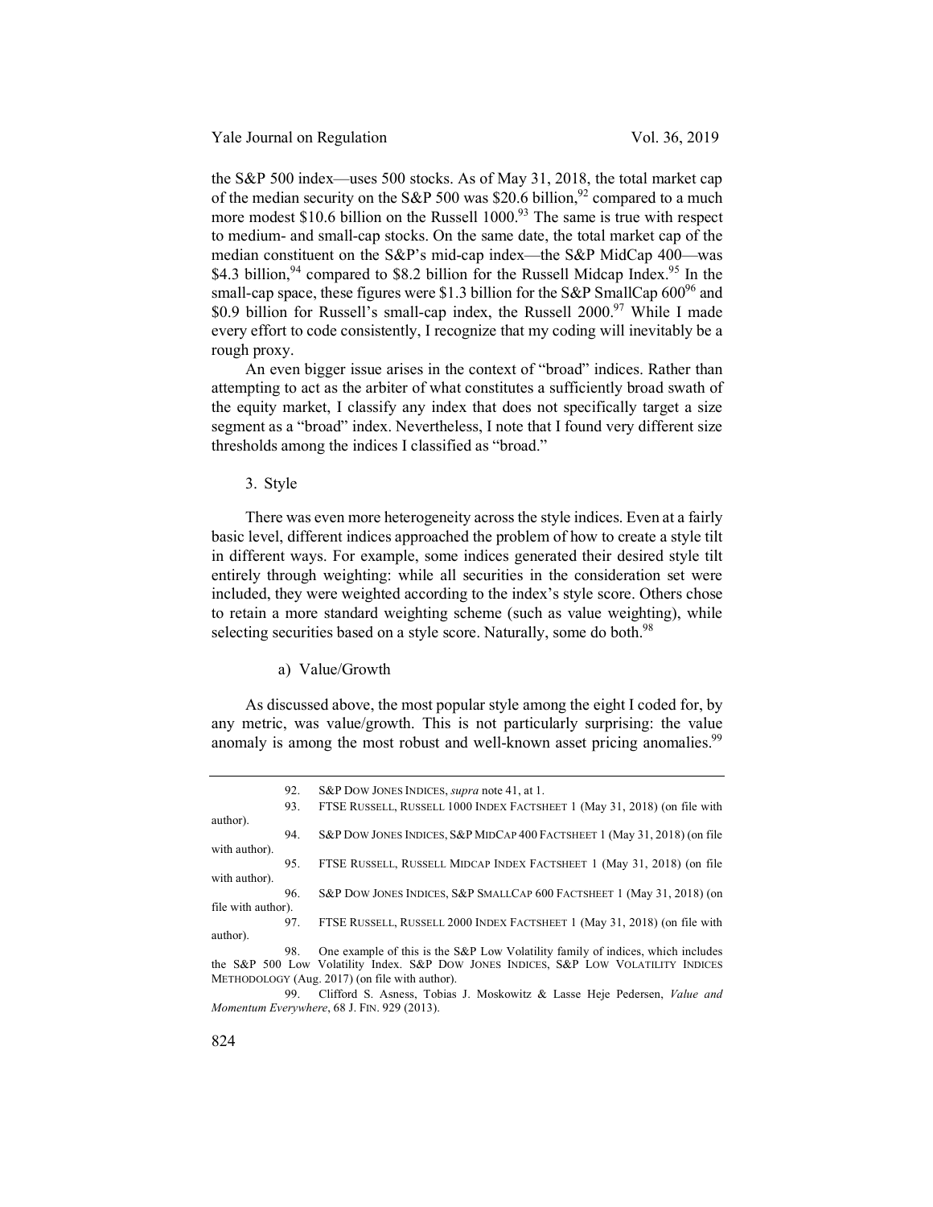the S&P 500 index—uses 500 stocks. As of May 31, 2018, the total market cap of the median security on the S&P 500 was $20.6 billion,[92] compared to a much more modest $10.6 billion on the Russell 1000.[93] The same is true with respect to medium- and small-cap stocks. On the same date, the total market cap of the median constituent on the S&P's mid-cap index—the S&P MidCap 400—was $4.3 billion,[94] compared to $8.2 billion for the Russell Midcap Index.[95] In the small-cap space, these figures were $1.3 billion for the S&P SmallCap 600[96] and $0.9 billion for Russell's small-cap index, the Russell 2000.[97] While I made every effort to code consistently, I recognize that my coding will inevitably be a rough proxy.

An even bigger issue arises in the context of "broad" indices. Rather than attempting to act as the arbiter of what constitutes a sufficiently broad swath of the equity market, I classify any index that does not specifically target a size segment as a "broad" index. Nevertheless, I note that I found very different size thresholds among the indices I classified as "broad."

### 3. Style

There was even more heterogeneity across the style indices. Even at a fairly basic level, different indices approached the problem of how to create a style tilt in different ways. For example, some indices generated their desired style tilt entirely through weighting: while all securities in the consideration set were included, they were weighted according to the index's style score. Others chose to retain a more standard weighting scheme (such as value weighting), while selecting securities based on a style score. Naturally, some do both.[98]

#### a) Value/Growth

As discussed above, the most popular style among the eight I coded for, by any metric, was value/growth. This is not particularly surprising: the value anomaly is among the most robust and well-known asset pricing anomalies.[99]

---

92. S&P DOW JONES INDICES, *supra* note 41, at 1.

93. FTSE RUSSELL, RUSSELL 1000 INDEX FACTSHEET 1 (May 31, 2018) (on file with author).

94. S&P DOW JONES INDICES, S&P MIDCAP 400 FACTSHEET 1 (May 31, 2018) (on file with author).

95. FTSE RUSSELL, RUSSELL MIDCAP INDEX FACTSHEET 1 (May 31, 2018) (on file with author).

96. S&P DOW JONES INDICES, S&P SMALLCAP 600 FACTSHEET 1 (May 31, 2018) (on file with author).

97. FTSE RUSSELL, RUSSELL 2000 INDEX FACTSHEET 1 (May 31, 2018) (on file with author).

98. One example of this is the S&P Low Volatility family of indices, which includes the S&P 500 Low Volatility Index. S&P DOW JONES INDICES, S&P LOW VOLATILITY INDICES METHODOLOGY (Aug. 2017) (on file with author).

99. Clifford S. Asness, Tobias J. Moskowitz & Lasse Heje Pedersen, *Value and Momentum Everywhere*, 68 J. FIN. 929 (2013).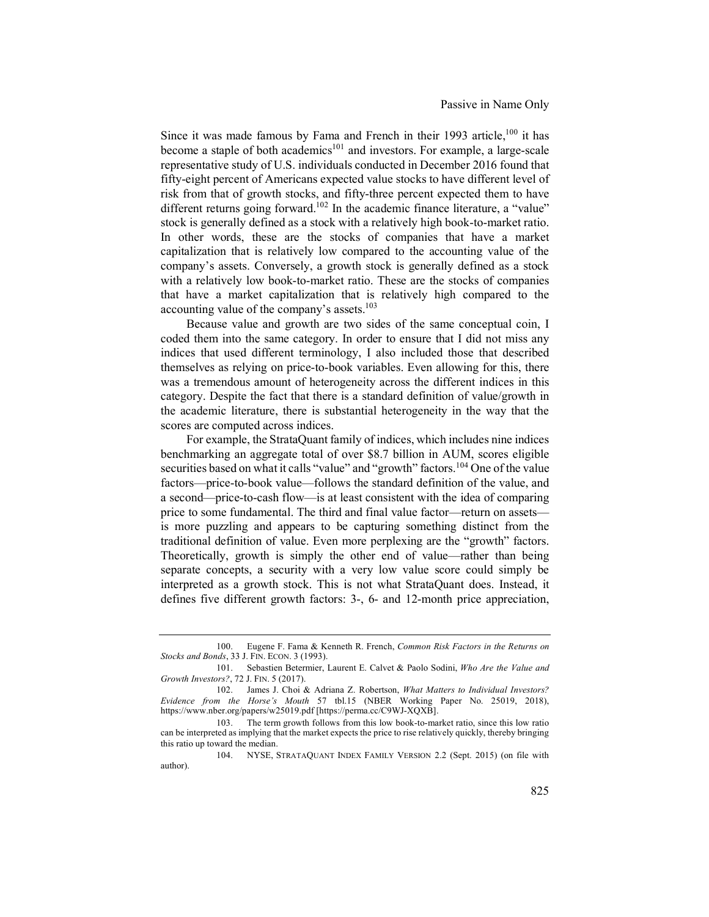Since it was made famous by Fama and French in their 1993 article,[100] it has become a staple of both academics[101] and investors. For example, a large-scale representative study of U.S. individuals conducted in December 2016 found that fifty-eight percent of Americans expected value stocks to have different level of risk from that of growth stocks, and fifty-three percent expected them to have different returns going forward.[102] In the academic finance literature, a "value" stock is generally defined as a stock with a relatively high book-to-market ratio. In other words, these are the stocks of companies that have a market capitalization that is relatively low compared to the accounting value of the company's assets. Conversely, a growth stock is generally defined as a stock with a relatively low book-to-market ratio. These are the stocks of companies that have a market capitalization that is relatively high compared to the accounting value of the company's assets.[103]

Because value and growth are two sides of the same conceptual coin, I coded them into the same category. In order to ensure that I did not miss any indices that used different terminology, I also included those that described themselves as relying on price-to-book variables. Even allowing for this, there was a tremendous amount of heterogeneity across the different indices in this category. Despite the fact that there is a standard definition of value/growth in the academic literature, there is substantial heterogeneity in the way that the scores are computed across indices.

For example, the StrataQuant family of indices, which includes nine indices benchmarking an aggregate total of over \$8.7 billion in AUM, scores eligible securities based on what it calls "value" and "growth" factors.[104] One of the value factors—price-to-book value—follows the standard definition of the value, and a second—price-to-cash flow—is at least consistent with the idea of comparing price to some fundamental. The third and final value factor—return on assets—is more puzzling and appears to be capturing something distinct from the traditional definition of value. Even more perplexing are the "growth" factors. Theoretically, growth is simply the other end of value—rather than being separate concepts, a security with a very low value score could simply be interpreted as a growth stock. This is not what StrataQuant does. Instead, it defines five different growth factors: 3-, 6- and 12-month price appreciation,

---

100. Eugene F. Fama & Kenneth R. French, *Common Risk Factors in the Returns on Stocks and Bonds*, 33 J. FIN. ECON. 3 (1993).

101. Sebastien Betermier, Laurent E. Calvet & Paolo Sodini, *Who Are the Value and Growth Investors?*, 72 J. FIN. 5 (2017).

102. James J. Choi & Adriana Z. Robertson, *What Matters to Individual Investors? Evidence from the Horse's Mouth* 57 tbl.15 (NBER Working Paper No. 25019, 2018), https://www.nber.org/papers/w25019.pdf [https://perma.cc/C9WJ-XQXB].

103. The term growth follows from this low book-to-market ratio, since this low ratio can be interpreted as implying that the market expects the price to rise relatively quickly, thereby bringing this ratio up toward the median.

104. NYSE, STRATAQUANT INDEX FAMILY VERSION 2.2 (Sept. 2015) (on file with author).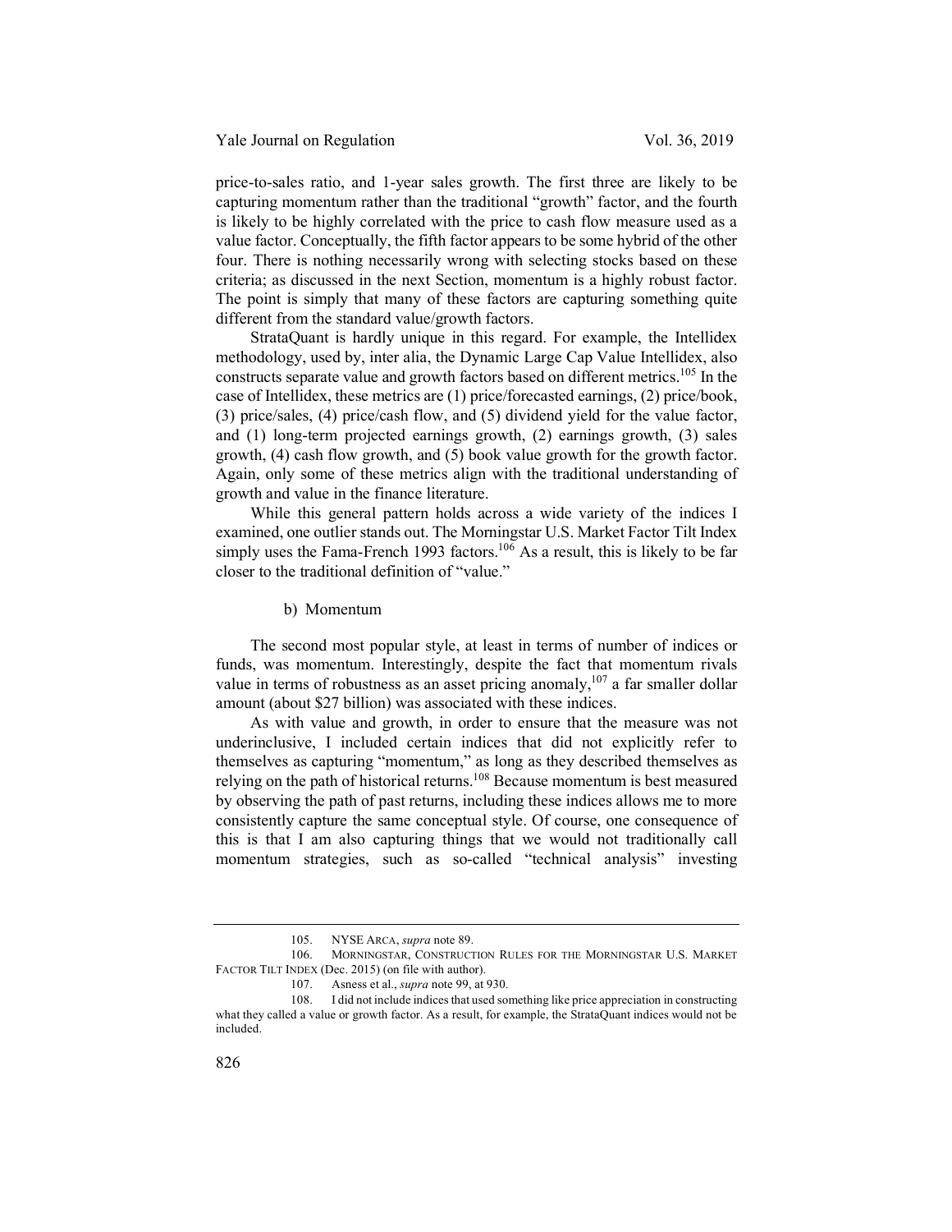price-to-sales ratio, and 1-year sales growth. The first three are likely to be capturing momentum rather than the traditional "growth" factor, and the fourth is likely to be highly correlated with the price to cash flow measure used as a value factor. Conceptually, the fifth factor appears to be some hybrid of the other four. There is nothing necessarily wrong with selecting stocks based on these criteria; as discussed in the next Section, momentum is a highly robust factor. The point is simply that many of these factors are capturing something quite different from the standard value/growth factors.

StrataQuant is hardly unique in this regard. For example, the Intellidex methodology, used by, inter alia, the Dynamic Large Cap Value Intellidex, also constructs separate value and growth factors based on different metrics.[105] In the case of Intellidex, these metrics are (1) price/forecasted earnings, (2) price/book, (3) price/sales, (4) price/cash flow, and (5) dividend yield for the value factor, and (1) long-term projected earnings growth, (2) earnings growth, (3) sales growth, (4) cash flow growth, and (5) book value growth for the growth factor. Again, only some of these metrics align with the traditional understanding of growth and value in the finance literature.

While this general pattern holds across a wide variety of the indices I examined, one outlier stands out. The Morningstar U.S. Market Factor Tilt Index simply uses the Fama-French 1993 factors.[106] As a result, this is likely to be far closer to the traditional definition of "value."

#### b) Momentum

The second most popular style, at least in terms of number of indices or funds, was momentum. Interestingly, despite the fact that momentum rivals value in terms of robustness as an asset pricing anomaly,[107] a far smaller dollar amount (about $27 billion) was associated with these indices.

As with value and growth, in order to ensure that the measure was not underinclusive, I included certain indices that did not explicitly refer to themselves as capturing "momentum," as long as they described themselves as relying on the path of historical returns.[108] Because momentum is best measured by observing the path of past returns, including these indices allows me to more consistently capture the same conceptual style. Of course, one consequence of this is that I am also capturing things that we would not traditionally call momentum strategies, such as so-called "technical analysis" investing

---

105. NYSE ARCA, *supra* note 89.

106. MORNINGSTAR, CONSTRUCTION RULES FOR THE MORNINGSTAR U.S. MARKET FACTOR TILT INDEX (Dec. 2015) (on file with author).

107. Asness et al., *supra* note 99, at 930.

108. I did not include indices that used something like price appreciation in constructing what they called a value or growth factor. As a result, for example, the StrataQuant indices would not be included.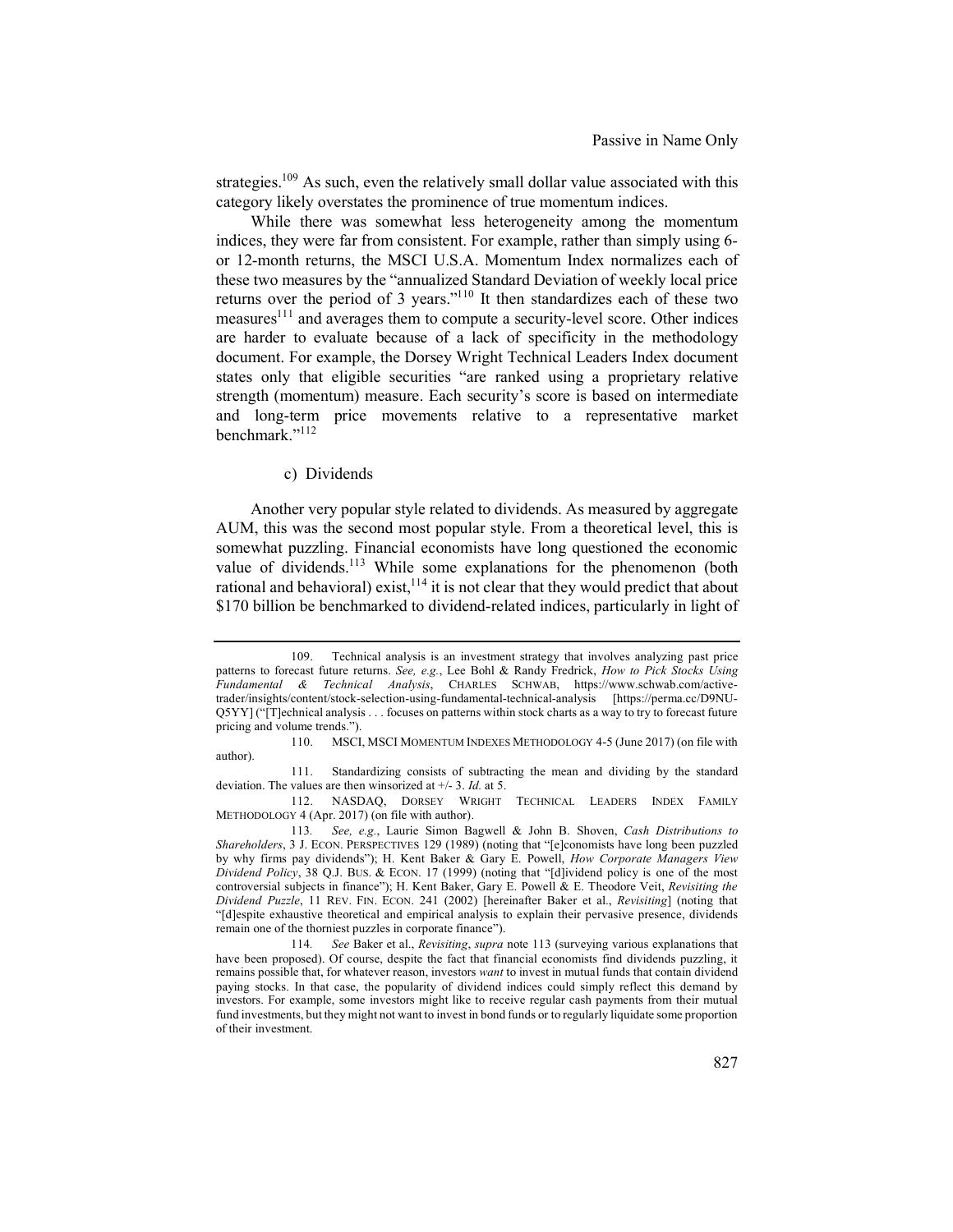strategies.[109] As such, even the relatively small dollar value associated with this category likely overstates the prominence of true momentum indices.

While there was somewhat less heterogeneity among the momentum indices, they were far from consistent. For example, rather than simply using 6- or 12-month returns, the MSCI U.S.A. Momentum Index normalizes each of these two measures by the "annualized Standard Deviation of weekly local price returns over the period of 3 years."[110] It then standardizes each of these two measures[111] and averages them to compute a security-level score. Other indices are harder to evaluate because of a lack of specificity in the methodology document. For example, the Dorsey Wright Technical Leaders Index document states only that eligible securities "are ranked using a proprietary relative strength (momentum) measure. Each security's score is based on intermediate and long-term price movements relative to a representative market benchmark."[112]

c) Dividends

Another very popular style related to dividends. As measured by aggregate AUM, this was the second most popular style. From a theoretical level, this is somewhat puzzling. Financial economists have long questioned the economic value of dividends.[113] While some explanations for the phenomenon (both rational and behavioral) exist,[114] it is not clear that they would predict that about $170 billion be benchmarked to dividend-related indices, particularly in light of

---

109. Technical analysis is an investment strategy that involves analyzing past price patterns to forecast future returns. *See, e.g.*, Lee Bohl & Randy Fredrick, *How to Pick Stocks Using Fundamental & Technical Analysis*, CHARLES SCHWAB, https://www.schwab.com/active-trader/insights/content/stock-selection-using-fundamental-technical-analysis [https://perma.cc/D9NU-Q5YY] ("[T]echnical analysis . . . focuses on patterns within stock charts as a way to try to forecast future pricing and volume trends.").

110. MSCI, MSCI MOMENTUM INDEXES METHODOLOGY 4-5 (June 2017) (on file with author).

111. Standardizing consists of subtracting the mean and dividing by the standard deviation. The values are then winsorized at +/- 3. *Id.* at 5.

112. NASDAQ, DORSEY WRIGHT TECHNICAL LEADERS INDEX FAMILY METHODOLOGY 4 (Apr. 2017) (on file with author).

113. *See, e.g.*, Laurie Simon Bagwell & John B. Shoven, *Cash Distributions to Shareholders*, 3 J. ECON. PERSPECTIVES 129 (1989) (noting that "[e]conomists have long been puzzled by why firms pay dividends"); H. Kent Baker & Gary E. Powell, *How Corporate Managers View Dividend Policy*, 38 Q.J. BUS. & ECON. 17 (1999) (noting that "[d]ividend policy is one of the most controversial subjects in finance"); H. Kent Baker, Gary E. Powell & E. Theodore Veit, *Revisiting the Dividend Puzzle*, 11 REV. FIN. ECON. 241 (2002) [hereinafter Baker et al., *Revisiting*] (noting that "[d]espite exhaustive theoretical and empirical analysis to explain their pervasive presence, dividends remain one of the thorniest puzzles in corporate finance").

114. *See* Baker et al., *Revisiting*, *supra* note 113 (surveying various explanations that have been proposed). Of course, despite the fact that financial economists find dividends puzzling, it remains possible that, for whatever reason, investors *want* to invest in mutual funds that contain dividend paying stocks. In that case, the popularity of dividend indices could simply reflect this demand by investors. For example, some investors might like to receive regular cash payments from their mutual fund investments, but they might not want to invest in bond funds or to regularly liquidate some proportion of their investment.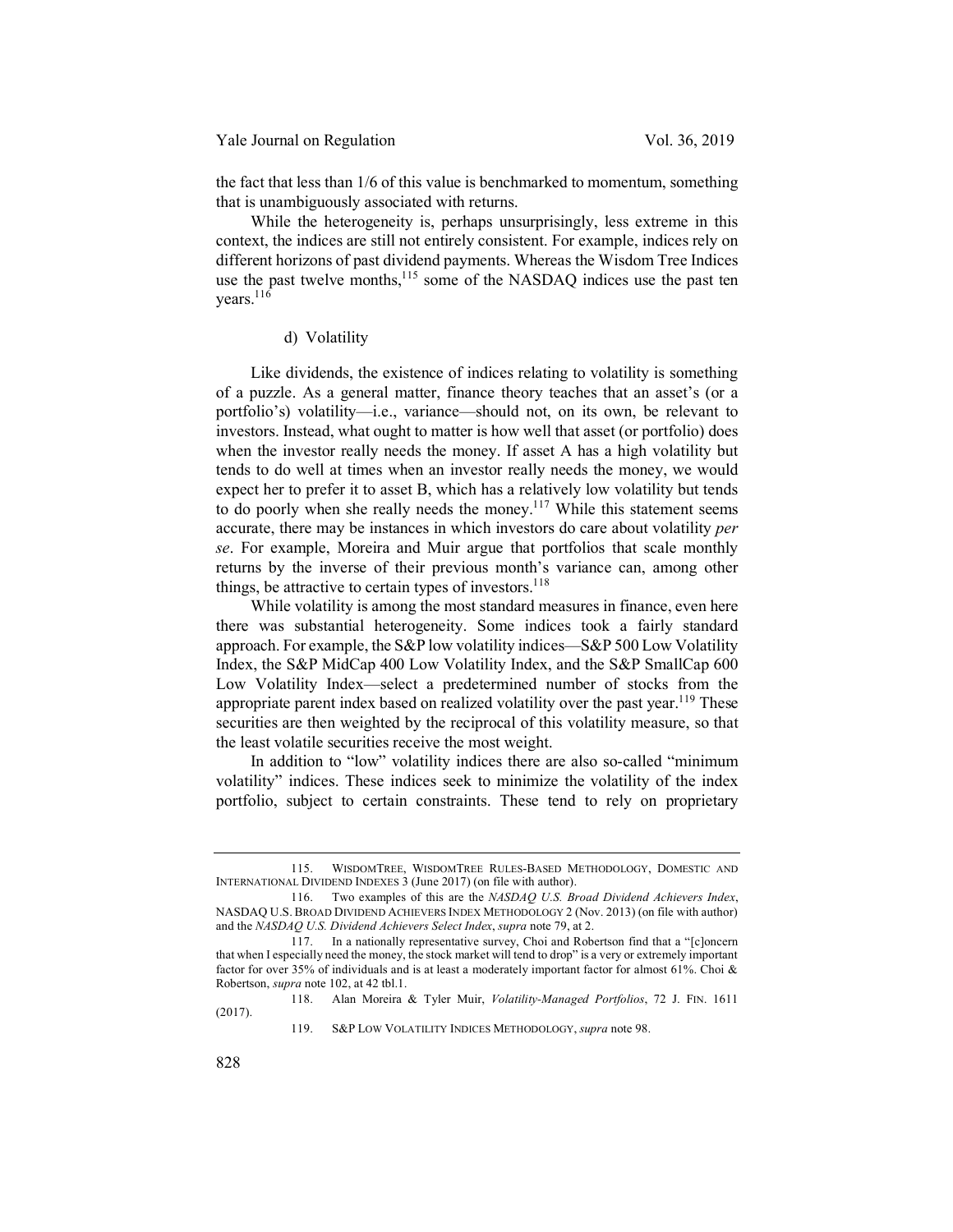the fact that less than 1/6 of this value is benchmarked to momentum, something that is unambiguously associated with returns.

While the heterogeneity is, perhaps unsurprisingly, less extreme in this context, the indices are still not entirely consistent. For example, indices rely on different horizons of past dividend payments. Whereas the Wisdom Tree Indices use the past twelve months,[115] some of the NASDAQ indices use the past ten years.[116]

#### d) Volatility

Like dividends, the existence of indices relating to volatility is something of a puzzle. As a general matter, finance theory teaches that an asset's (or a portfolio's) volatility—i.e., variance—should not, on its own, be relevant to investors. Instead, what ought to matter is how well that asset (or portfolio) does when the investor really needs the money. If asset A has a high volatility but tends to do well at times when an investor really needs the money, we would expect her to prefer it to asset B, which has a relatively low volatility but tends to do poorly when she really needs the money.[117] While this statement seems accurate, there may be instances in which investors do care about volatility *per se*. For example, Moreira and Muir argue that portfolios that scale monthly returns by the inverse of their previous month's variance can, among other things, be attractive to certain types of investors.[118]

While volatility is among the most standard measures in finance, even here there was substantial heterogeneity. Some indices took a fairly standard approach. For example, the S&P low volatility indices—S&P 500 Low Volatility Index, the S&P MidCap 400 Low Volatility Index, and the S&P SmallCap 600 Low Volatility Index—select a predetermined number of stocks from the appropriate parent index based on realized volatility over the past year.[119] These securities are then weighted by the reciprocal of this volatility measure, so that the least volatile securities receive the most weight.

In addition to "low" volatility indices there are also so-called "minimum volatility" indices. These indices seek to minimize the volatility of the index portfolio, subject to certain constraints. These tend to rely on proprietary

---

115. WISDOMTREE, WISDOMTREE RULES-BASED METHODOLOGY, DOMESTIC AND INTERNATIONAL DIVIDEND INDEXES 3 (June 2017) (on file with author).

116. Two examples of this are the *NASDAQ U.S. Broad Dividend Achievers Index*, NASDAQ U.S. BROAD DIVIDEND ACHIEVERS INDEX METHODOLOGY 2 (Nov. 2013) (on file with author) and the *NASDAQ U.S. Dividend Achievers Select Index*, *supra* note 79, at 2.

117. In a nationally representative survey, Choi and Robertson find that a "[c]oncern that when I especially need the money, the stock market will tend to drop" is a very or extremely important factor for over 35% of individuals and is at least a moderately important factor for almost 61%. Choi & Robertson, *supra* note 102, at 42 tbl.1.

118. Alan Moreira & Tyler Muir, *Volatility-Managed Portfolios*, 72 J. FIN. 1611 (2017).

119. S&P LOW VOLATILITY INDICES METHODOLOGY, *supra* note 98.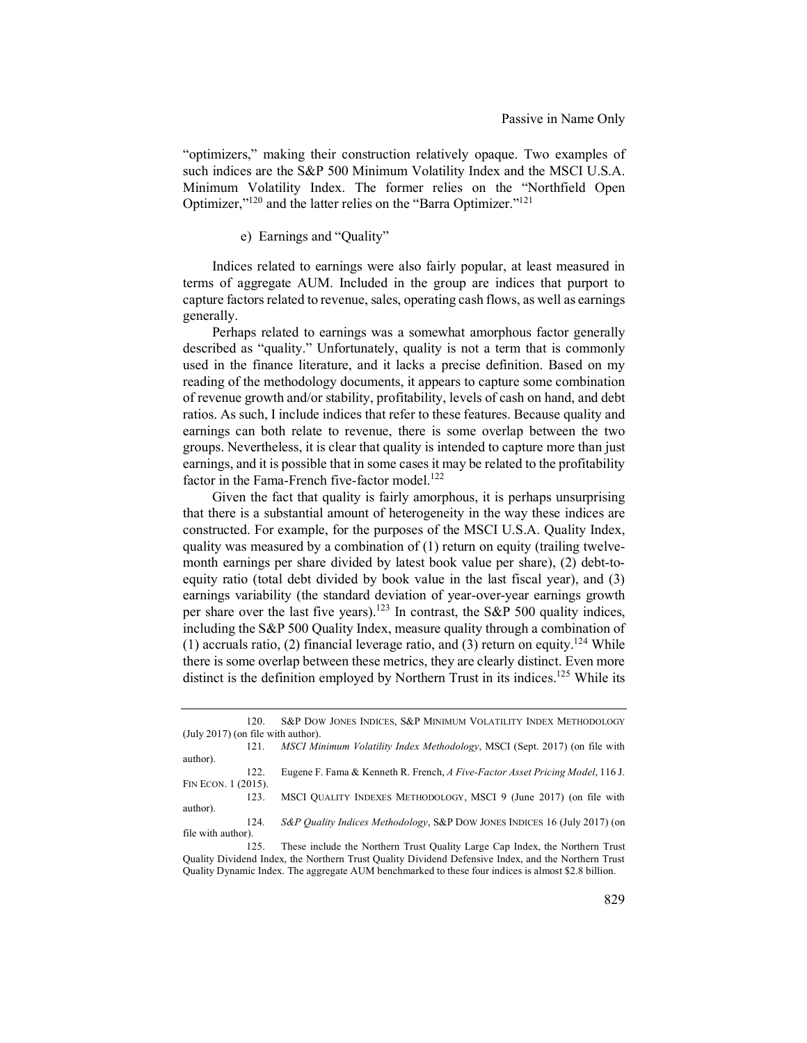"optimizers," making their construction relatively opaque. Two examples of such indices are the S&P 500 Minimum Volatility Index and the MSCI U.S.A. Minimum Volatility Index. The former relies on the "Northfield Open Optimizer,"[120] and the latter relies on the "Barra Optimizer."[121]

#### e) Earnings and "Quality"

Indices related to earnings were also fairly popular, at least measured in terms of aggregate AUM. Included in the group are indices that purport to capture factors related to revenue, sales, operating cash flows, as well as earnings generally.

Perhaps related to earnings was a somewhat amorphous factor generally described as "quality." Unfortunately, quality is not a term that is commonly used in the finance literature, and it lacks a precise definition. Based on my reading of the methodology documents, it appears to capture some combination of revenue growth and/or stability, profitability, levels of cash on hand, and debt ratios. As such, I include indices that refer to these features. Because quality and earnings can both relate to revenue, there is some overlap between the two groups. Nevertheless, it is clear that quality is intended to capture more than just earnings, and it is possible that in some cases it may be related to the profitability factor in the Fama-French five-factor model.[122]

Given the fact that quality is fairly amorphous, it is perhaps unsurprising that there is a substantial amount of heterogeneity in the way these indices are constructed. For example, for the purposes of the MSCI U.S.A. Quality Index, quality was measured by a combination of (1) return on equity (trailing twelve-month earnings per share divided by latest book value per share), (2) debt-to-equity ratio (total debt divided by book value in the last fiscal year), and (3) earnings variability (the standard deviation of year-over-year earnings growth per share over the last five years).[123] In contrast, the S&P 500 quality indices, including the S&P 500 Quality Index, measure quality through a combination of (1) accruals ratio, (2) financial leverage ratio, and (3) return on equity.[124] While there is some overlap between these metrics, they are clearly distinct. Even more distinct is the definition employed by Northern Trust in its indices.[125] While its

---

120. S&P DOW JONES INDICES, S&P MINIMUM VOLATILITY INDEX METHODOLOGY (July 2017) (on file with author).

121. *MSCI Minimum Volatility Index Methodology*, MSCI (Sept. 2017) (on file with author).

122. Eugene F. Fama & Kenneth R. French, *A Five-Factor Asset Pricing Model*, 116 J. FIN ECON. 1 (2015).

123. MSCI QUALITY INDEXES METHODOLOGY, MSCI 9 (June 2017) (on file with author).

124. *S&P Quality Indices Methodology*, S&P DOW JONES INDICES 16 (July 2017) (on file with author).

125. These include the Northern Trust Quality Large Cap Index, the Northern Trust Quality Dividend Index, the Northern Trust Quality Dividend Defensive Index, and the Northern Trust Quality Dynamic Index. The aggregate AUM benchmarked to these four indices is almost $2.8 billion.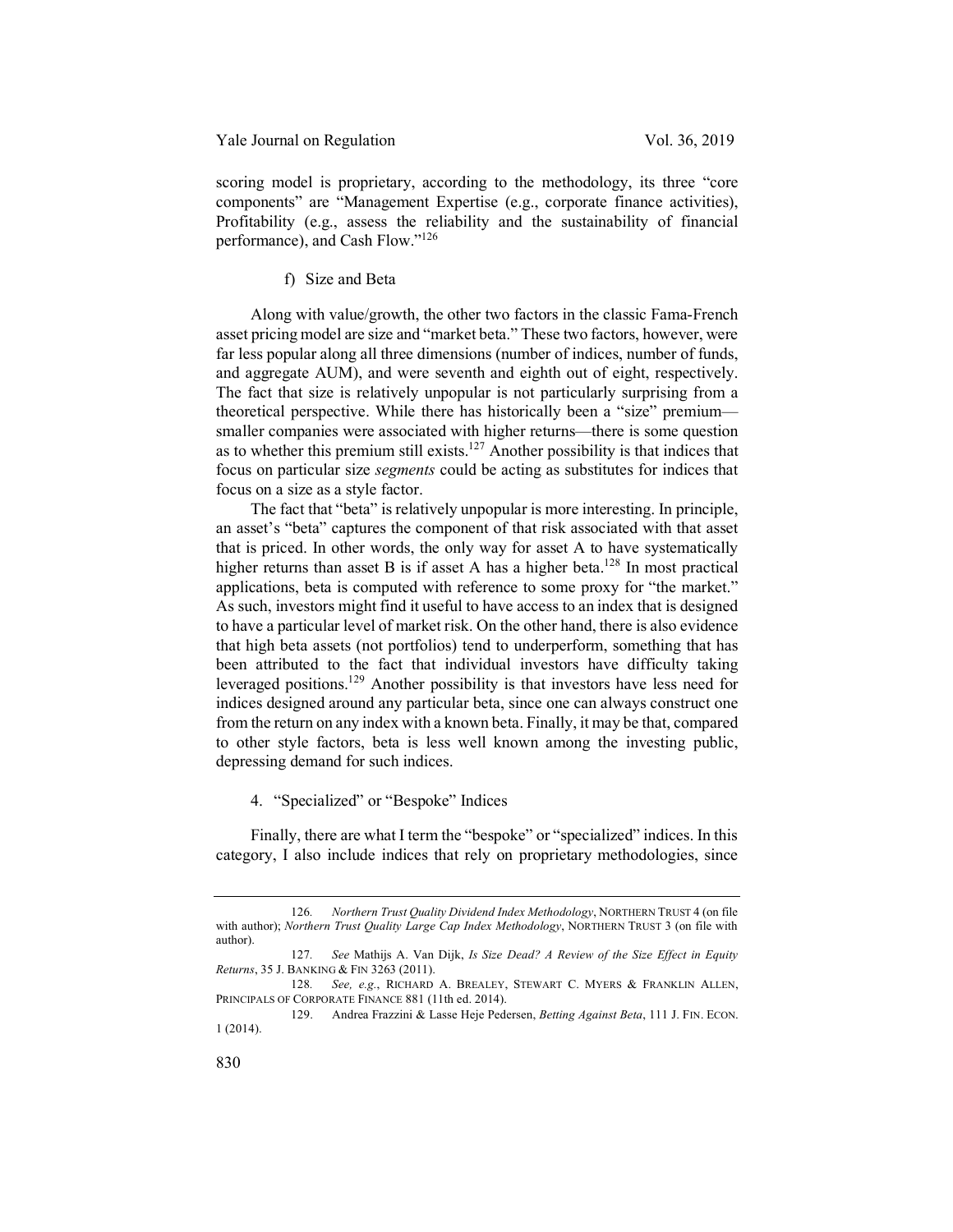scoring model is proprietary, according to the methodology, its three "core components" are "Management Expertise (e.g., corporate finance activities), Profitability (e.g., assess the reliability and the sustainability of financial performance), and Cash Flow."[126]

#### f) Size and Beta

Along with value/growth, the other two factors in the classic Fama-French asset pricing model are size and "market beta." These two factors, however, were far less popular along all three dimensions (number of indices, number of funds, and aggregate AUM), and were seventh and eighth out of eight, respectively. The fact that size is relatively unpopular is not particularly surprising from a theoretical perspective. While there has historically been a "size" premium—smaller companies were associated with higher returns—there is some question as to whether this premium still exists.[127] Another possibility is that indices that focus on particular size *segments* could be acting as substitutes for indices that focus on a size as a style factor.

The fact that "beta" is relatively unpopular is more interesting. In principle, an asset's "beta" captures the component of that risk associated with that asset that is priced. In other words, the only way for asset A to have systematically higher returns than asset B is if asset A has a higher beta.[128] In most practical applications, beta is computed with reference to some proxy for "the market." As such, investors might find it useful to have access to an index that is designed to have a particular level of market risk. On the other hand, there is also evidence that high beta assets (not portfolios) tend to underperform, something that has been attributed to the fact that individual investors have difficulty taking leveraged positions.[129] Another possibility is that investors have less need for indices designed around any particular beta, since one can always construct one from the return on any index with a known beta. Finally, it may be that, compared to other style factors, beta is less well known among the investing public, depressing demand for such indices.

### 4. "Specialized" or "Bespoke" Indices

Finally, there are what I term the "bespoke" or "specialized" indices. In this category, I also include indices that rely on proprietary methodologies, since

---

126. *Northern Trust Quality Dividend Index Methodology*, NORTHERN TRUST 4 (on file with author); *Northern Trust Quality Large Cap Index Methodology*, NORTHERN TRUST 3 (on file with author).

127. *See* Mathijs A. Van Dijk, *Is Size Dead? A Review of the Size Effect in Equity Returns*, 35 J. BANKING & FIN 3263 (2011).

128. *See, e.g.*, RICHARD A. BREALEY, STEWART C. MYERS & FRANKLIN ALLEN, PRINCIPALS OF CORPORATE FINANCE 881 (11th ed. 2014).

129. Andrea Frazzini & Lasse Heje Pedersen, *Betting Against Beta*, 111 J. FIN. ECON. 1 (2014).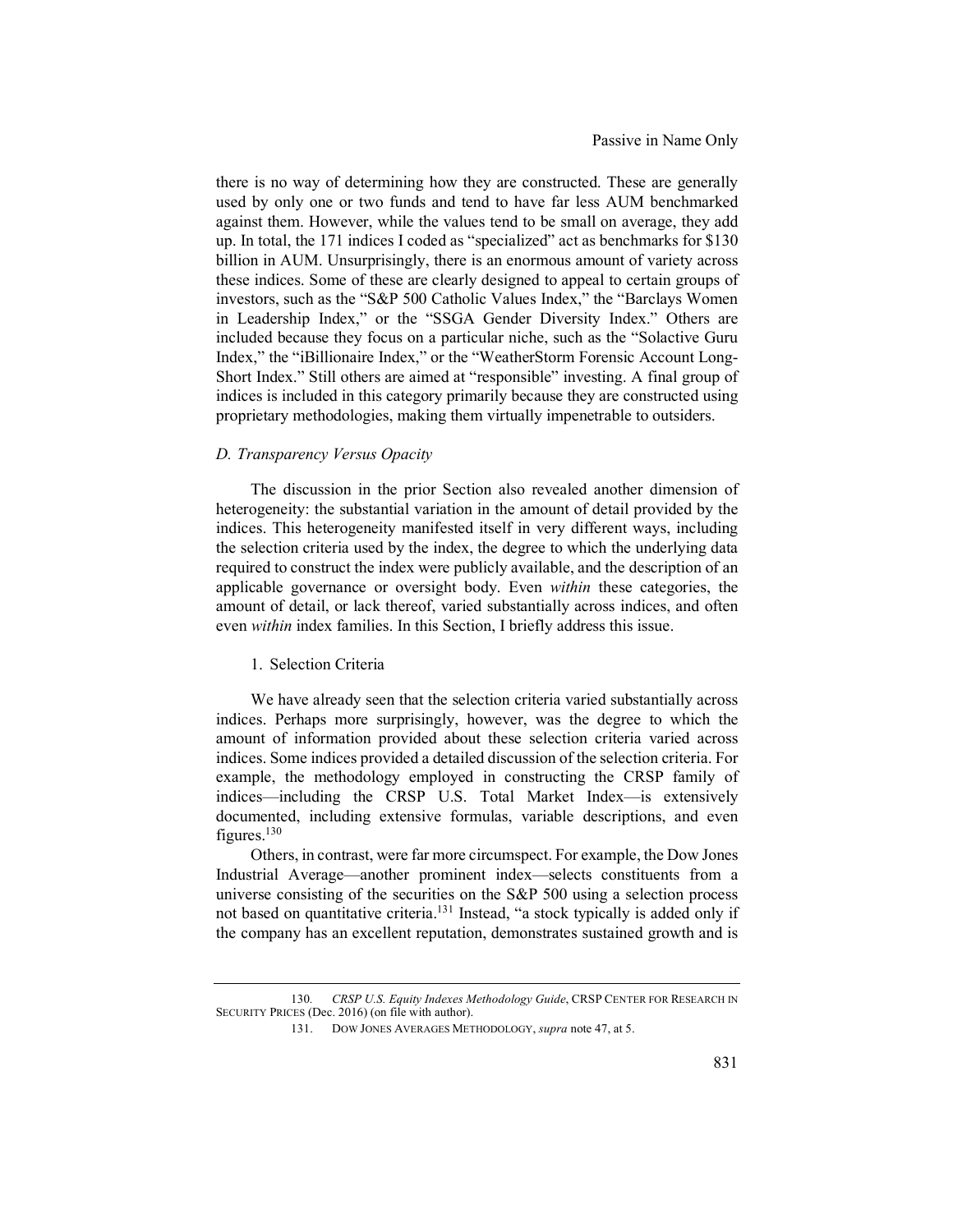there is no way of determining how they are constructed. These are generally used by only one or two funds and tend to have far less AUM benchmarked against them. However, while the values tend to be small on average, they add up. In total, the 171 indices I coded as "specialized" act as benchmarks for $130 billion in AUM. Unsurprisingly, there is an enormous amount of variety across these indices. Some of these are clearly designed to appeal to certain groups of investors, such as the "S&P 500 Catholic Values Index," the "Barclays Women in Leadership Index," or the "SSGA Gender Diversity Index." Others are included because they focus on a particular niche, such as the "Solactive Guru Index," the "iBillionaire Index," or the "WeatherStorm Forensic Account Long-Short Index." Still others are aimed at "responsible" investing. A final group of indices is included in this category primarily because they are constructed using proprietary methodologies, making them virtually impenetrable to outsiders.

### *D. Transparency Versus Opacity*

The discussion in the prior Section also revealed another dimension of heterogeneity: the substantial variation in the amount of detail provided by the indices. This heterogeneity manifested itself in very different ways, including the selection criteria used by the index, the degree to which the underlying data required to construct the index were publicly available, and the description of an applicable governance or oversight body. Even *within* these categories, the amount of detail, or lack thereof, varied substantially across indices, and often even *within* index families. In this Section, I briefly address this issue.

#### 1. Selection Criteria

We have already seen that the selection criteria varied substantially across indices. Perhaps more surprisingly, however, was the degree to which the amount of information provided about these selection criteria varied across indices. Some indices provided a detailed discussion of the selection criteria. For example, the methodology employed in constructing the CRSP family of indices—including the CRSP U.S. Total Market Index—is extensively documented, including extensive formulas, variable descriptions, and even figures.[130]

Others, in contrast, were far more circumspect. For example, the Dow Jones Industrial Average—another prominent index—selects constituents from a universe consisting of the securities on the S&P 500 using a selection process not based on quantitative criteria.[131] Instead, "a stock typically is added only if the company has an excellent reputation, demonstrates sustained growth and is

---

130. *CRSP U.S. Equity Indexes Methodology Guide*, CRSP CENTER FOR RESEARCH IN SECURITY PRICES (Dec. 2016) (on file with author).

131. DOW JONES AVERAGES METHODOLOGY, *supra* note 47, at 5.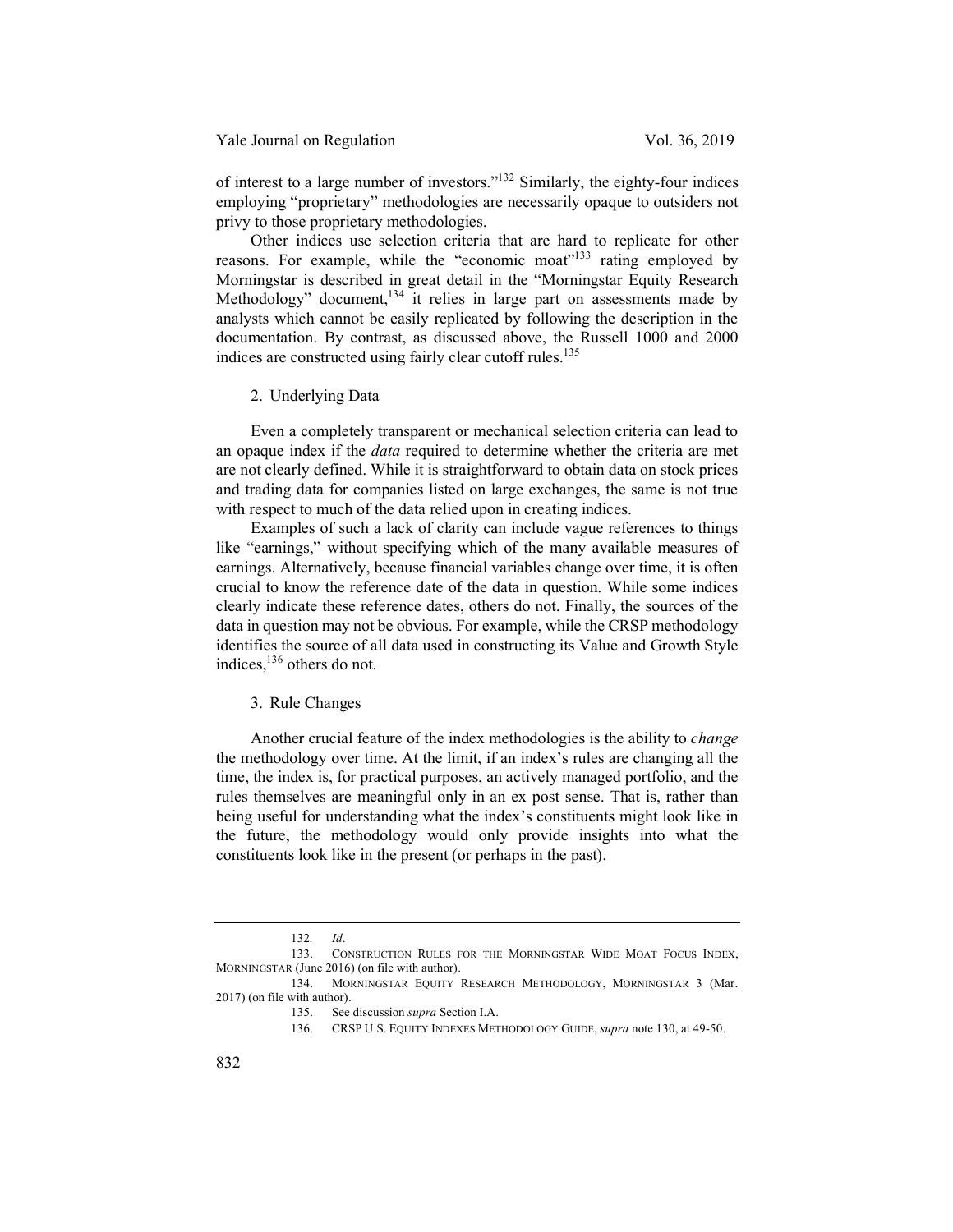of interest to a large number of investors."[132] Similarly, the eighty-four indices employing "proprietary" methodologies are necessarily opaque to outsiders not privy to those proprietary methodologies.

Other indices use selection criteria that are hard to replicate for other reasons. For example, while the "economic moat"[133] rating employed by Morningstar is described in great detail in the "Morningstar Equity Research Methodology" document,[134] it relies in large part on assessments made by analysts which cannot be easily replicated by following the description in the documentation. By contrast, as discussed above, the Russell 1000 and 2000 indices are constructed using fairly clear cutoff rules.[135]

### 2. Underlying Data

Even a completely transparent or mechanical selection criteria can lead to an opaque index if the *data* required to determine whether the criteria are met are not clearly defined. While it is straightforward to obtain data on stock prices and trading data for companies listed on large exchanges, the same is not true with respect to much of the data relied upon in creating indices.

Examples of such a lack of clarity can include vague references to things like "earnings," without specifying which of the many available measures of earnings. Alternatively, because financial variables change over time, it is often crucial to know the reference date of the data in question. While some indices clearly indicate these reference dates, others do not. Finally, the sources of the data in question may not be obvious. For example, while the CRSP methodology identifies the source of all data used in constructing its Value and Growth Style indices,[136] others do not.

### 3. Rule Changes

Another crucial feature of the index methodologies is the ability to *change* the methodology over time. At the limit, if an index's rules are changing all the time, the index is, for practical purposes, an actively managed portfolio, and the rules themselves are meaningful only in an ex post sense. That is, rather than being useful for understanding what the index's constituents might look like in the future, the methodology would only provide insights into what the constituents look like in the present (or perhaps in the past).

---

132. *Id*.

133. CONSTRUCTION RULES FOR THE MORNINGSTAR WIDE MOAT FOCUS INDEX, MORNINGSTAR (June 2016) (on file with author).

134. MORNINGSTAR EQUITY RESEARCH METHODOLOGY, MORNINGSTAR 3 (Mar. 2017) (on file with author).

135. See discussion *supra* Section I.A.

136. CRSP U.S. EQUITY INDEXES METHODOLOGY GUIDE, *supra* note 130, at 49-50.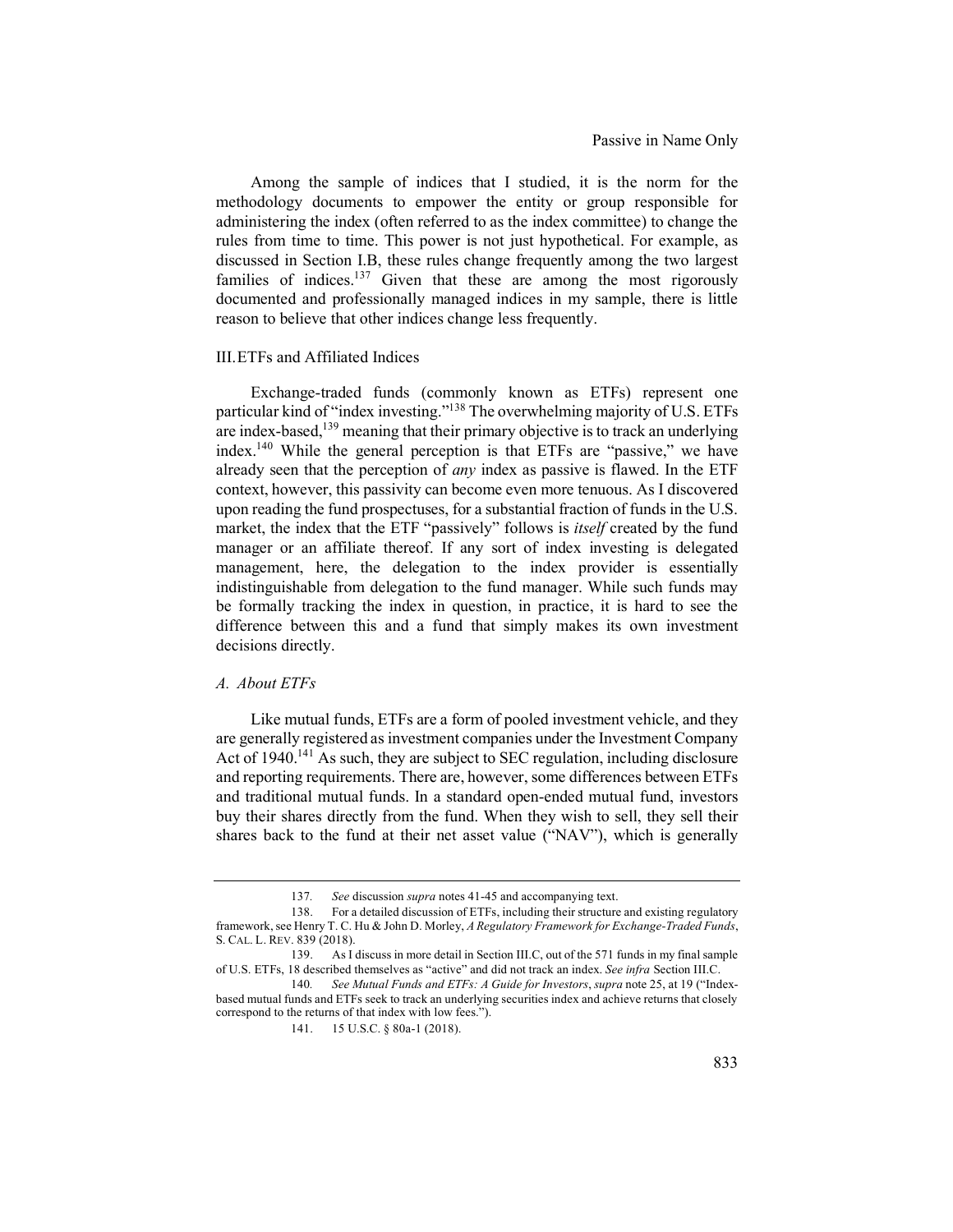Among the sample of indices that I studied, it is the norm for the methodology documents to empower the entity or group responsible for administering the index (often referred to as the index committee) to change the rules from time to time. This power is not just hypothetical. For example, as discussed in Section I.B, these rules change frequently among the two largest families of indices.[137] Given that these are among the most rigorously documented and professionally managed indices in my sample, there is little reason to believe that other indices change less frequently.

## III. ETFs and Affiliated Indices

Exchange-traded funds (commonly known as ETFs) represent one particular kind of "index investing."[138] The overwhelming majority of U.S. ETFs are index-based,[139] meaning that their primary objective is to track an underlying index.[140] While the general perception is that ETFs are "passive," we have already seen that the perception of *any* index as passive is flawed. In the ETF context, however, this passivity can become even more tenuous. As I discovered upon reading the fund prospectuses, for a substantial fraction of funds in the U.S. market, the index that the ETF "passively" follows is *itself* created by the fund manager or an affiliate thereof. If any sort of index investing is delegated management, here, the delegation to the index provider is essentially indistinguishable from delegation to the fund manager. While such funds may be formally tracking the index in question, in practice, it is hard to see the difference between this and a fund that simply makes its own investment decisions directly.

### *A. About ETFs*

Like mutual funds, ETFs are a form of pooled investment vehicle, and they are generally registered as investment companies under the Investment Company Act of 1940.[141] As such, they are subject to SEC regulation, including disclosure and reporting requirements. There are, however, some differences between ETFs and traditional mutual funds. In a standard open-ended mutual fund, investors buy their shares directly from the fund. When they wish to sell, they sell their shares back to the fund at their net asset value ("NAV"), which is generally

---

137. *See* discussion *supra* notes 41-45 and accompanying text.

138. For a detailed discussion of ETFs, including their structure and existing regulatory framework, see Henry T. C. Hu & John D. Morley, *A Regulatory Framework for Exchange-Traded Funds*, S. CAL. L. REV. 839 (2018).

139. As I discuss in more detail in Section III.C, out of the 571 funds in my final sample of U.S. ETFs, 18 described themselves as "active" and did not track an index. *See infra* Section III.C.

140. *See Mutual Funds and ETFs: A Guide for Investors*, *supra* note 25, at 19 ("Index-based mutual funds and ETFs seek to track an underlying securities index and achieve returns that closely correspond to the returns of that index with low fees.").

141. 15 U.S.C. § 80a-1 (2018).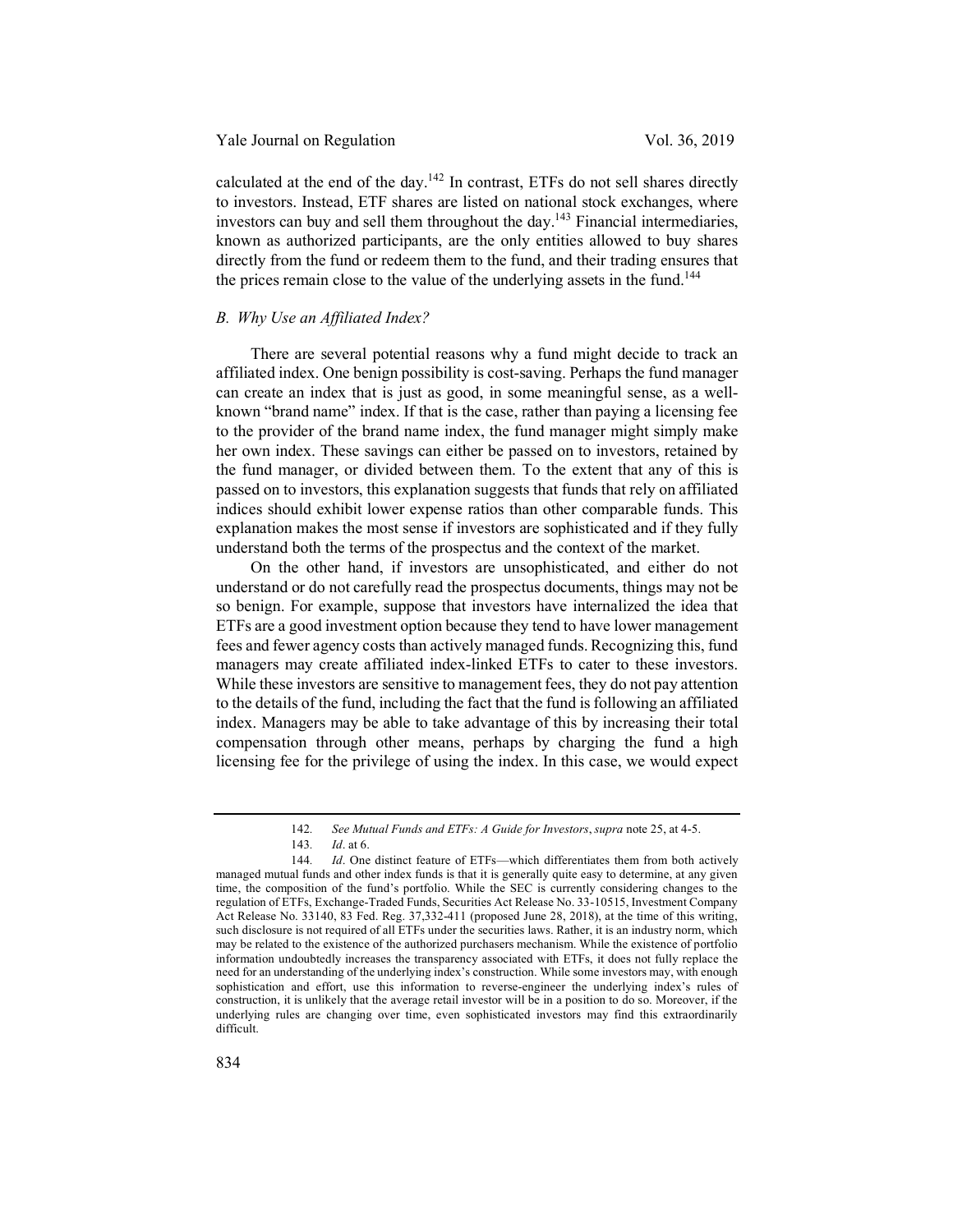calculated at the end of the day.[142] In contrast, ETFs do not sell shares directly to investors. Instead, ETF shares are listed on national stock exchanges, where investors can buy and sell them throughout the day.[143] Financial intermediaries, known as authorized participants, are the only entities allowed to buy shares directly from the fund or redeem them to the fund, and their trading ensures that the prices remain close to the value of the underlying assets in the fund.[144]

### *B. Why Use an Affiliated Index?*

There are several potential reasons why a fund might decide to track an affiliated index. One benign possibility is cost-saving. Perhaps the fund manager can create an index that is just as good, in some meaningful sense, as a well-known "brand name" index. If that is the case, rather than paying a licensing fee to the provider of the brand name index, the fund manager might simply make her own index. These savings can either be passed on to investors, retained by the fund manager, or divided between them. To the extent that any of this is passed on to investors, this explanation suggests that funds that rely on affiliated indices should exhibit lower expense ratios than other comparable funds. This explanation makes the most sense if investors are sophisticated and if they fully understand both the terms of the prospectus and the context of the market.

On the other hand, if investors are unsophisticated, and either do not understand or do not carefully read the prospectus documents, things may not be so benign. For example, suppose that investors have internalized the idea that ETFs are a good investment option because they tend to have lower management fees and fewer agency costs than actively managed funds. Recognizing this, fund managers may create affiliated index-linked ETFs to cater to these investors. While these investors are sensitive to management fees, they do not pay attention to the details of the fund, including the fact that the fund is following an affiliated index. Managers may be able to take advantage of this by increasing their total compensation through other means, perhaps by charging the fund a high licensing fee for the privilege of using the index. In this case, we would expect

---

142. *See Mutual Funds and ETFs: A Guide for Investors*, *supra* note 25, at 4-5.

143. *Id*. at 6.

144. *Id*. One distinct feature of ETFs—which differentiates them from both actively managed mutual funds and other index funds is that it is generally quite easy to determine, at any given time, the composition of the fund's portfolio. While the SEC is currently considering changes to the regulation of ETFs, Exchange-Traded Funds, Securities Act Release No. 33-10515, Investment Company Act Release No. 33140, 83 Fed. Reg. 37,332-411 (proposed June 28, 2018), at the time of this writing, such disclosure is not required of all ETFs under the securities laws. Rather, it is an industry norm, which may be related to the existence of the authorized purchasers mechanism. While the existence of portfolio information undoubtedly increases the transparency associated with ETFs, it does not fully replace the need for an understanding of the underlying index's construction. While some investors may, with enough sophistication and effort, use this information to reverse-engineer the underlying index's rules of construction, it is unlikely that the average retail investor will be in a position to do so. Moreover, if the underlying rules are changing over time, even sophisticated investors may find this extraordinarily difficult.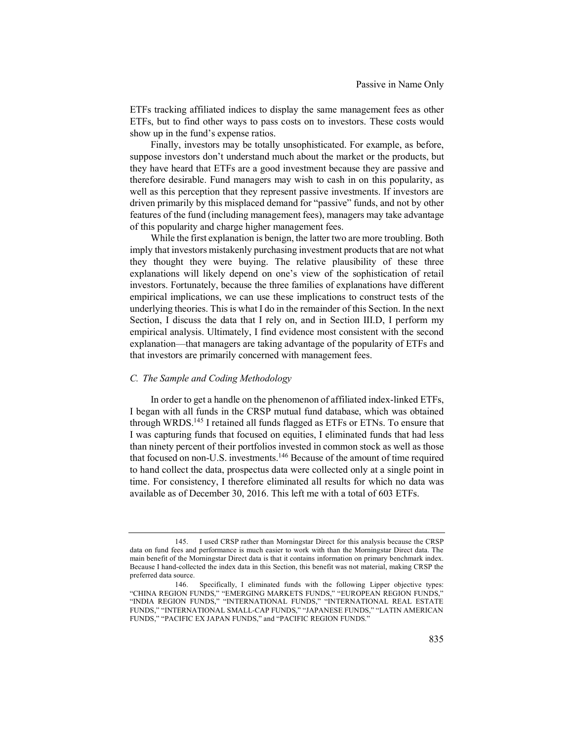ETFs tracking affiliated indices to display the same management fees as other ETFs, but to find other ways to pass costs on to investors. These costs would show up in the fund's expense ratios.

Finally, investors may be totally unsophisticated. For example, as before, suppose investors don't understand much about the market or the products, but they have heard that ETFs are a good investment because they are passive and therefore desirable. Fund managers may wish to cash in on this popularity, as well as this perception that they represent passive investments. If investors are driven primarily by this misplaced demand for "passive" funds, and not by other features of the fund (including management fees), managers may take advantage of this popularity and charge higher management fees.

While the first explanation is benign, the latter two are more troubling. Both imply that investors mistakenly purchasing investment products that are not what they thought they were buying. The relative plausibility of these three explanations will likely depend on one's view of the sophistication of retail investors. Fortunately, because the three families of explanations have different empirical implications, we can use these implications to construct tests of the underlying theories. This is what I do in the remainder of this Section. In the next Section, I discuss the data that I rely on, and in Section III.D, I perform my empirical analysis. Ultimately, I find evidence most consistent with the second explanation—that managers are taking advantage of the popularity of ETFs and that investors are primarily concerned with management fees.

### *C. The Sample and Coding Methodology*

In order to get a handle on the phenomenon of affiliated index-linked ETFs, I began with all funds in the CRSP mutual fund database, which was obtained through WRDS.[145] I retained all funds flagged as ETFs or ETNs. To ensure that I was capturing funds that focused on equities, I eliminated funds that had less than ninety percent of their portfolios invested in common stock as well as those that focused on non-U.S. investments.[146] Because of the amount of time required to hand collect the data, prospectus data were collected only at a single point in time. For consistency, I therefore eliminated all results for which no data was available as of December 30, 2016. This left me with a total of 603 ETFs.

---

145. I used CRSP rather than Morningstar Direct for this analysis because the CRSP data on fund fees and performance is much easier to work with than the Morningstar Direct data. The main benefit of the Morningstar Direct data is that it contains information on primary benchmark index. Because I hand-collected the index data in this Section, this benefit was not material, making CRSP the preferred data source.

146. Specifically, I eliminated funds with the following Lipper objective types: "CHINA REGION FUNDS," "EMERGING MARKETS FUNDS," "EUROPEAN REGION FUNDS," "INDIA REGION FUNDS," "INTERNATIONAL FUNDS," "INTERNATIONAL REAL ESTATE FUNDS," "INTERNATIONAL SMALL-CAP FUNDS," "JAPANESE FUNDS," "LATIN AMERICAN FUNDS," "PACIFIC EX JAPAN FUNDS," and "PACIFIC REGION FUNDS."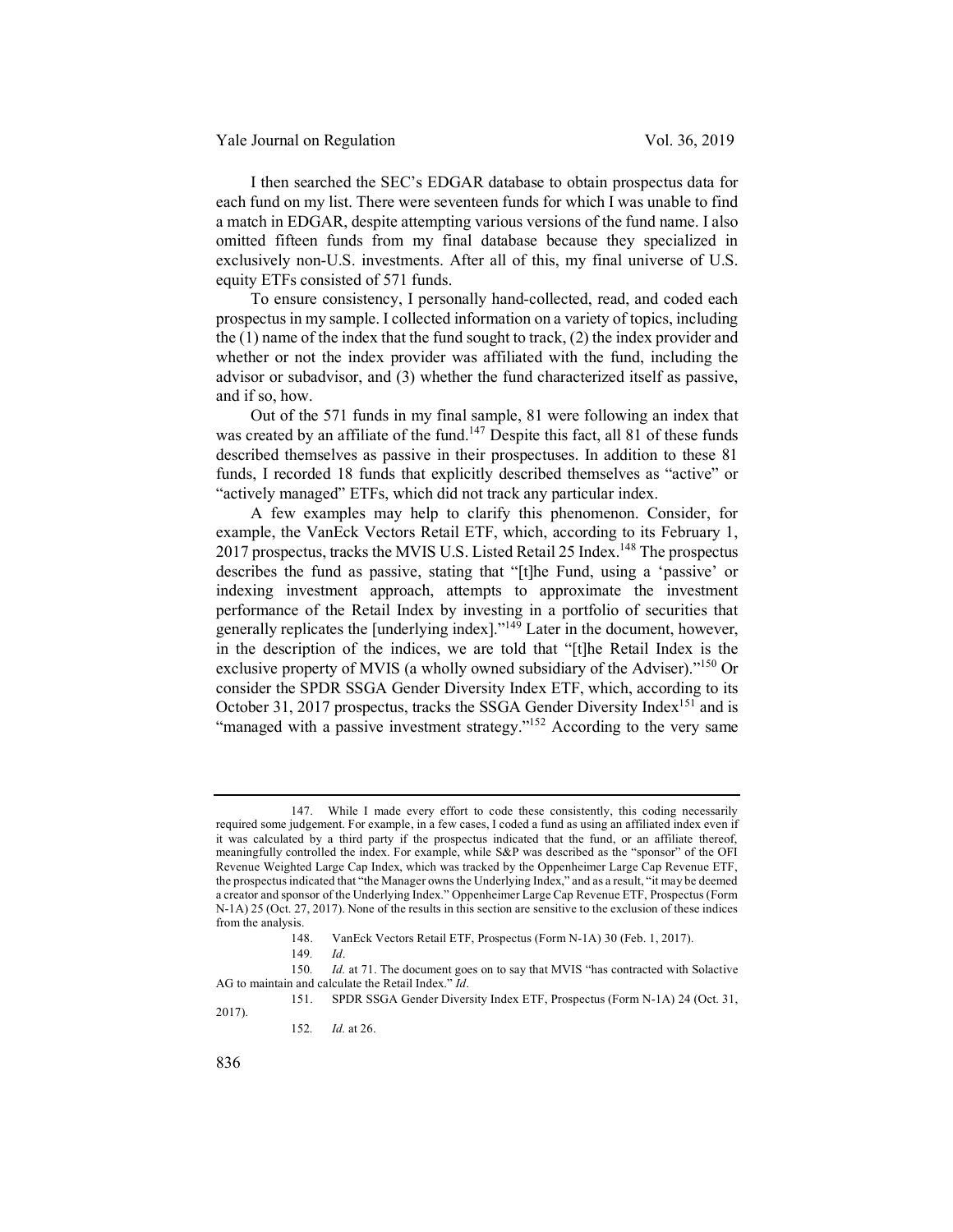I then searched the SEC's EDGAR database to obtain prospectus data for each fund on my list. There were seventeen funds for which I was unable to find a match in EDGAR, despite attempting various versions of the fund name. I also omitted fifteen funds from my final database because they specialized in exclusively non-U.S. investments. After all of this, my final universe of U.S. equity ETFs consisted of 571 funds.

To ensure consistency, I personally hand-collected, read, and coded each prospectus in my sample. I collected information on a variety of topics, including the (1) name of the index that the fund sought to track, (2) the index provider and whether or not the index provider was affiliated with the fund, including the advisor or subadvisor, and (3) whether the fund characterized itself as passive, and if so, how.

Out of the 571 funds in my final sample, 81 were following an index that was created by an affiliate of the fund.[147] Despite this fact, all 81 of these funds described themselves as passive in their prospectuses. In addition to these 81 funds, I recorded 18 funds that explicitly described themselves as "active" or "actively managed" ETFs, which did not track any particular index.

A few examples may help to clarify this phenomenon. Consider, for example, the VanEck Vectors Retail ETF, which, according to its February 1, 2017 prospectus, tracks the MVIS U.S. Listed Retail 25 Index.[148] The prospectus describes the fund as passive, stating that "[t]he Fund, using a 'passive' or indexing investment approach, attempts to approximate the investment performance of the Retail Index by investing in a portfolio of securities that generally replicates the [underlying index]."[149] Later in the document, however, in the description of the indices, we are told that "[t]he Retail Index is the exclusive property of MVIS (a wholly owned subsidiary of the Adviser)."[150] Or consider the SPDR SSGA Gender Diversity Index ETF, which, according to its October 31, 2017 prospectus, tracks the SSGA Gender Diversity Index[151] and is "managed with a passive investment strategy."[152] According to the very same

---

147. While I made every effort to code these consistently, this coding necessarily required some judgement. For example, in a few cases, I coded a fund as using an affiliated index even if it was calculated by a third party if the prospectus indicated that the fund, or an affiliate thereof, meaningfully controlled the index. For example, while S&P was described as the "sponsor" of the OFI Revenue Weighted Large Cap Index, which was tracked by the Oppenheimer Large Cap Revenue ETF, the prospectus indicated that "the Manager owns the Underlying Index," and as a result, "it may be deemed a creator and sponsor of the Underlying Index." Oppenheimer Large Cap Revenue ETF, Prospectus (Form N-1A) 25 (Oct. 27, 2017). None of the results in this section are sensitive to the exclusion of these indices from the analysis.

148. VanEck Vectors Retail ETF, Prospectus (Form N-1A) 30 (Feb. 1, 2017).

149. *Id*.

150. *Id.* at 71. The document goes on to say that MVIS "has contracted with Solactive AG to maintain and calculate the Retail Index." *Id*.

151. SPDR SSGA Gender Diversity Index ETF, Prospectus (Form N-1A) 24 (Oct. 31, 2017).

152. *Id.* at 26.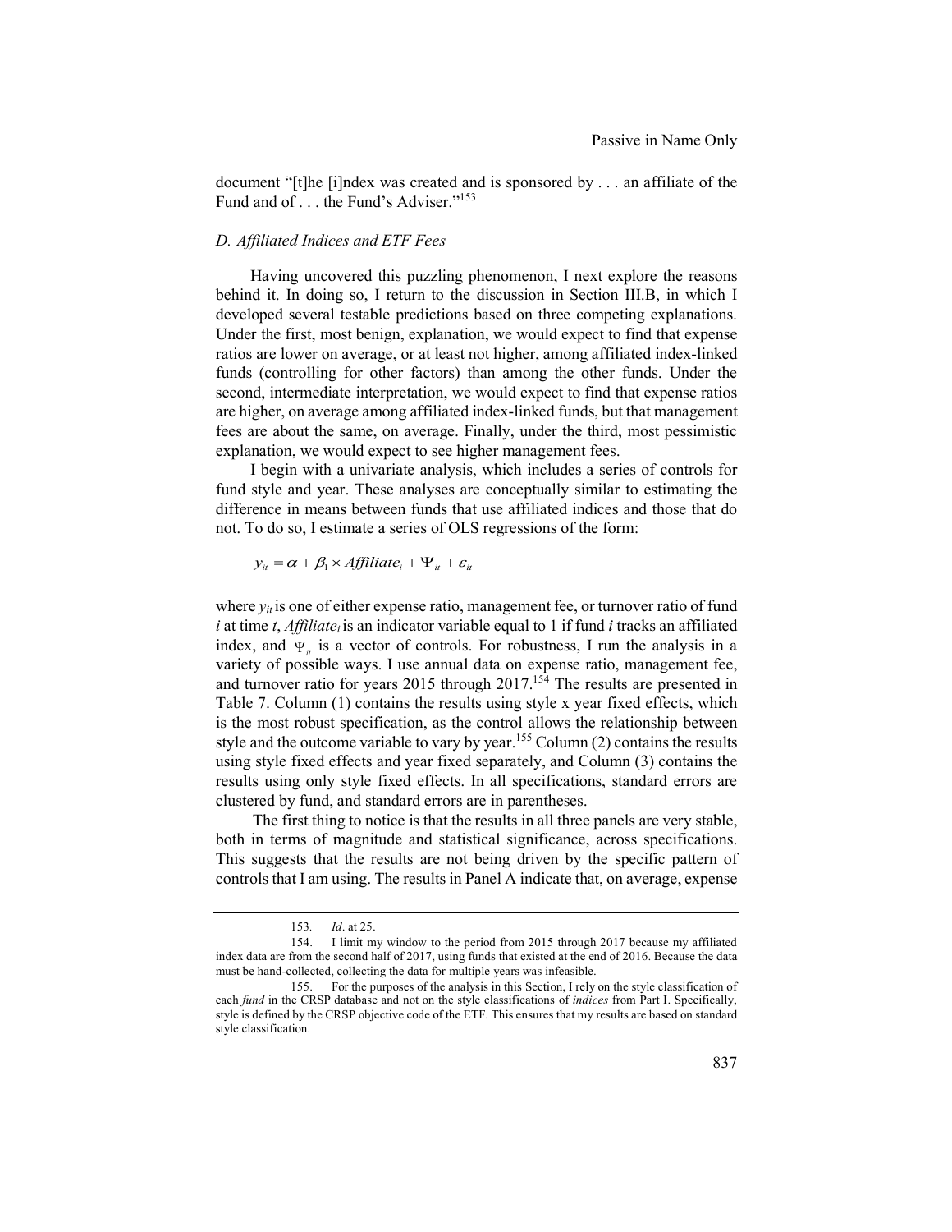document "[t]he [i]ndex was created and is sponsored by . . . an affiliate of the Fund and of . . . the Fund's Adviser."[153]

### *D. Affiliated Indices and ETF Fees*

Having uncovered this puzzling phenomenon, I next explore the reasons behind it. In doing so, I return to the discussion in Section III.B, in which I developed several testable predictions based on three competing explanations. Under the first, most benign, explanation, we would expect to find that expense ratios are lower on average, or at least not higher, among affiliated index-linked funds (controlling for other factors) than among the other funds. Under the second, intermediate interpretation, we would expect to find that expense ratios are higher, on average among affiliated index-linked funds, but that management fees are about the same, on average. Finally, under the third, most pessimistic explanation, we would expect to see higher management fees.

I begin with a univariate analysis, which includes a series of controls for fund style and year. These analyses are conceptually similar to estimating the difference in means between funds that use affiliated indices and those that do not. To do so, I estimate a series of OLS regressions of the form:

$$y_{it} = \alpha + \beta_1 \times Affiliate_i + \Psi_{it} + \varepsilon_{it}$$

where $y_{it}$ is one of either expense ratio, management fee, or turnover ratio of fund $i$ at time $t$, $Affiliate_i$ is an indicator variable equal to 1 if fund $i$ tracks an affiliated index, and $\Psi_{it}$ is a vector of controls. For robustness, I run the analysis in a variety of possible ways. I use annual data on expense ratio, management fee, and turnover ratio for years 2015 through 2017.[154] The results are presented in Table 7. Column (1) contains the results using style x year fixed effects, which is the most robust specification, as the control allows the relationship between style and the outcome variable to vary by year.[155] Column (2) contains the results using style fixed effects and year fixed separately, and Column (3) contains the results using only style fixed effects. In all specifications, standard errors are clustered by fund, and standard errors are in parentheses.

The first thing to notice is that the results in all three panels are very stable, both in terms of magnitude and statistical significance, across specifications. This suggests that the results are not being driven by the specific pattern of controls that I am using. The results in Panel A indicate that, on average, expense

---

153. *Id*. at 25.

154. I limit my window to the period from 2015 through 2017 because my affiliated index data are from the second half of 2017, using funds that existed at the end of 2016. Because the data must be hand-collected, collecting the data for multiple years was infeasible.

155. For the purposes of the analysis in this Section, I rely on the style classification of each *fund* in the CRSP database and not on the style classifications of *indices* from Part I. Specifically, style is defined by the CRSP objective code of the ETF. This ensures that my results are based on standard style classification.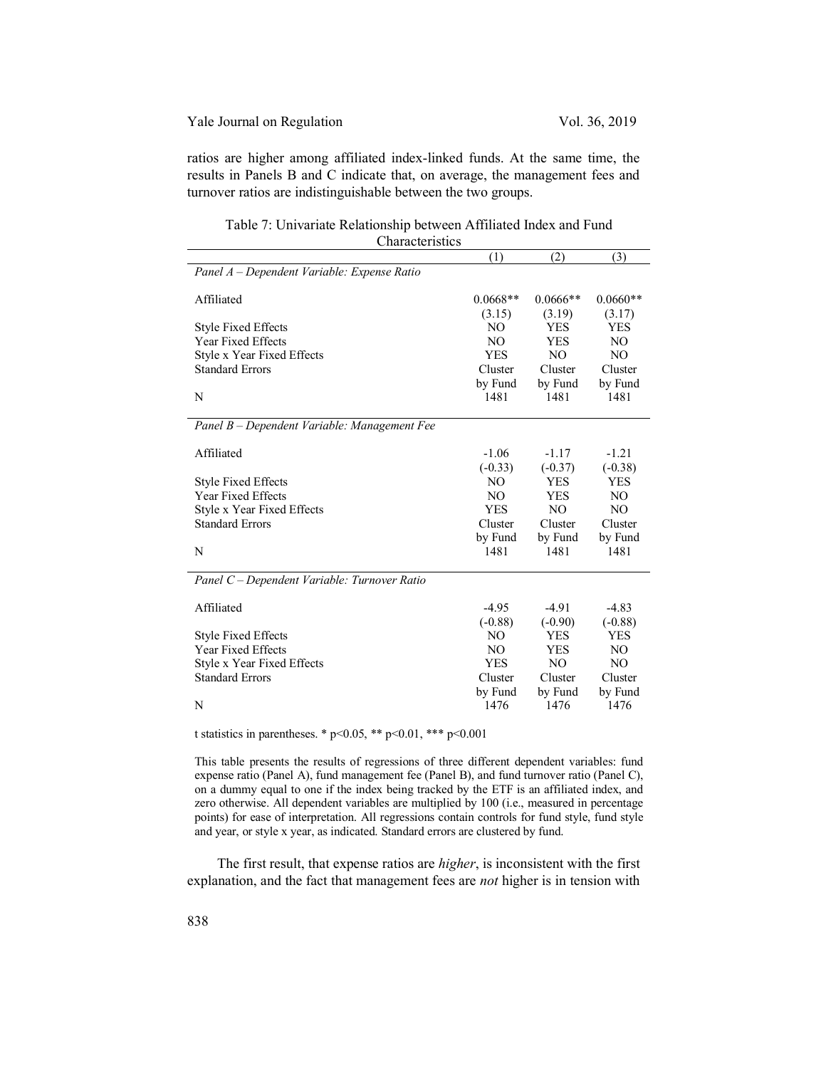ratios are higher among affiliated index-linked funds. At the same time, the results in Panels B and C indicate that, on average, the management fees and turnover ratios are indistinguishable between the two groups.

Table 7: Univariate Relationship between Affiliated Index and Fund Characteristics

| | (1) | (2) | (3) |
|---|---|---|---|
| *Panel A – Dependent Variable: Expense Ratio* | | | |
| Affiliated | 0.0668** | 0.0666** | 0.0660** |
| | (3.15) | (3.19) | (3.17) |
| Style Fixed Effects | NO | YES | YES |
| Year Fixed Effects | NO | YES | NO |
| Style x Year Fixed Effects | YES | NO | NO |
| Standard Errors | Cluster by Fund | Cluster by Fund | Cluster by Fund |
| N | 1481 | 1481 | 1481 |
| *Panel B – Dependent Variable: Management Fee* | | | |
| Affiliated | -1.06 | -1.17 | -1.21 |
| | (-0.33) | (-0.37) | (-0.38) |
| Style Fixed Effects | NO | YES | YES |
| Year Fixed Effects | NO | YES | NO |
| Style x Year Fixed Effects | YES | NO | NO |
| Standard Errors | Cluster by Fund | Cluster by Fund | Cluster by Fund |
| N | 1481 | 1481 | 1481 |
| *Panel C – Dependent Variable: Turnover Ratio* | | | |
| Affiliated | -4.95 | -4.91 | -4.83 |
| | (-0.88) | (-0.90) | (-0.88) |
| Style Fixed Effects | NO | YES | YES |
| Year Fixed Effects | NO | YES | NO |
| Style x Year Fixed Effects | YES | NO | NO |
| Standard Errors | Cluster by Fund | Cluster by Fund | Cluster by Fund |
| N | 1476 | 1476 | 1476 |

t statistics in parentheses. * $p<0.05$, ** $p<0.01$, *** $p<0.001$

This table presents the results of regressions of three different dependent variables: fund expense ratio (Panel A), fund management fee (Panel B), and fund turnover ratio (Panel C), on a dummy equal to one if the index being tracked by the ETF is an affiliated index, and zero otherwise. All dependent variables are multiplied by 100 (i.e., measured in percentage points) for ease of interpretation. All regressions contain controls for fund style, fund style and year, or style x year, as indicated. Standard errors are clustered by fund.

The first result, that expense ratios are *higher*, is inconsistent with the first explanation, and the fact that management fees are *not* higher is in tension with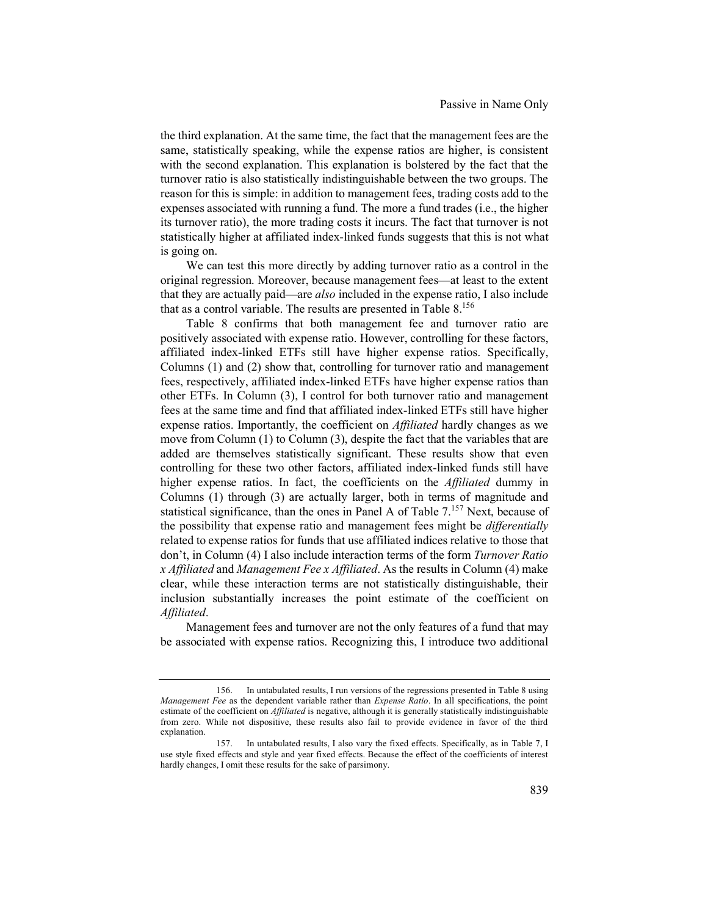the third explanation. At the same time, the fact that the management fees are the same, statistically speaking, while the expense ratios are higher, is consistent with the second explanation. This explanation is bolstered by the fact that the turnover ratio is also statistically indistinguishable between the two groups. The reason for this is simple: in addition to management fees, trading costs add to the expenses associated with running a fund. The more a fund trades (i.e., the higher its turnover ratio), the more trading costs it incurs. The fact that turnover is not statistically higher at affiliated index-linked funds suggests that this is not what is going on.

We can test this more directly by adding turnover ratio as a control in the original regression. Moreover, because management fees—at least to the extent that they are actually paid—are *also* included in the expense ratio, I also include that as a control variable. The results are presented in Table 8.[156]

Table 8 confirms that both management fee and turnover ratio are positively associated with expense ratio. However, controlling for these factors, affiliated index-linked ETFs still have higher expense ratios. Specifically, Columns (1) and (2) show that, controlling for turnover ratio and management fees, respectively, affiliated index-linked ETFs have higher expense ratios than other ETFs. In Column (3), I control for both turnover ratio and management fees at the same time and find that affiliated index-linked ETFs still have higher expense ratios. Importantly, the coefficient on *Affiliated* hardly changes as we move from Column (1) to Column (3), despite the fact that the variables that are added are themselves statistically significant. These results show that even controlling for these two other factors, affiliated index-linked funds still have higher expense ratios. In fact, the coefficients on the *Affiliated* dummy in Columns (1) through (3) are actually larger, both in terms of magnitude and statistical significance, than the ones in Panel A of Table 7.[157] Next, because of the possibility that expense ratio and management fees might be *differentially* related to expense ratios for funds that use affiliated indices relative to those that don't, in Column (4) I also include interaction terms of the form *Turnover Ratio x Affiliated* and *Management Fee x Affiliated*. As the results in Column (4) make clear, while these interaction terms are not statistically distinguishable, their inclusion substantially increases the point estimate of the coefficient on *Affiliated*.

Management fees and turnover are not the only features of a fund that may be associated with expense ratios. Recognizing this, I introduce two additional

---

156. In untabulated results, I run versions of the regressions presented in Table 8 using *Management Fee* as the dependent variable rather than *Expense Ratio*. In all specifications, the point estimate of the coefficient on *Affiliated* is negative, although it is generally statistically indistinguishable from zero. While not dispositive, these results also fail to provide evidence in favor of the third explanation.

157. In untabulated results, I also vary the fixed effects. Specifically, as in Table 7, I use style fixed effects and style and year fixed effects. Because the effect of the coefficients of interest hardly changes, I omit these results for the sake of parsimony.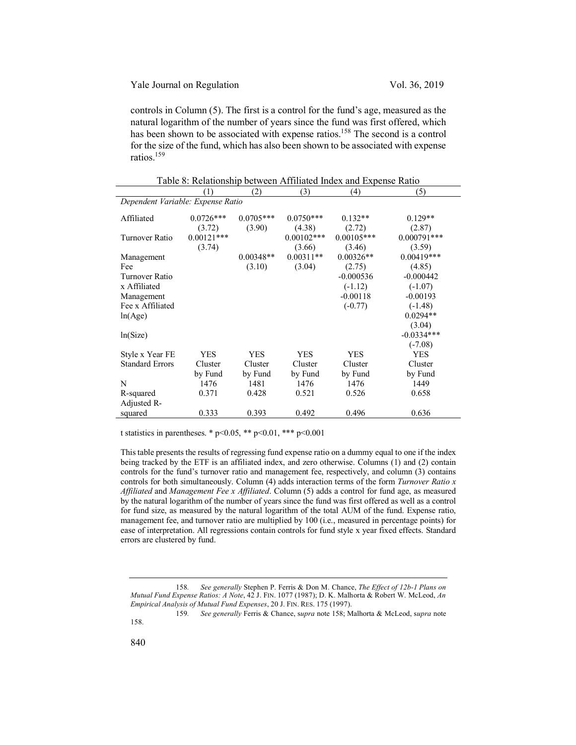controls in Column (5). The first is a control for the fund's age, measured as the natural logarithm of the number of years since the fund was first offered, which has been shown to be associated with expense ratios.[158] The second is a control for the size of the fund, which has also been shown to be associated with expense ratios.[159]

Table 8: Relationship between Affiliated Index and Expense Ratio

| | (1) | (2) | (3) | (4) | (5) |
|---|---|---|---|---|---|
| *Dependent Variable: Expense Ratio* | | | | | |
| Affiliated | 0.0726*** | 0.0705*** | 0.0750*** | 0.132** | 0.129** |
| | (3.72) | (3.90) | (4.38) | (2.72) | (2.87) |
| Turnover Ratio | 0.00121*** | | 0.00102*** | 0.00105*** | 0.000791*** |
| | (3.74) | | (3.66) | (3.46) | (3.59) |
| Management Fee | | 0.00348** | 0.00311** | 0.00326** | 0.00419*** |
| | | (3.10) | (3.04) | (2.75) | (4.85) |
| Turnover Ratio x Affiliated | | | | -0.000536 | -0.000442 |
| | | | | (-1.12) | (-1.07) |
| Management Fee x Affiliated | | | | -0.00118 | -0.00193 |
| | | | | (-0.77) | (-1.48) |
| ln(Age) | | | | | 0.0294** |
| | | | | | (3.04) |
| ln(Size) | | | | | -0.0334*** |
| | | | | | (-7.08) |
| Style x Year FE | YES | YES | YES | YES | YES |
| Standard Errors | Cluster by Fund | Cluster by Fund | Cluster by Fund | Cluster by Fund | Cluster by Fund |
| N | 1476 | 1481 | 1476 | 1476 | 1449 |
| R-squared | 0.371 | 0.428 | 0.521 | 0.526 | 0.658 |
| Adjusted R-squared | 0.333 | 0.393 | 0.492 | 0.496 | 0.636 |

t statistics in parentheses. * $p<0.05$, ** $p<0.01$, *** $p<0.001$

This table presents the results of regressing fund expense ratio on a dummy equal to one if the index being tracked by the ETF is an affiliated index, and zero otherwise. Columns (1) and (2) contain controls for the fund's turnover ratio and management fee, respectively, and column (3) contains controls for both simultaneously. Column (4) adds interaction terms of the form *Turnover Ratio x Affiliated* and *Management Fee x Affiliated*. Column (5) adds a control for fund age, as measured by the natural logarithm of the number of years since the fund was first offered as well as a control for fund size, as measured by the natural logarithm of the total AUM of the fund. Expense ratio, management fee, and turnover ratio are multiplied by 100 (i.e., measured in percentage points) for ease of interpretation. All regressions contain controls for fund style x year fixed effects. Standard errors are clustered by fund.

---

158. *See generally* Stephen P. Ferris & Don M. Chance, *The Effect of 12b-1 Plans on Mutual Fund Expense Ratios: A Note*, 42 J. FIN. 1077 (1987); D. K. Malhorta & Robert W. McLeod, *An Empirical Analysis of Mutual Fund Expenses*, 20 J. FIN. RES. 175 (1997).

159. *See generally* Ferris & Chance, *supra* note 158; Malhorta & McLeod, *supra* note 158.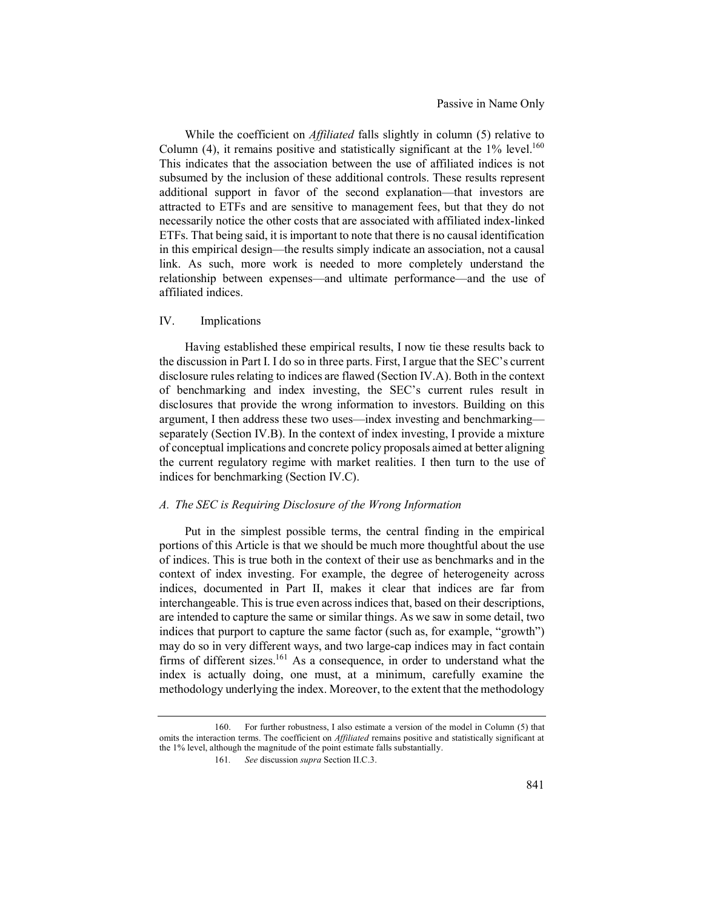While the coefficient on *Affiliated* falls slightly in column (5) relative to Column (4), it remains positive and statistically significant at the 1% level.[160] This indicates that the association between the use of affiliated indices is not subsumed by the inclusion of these additional controls. These results represent additional support in favor of the second explanation—that investors are attracted to ETFs and are sensitive to management fees, but that they do not necessarily notice the other costs that are associated with affiliated index-linked ETFs. That being said, it is important to note that there is no causal identification in this empirical design—the results simply indicate an association, not a causal link. As such, more work is needed to more completely understand the relationship between expenses—and ultimate performance—and the use of affiliated indices.

## IV. Implications

Having established these empirical results, I now tie these results back to the discussion in Part I. I do so in three parts. First, I argue that the SEC's current disclosure rules relating to indices are flawed (Section IV.A). Both in the context of benchmarking and index investing, the SEC's current rules result in disclosures that provide the wrong information to investors. Building on this argument, I then address these two uses—index investing and benchmarking—separately (Section IV.B). In the context of index investing, I provide a mixture of conceptual implications and concrete policy proposals aimed at better aligning the current regulatory regime with market realities. I then turn to the use of indices for benchmarking (Section IV.C).

### *A. The SEC is Requiring Disclosure of the Wrong Information*

Put in the simplest possible terms, the central finding in the empirical portions of this Article is that we should be much more thoughtful about the use of indices. This is true both in the context of their use as benchmarks and in the context of index investing. For example, the degree of heterogeneity across indices, documented in Part II, makes it clear that indices are far from interchangeable. This is true even across indices that, based on their descriptions, are intended to capture the same or similar things. As we saw in some detail, two indices that purport to capture the same factor (such as, for example, "growth") may do so in very different ways, and two large-cap indices may in fact contain firms of different sizes.[161] As a consequence, in order to understand what the index is actually doing, one must, at a minimum, carefully examine the methodology underlying the index. Moreover, to the extent that the methodology

---

160. For further robustness, I also estimate a version of the model in Column (5) that omits the interaction terms. The coefficient on *Affiliated* remains positive and statistically significant at the 1% level, although the magnitude of the point estimate falls substantially.

161. *See* discussion *supra* Section II.C.3.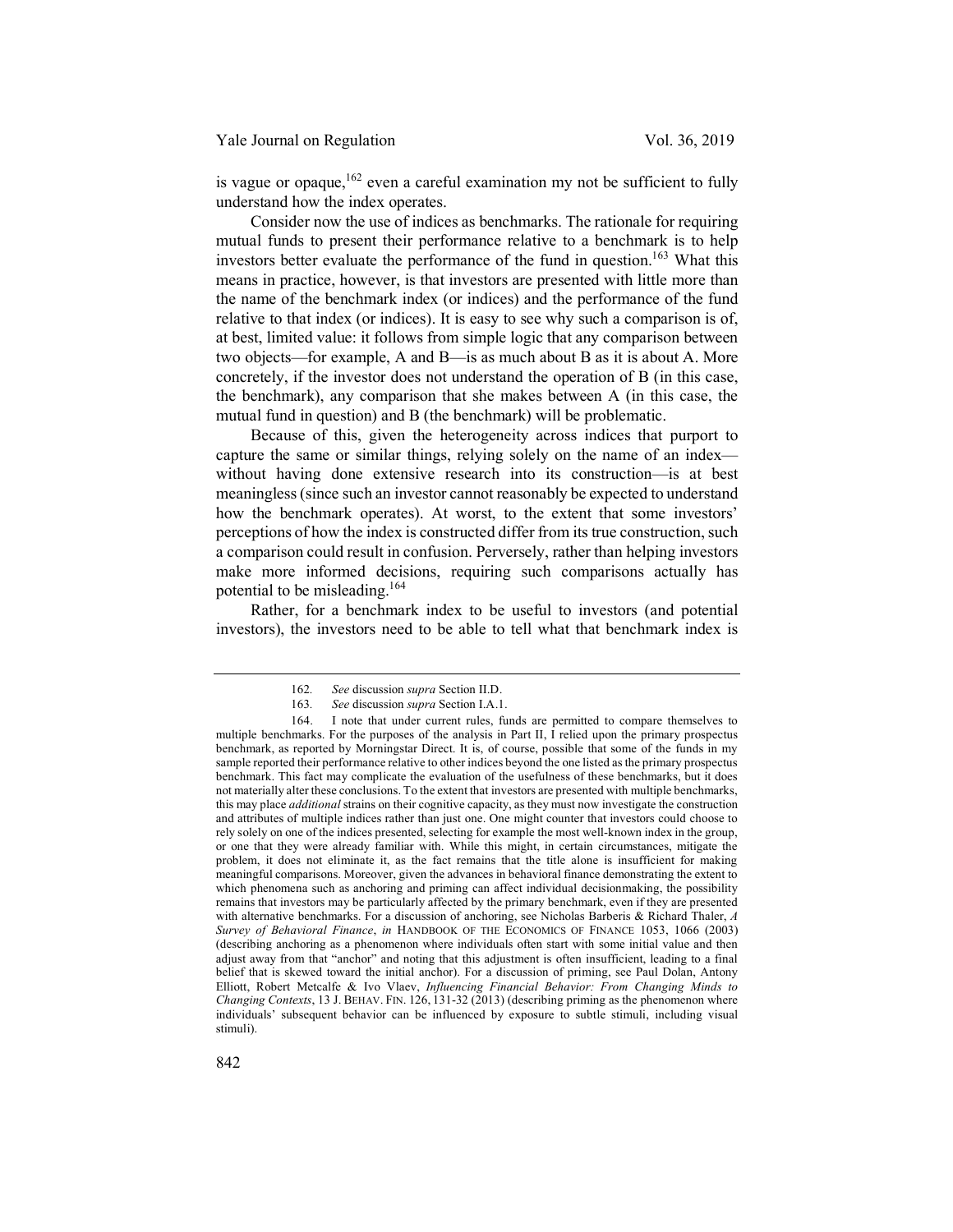is vague or opaque,[162] even a careful examination my not be sufficient to fully understand how the index operates.

Consider now the use of indices as benchmarks. The rationale for requiring mutual funds to present their performance relative to a benchmark is to help investors better evaluate the performance of the fund in question.[163] What this means in practice, however, is that investors are presented with little more than the name of the benchmark index (or indices) and the performance of the fund relative to that index (or indices). It is easy to see why such a comparison is of, at best, limited value: it follows from simple logic that any comparison between two objects—for example, A and B—is as much about B as it is about A. More concretely, if the investor does not understand the operation of B (in this case, the benchmark), any comparison that she makes between A (in this case, the mutual fund in question) and B (the benchmark) will be problematic.

Because of this, given the heterogeneity across indices that purport to capture the same or similar things, relying solely on the name of an index—without having done extensive research into its construction—is at best meaningless (since such an investor cannot reasonably be expected to understand how the benchmark operates). At worst, to the extent that some investors' perceptions of how the index is constructed differ from its true construction, such a comparison could result in confusion. Perversely, rather than helping investors make more informed decisions, requiring such comparisons actually has potential to be misleading.[164]

Rather, for a benchmark index to be useful to investors (and potential investors), the investors need to be able to tell what that benchmark index is

---

162. *See* discussion *supra* Section II.D.

163. *See* discussion *supra* Section I.A.1.

164. I note that under current rules, funds are permitted to compare themselves to multiple benchmarks. For the purposes of the analysis in Part II, I relied upon the primary prospectus benchmark, as reported by Morningstar Direct. It is, of course, possible that some of the funds in my sample reported their performance relative to other indices beyond the one listed as the primary prospectus benchmark. This fact may complicate the evaluation of the usefulness of these benchmarks, but it does not materially alter these conclusions. To the extent that investors are presented with multiple benchmarks, this may place *additional* strains on their cognitive capacity, as they must now investigate the construction and attributes of multiple indices rather than just one. One might counter that investors could choose to rely solely on one of the indices presented, selecting for example the most well-known index in the group, or one that they were already familiar with. While this might, in certain circumstances, mitigate the problem, it does not eliminate it, as the fact remains that the title alone is insufficient for making meaningful comparisons. Moreover, given the advances in behavioral finance demonstrating the extent to which phenomena such as anchoring and priming can affect individual decisionmaking, the possibility remains that investors may be particularly affected by the primary benchmark, even if they are presented with alternative benchmarks. For a discussion of anchoring, see Nicholas Barberis & Richard Thaler, *A Survey of Behavioral Finance*, *in* HANDBOOK OF THE ECONOMICS OF FINANCE 1053, 1066 (2003) (describing anchoring as a phenomenon where individuals often start with some initial value and then adjust away from that "anchor" and noting that this adjustment is often insufficient, leading to a final belief that is skewed toward the initial anchor). For a discussion of priming, see Paul Dolan, Antony Elliott, Robert Metcalfe & Ivo Vlaev, *Influencing Financial Behavior: From Changing Minds to Changing Contexts*, 13 J. BEHAV. FIN. 126, 131-32 (2013) (describing priming as the phenomenon where individuals' subsequent behavior can be influenced by exposure to subtle stimuli, including visual stimuli).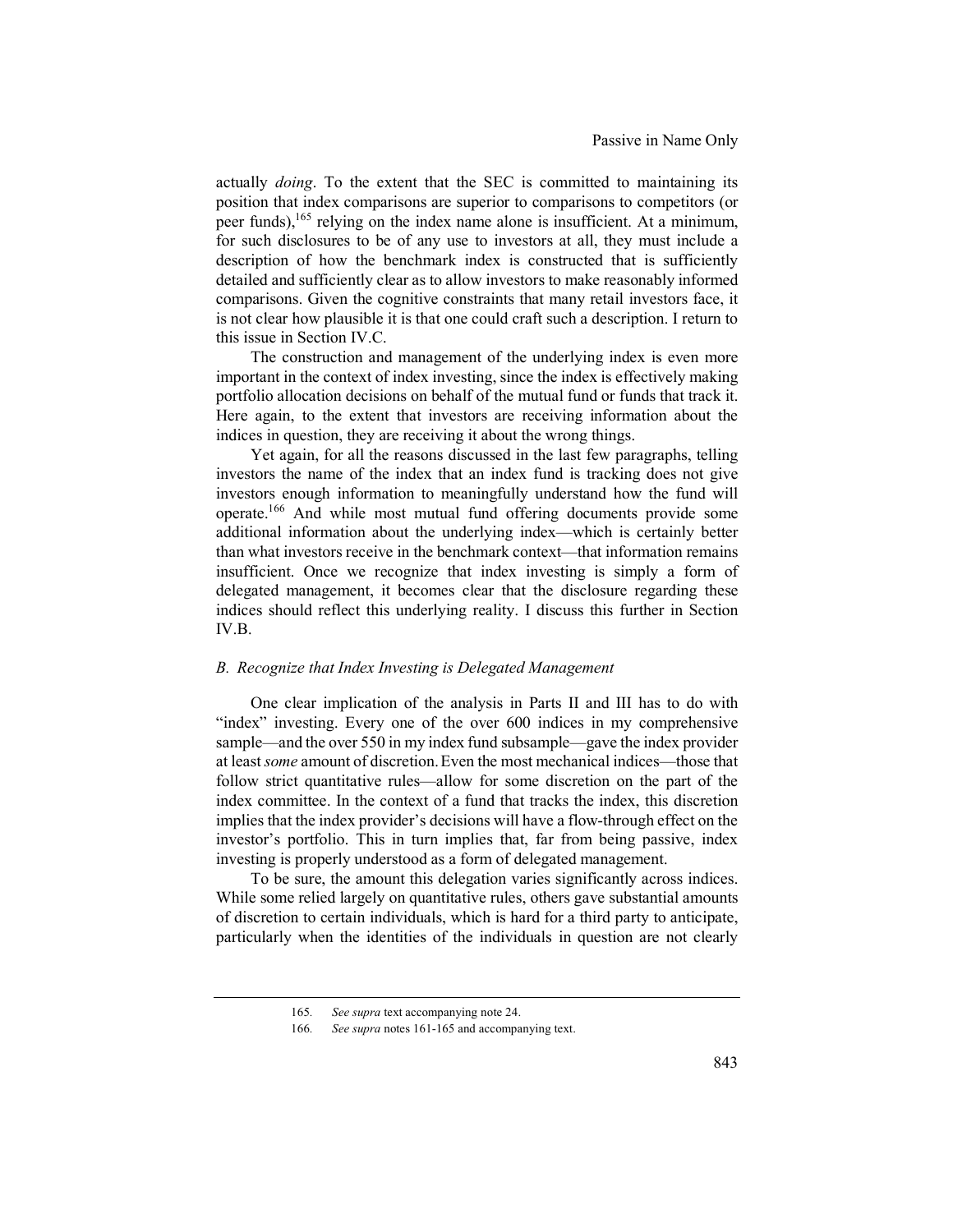actually *doing*. To the extent that the SEC is committed to maintaining its position that index comparisons are superior to comparisons to competitors (or peer funds),[165] relying on the index name alone is insufficient. At a minimum, for such disclosures to be of any use to investors at all, they must include a description of how the benchmark index is constructed that is sufficiently detailed and sufficiently clear as to allow investors to make reasonably informed comparisons. Given the cognitive constraints that many retail investors face, it is not clear how plausible it is that one could craft such a description. I return to this issue in Section IV.C.

The construction and management of the underlying index is even more important in the context of index investing, since the index is effectively making portfolio allocation decisions on behalf of the mutual fund or funds that track it. Here again, to the extent that investors are receiving information about the indices in question, they are receiving it about the wrong things.

Yet again, for all the reasons discussed in the last few paragraphs, telling investors the name of the index that an index fund is tracking does not give investors enough information to meaningfully understand how the fund will operate.[166] And while most mutual fund offering documents provide some additional information about the underlying index—which is certainly better than what investors receive in the benchmark context—that information remains insufficient. Once we recognize that index investing is simply a form of delegated management, it becomes clear that the disclosure regarding these indices should reflect this underlying reality. I discuss this further in Section IV.B.

### *B. Recognize that Index Investing is Delegated Management*

One clear implication of the analysis in Parts II and III has to do with "index" investing. Every one of the over 600 indices in my comprehensive sample—and the over 550 in my index fund subsample—gave the index provider at least *some* amount of discretion. Even the most mechanical indices—those that follow strict quantitative rules—allow for some discretion on the part of the index committee. In the context of a fund that tracks the index, this discretion implies that the index provider's decisions will have a flow-through effect on the investor's portfolio. This in turn implies that, far from being passive, index investing is properly understood as a form of delegated management.

To be sure, the amount this delegation varies significantly across indices. While some relied largely on quantitative rules, others gave substantial amounts of discretion to certain individuals, which is hard for a third party to anticipate, particularly when the identities of the individuals in question are not clearly

165. *See supra* text accompanying note 24.

166. *See supra* notes 161-165 and accompanying text.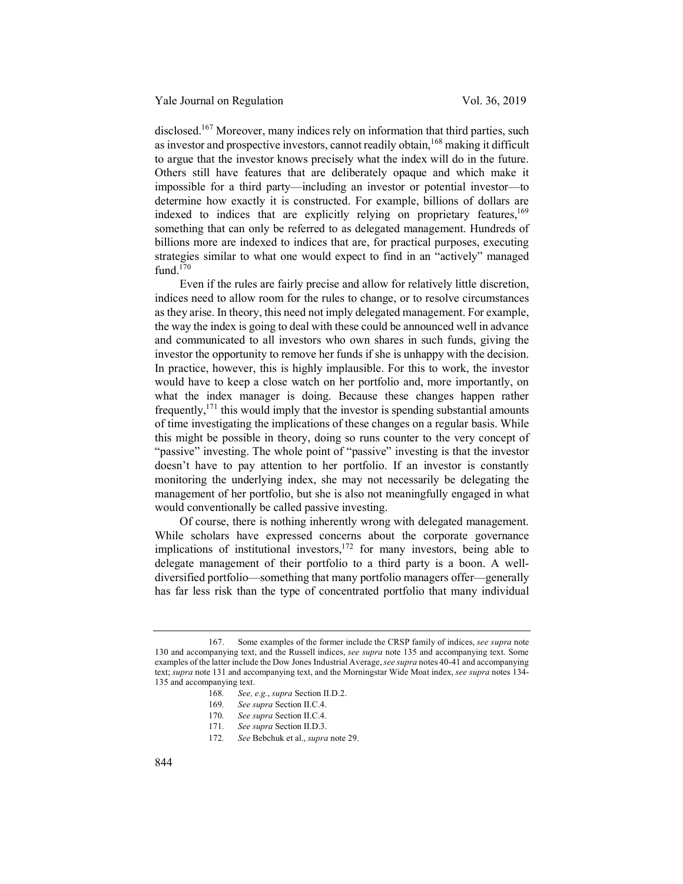disclosed.[167] Moreover, many indices rely on information that third parties, such as investor and prospective investors, cannot readily obtain,[168] making it difficult to argue that the investor knows precisely what the index will do in the future. Others still have features that are deliberately opaque and which make it impossible for a third party—including an investor or potential investor—to determine how exactly it is constructed. For example, billions of dollars are indexed to indices that are explicitly relying on proprietary features,[169] something that can only be referred to as delegated management. Hundreds of billions more are indexed to indices that are, for practical purposes, executing strategies similar to what one would expect to find in an "actively" managed fund.[170]

Even if the rules are fairly precise and allow for relatively little discretion, indices need to allow room for the rules to change, or to resolve circumstances as they arise. In theory, this need not imply delegated management. For example, the way the index is going to deal with these could be announced well in advance and communicated to all investors who own shares in such funds, giving the investor the opportunity to remove her funds if she is unhappy with the decision. In practice, however, this is highly implausible. For this to work, the investor would have to keep a close watch on her portfolio and, more importantly, on what the index manager is doing. Because these changes happen rather frequently,[171] this would imply that the investor is spending substantial amounts of time investigating the implications of these changes on a regular basis. While this might be possible in theory, doing so runs counter to the very concept of "passive" investing. The whole point of "passive" investing is that the investor doesn't have to pay attention to her portfolio. If an investor is constantly monitoring the underlying index, she may not necessarily be delegating the management of her portfolio, but she is also not meaningfully engaged in what would conventionally be called passive investing.

Of course, there is nothing inherently wrong with delegated management. While scholars have expressed concerns about the corporate governance implications of institutional investors,[172] for many investors, being able to delegate management of their portfolio to a third party is a boon. A well-diversified portfolio—something that many portfolio managers offer—generally has far less risk than the type of concentrated portfolio that many individual

---

167. Some examples of the former include the CRSP family of indices, *see supra* note 130 and accompanying text, and the Russell indices, *see supra* note 135 and accompanying text. Some examples of the latter include the Dow Jones Industrial Average, *see supra* notes 40-41 and accompanying text; *supra* note 131 and accompanying text, and the Morningstar Wide Moat index, *see supra* notes 134-135 and accompanying text.

168. *See, e.g.*, *supra* Section II.D.2.

169. *See supra* Section II.C.4.

170. *See supra* Section II.C.4.

171. *See supra* Section II.D.3.

172. *See* Bebchuk et al., *supra* note 29.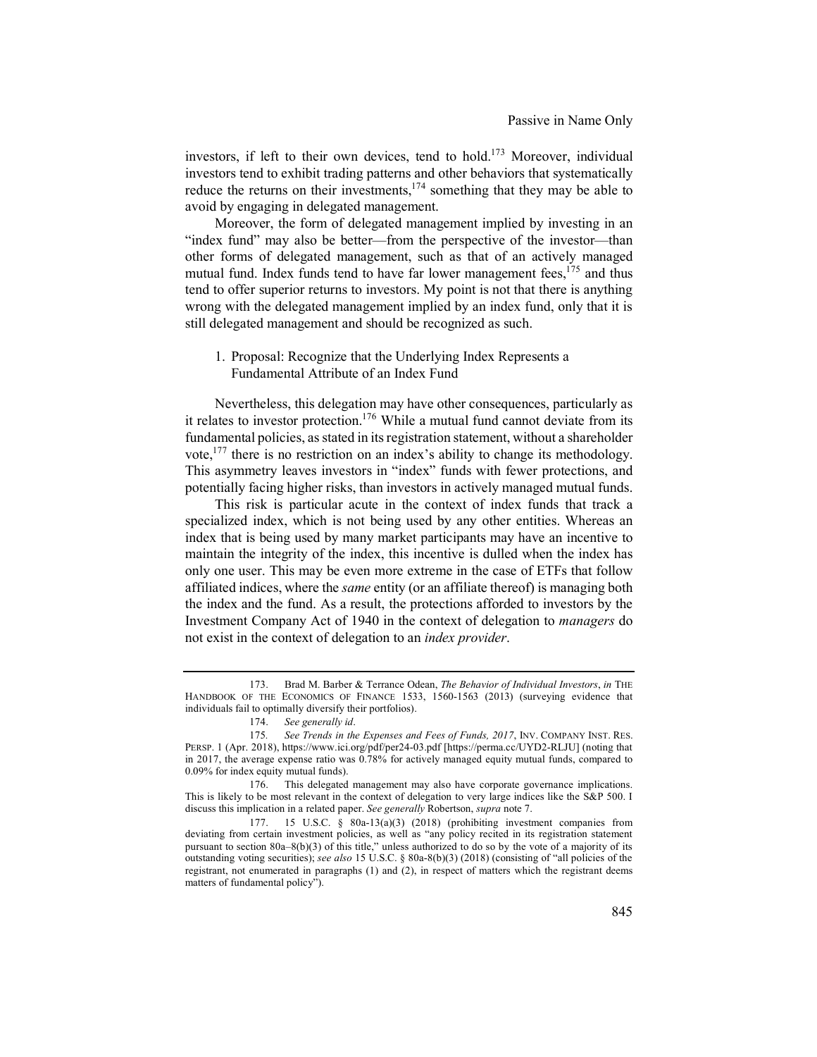investors, if left to their own devices, tend to hold.[173] Moreover, individual investors tend to exhibit trading patterns and other behaviors that systematically reduce the returns on their investments,[174] something that they may be able to avoid by engaging in delegated management.

Moreover, the form of delegated management implied by investing in an "index fund" may also be better—from the perspective of the investor—than other forms of delegated management, such as that of an actively managed mutual fund. Index funds tend to have far lower management fees,[175] and thus tend to offer superior returns to investors. My point is not that there is anything wrong with the delegated management implied by an index fund, only that it is still delegated management and should be recognized as such.

1. Proposal: Recognize that the Underlying Index Represents a Fundamental Attribute of an Index Fund

Nevertheless, this delegation may have other consequences, particularly as it relates to investor protection.[176] While a mutual fund cannot deviate from its fundamental policies, as stated in its registration statement, without a shareholder vote,[177] there is no restriction on an index's ability to change its methodology. This asymmetry leaves investors in "index" funds with fewer protections, and potentially facing higher risks, than investors in actively managed mutual funds.

This risk is particular acute in the context of index funds that track a specialized index, which is not being used by any other entities. Whereas an index that is being used by many market participants may have an incentive to maintain the integrity of the index, this incentive is dulled when the index has only one user. This may be even more extreme in the case of ETFs that follow affiliated indices, where the *same* entity (or an affiliate thereof) is managing both the index and the fund. As a result, the protections afforded to investors by the Investment Company Act of 1940 in the context of delegation to *managers* do not exist in the context of delegation to an *index provider*.

---

173. Brad M. Barber & Terrance Odean, *The Behavior of Individual Investors*, *in* THE HANDBOOK OF THE ECONOMICS OF FINANCE 1533, 1560-1563 (2013) (surveying evidence that individuals fail to optimally diversify their portfolios).

174. *See generally id*.

175. *See Trends in the Expenses and Fees of Funds, 2017*, INV. COMPANY INST. RES. PERSP. 1 (Apr. 2018), https://www.ici.org/pdf/per24-03.pdf [https://perma.cc/UYD2-RLJU] (noting that in 2017, the average expense ratio was 0.78% for actively managed equity mutual funds, compared to 0.09% for index equity mutual funds).

176. This delegated management may also have corporate governance implications. This is likely to be most relevant in the context of delegation to very large indices like the S&P 500. I discuss this implication in a related paper. *See generally* Robertson, *supra* note 7.

177. 15 U.S.C. § 80a-13(a)(3) (2018) (prohibiting investment companies from deviating from certain investment policies, as well as "any policy recited in its registration statement pursuant to section 80a–8(b)(3) of this title," unless authorized to do so by the vote of a majority of its outstanding voting securities); *see also* 15 U.S.C. § 80a-8(b)(3) (2018) (consisting of "all policies of the registrant, not enumerated in paragraphs (1) and (2), in respect of matters which the registrant deems matters of fundamental policy").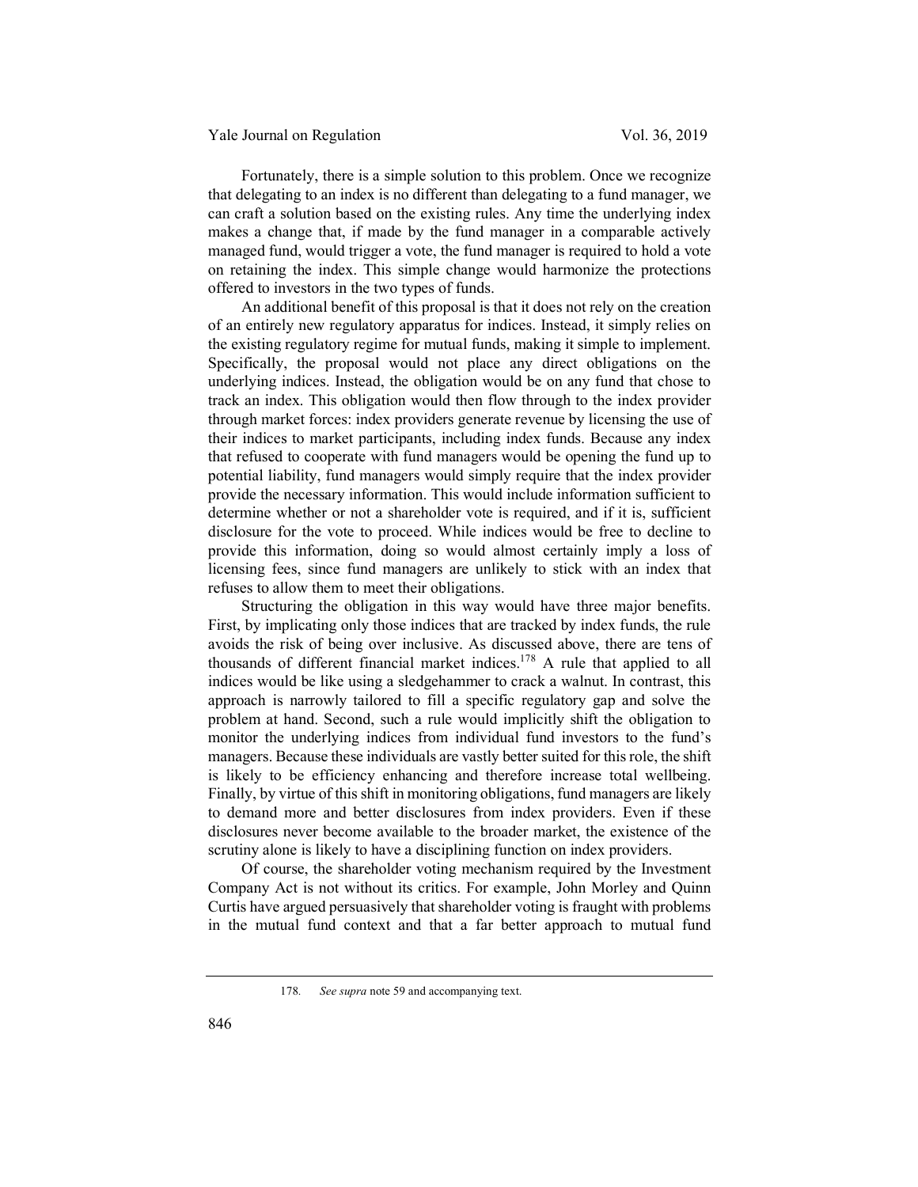Fortunately, there is a simple solution to this problem. Once we recognize that delegating to an index is no different than delegating to a fund manager, we can craft a solution based on the existing rules. Any time the underlying index makes a change that, if made by the fund manager in a comparable actively managed fund, would trigger a vote, the fund manager is required to hold a vote on retaining the index. This simple change would harmonize the protections offered to investors in the two types of funds.

An additional benefit of this proposal is that it does not rely on the creation of an entirely new regulatory apparatus for indices. Instead, it simply relies on the existing regulatory regime for mutual funds, making it simple to implement. Specifically, the proposal would not place any direct obligations on the underlying indices. Instead, the obligation would be on any fund that chose to track an index. This obligation would then flow through to the index provider through market forces: index providers generate revenue by licensing the use of their indices to market participants, including index funds. Because any index that refused to cooperate with fund managers would be opening the fund up to potential liability, fund managers would simply require that the index provider provide the necessary information. This would include information sufficient to determine whether or not a shareholder vote is required, and if it is, sufficient disclosure for the vote to proceed. While indices would be free to decline to provide this information, doing so would almost certainly imply a loss of licensing fees, since fund managers are unlikely to stick with an index that refuses to allow them to meet their obligations.

Structuring the obligation in this way would have three major benefits. First, by implicating only those indices that are tracked by index funds, the rule avoids the risk of being over inclusive. As discussed above, there are tens of thousands of different financial market indices.[178] A rule that applied to all indices would be like using a sledgehammer to crack a walnut. In contrast, this approach is narrowly tailored to fill a specific regulatory gap and solve the problem at hand. Second, such a rule would implicitly shift the obligation to monitor the underlying indices from individual fund investors to the fund's managers. Because these individuals are vastly better suited for this role, the shift is likely to be efficiency enhancing and therefore increase total wellbeing. Finally, by virtue of this shift in monitoring obligations, fund managers are likely to demand more and better disclosures from index providers. Even if these disclosures never become available to the broader market, the existence of the scrutiny alone is likely to have a disciplining function on index providers.

Of course, the shareholder voting mechanism required by the Investment Company Act is not without its critics. For example, John Morley and Quinn Curtis have argued persuasively that shareholder voting is fraught with problems in the mutual fund context and that a far better approach to mutual fund

---

178. *See supra* note 59 and accompanying text.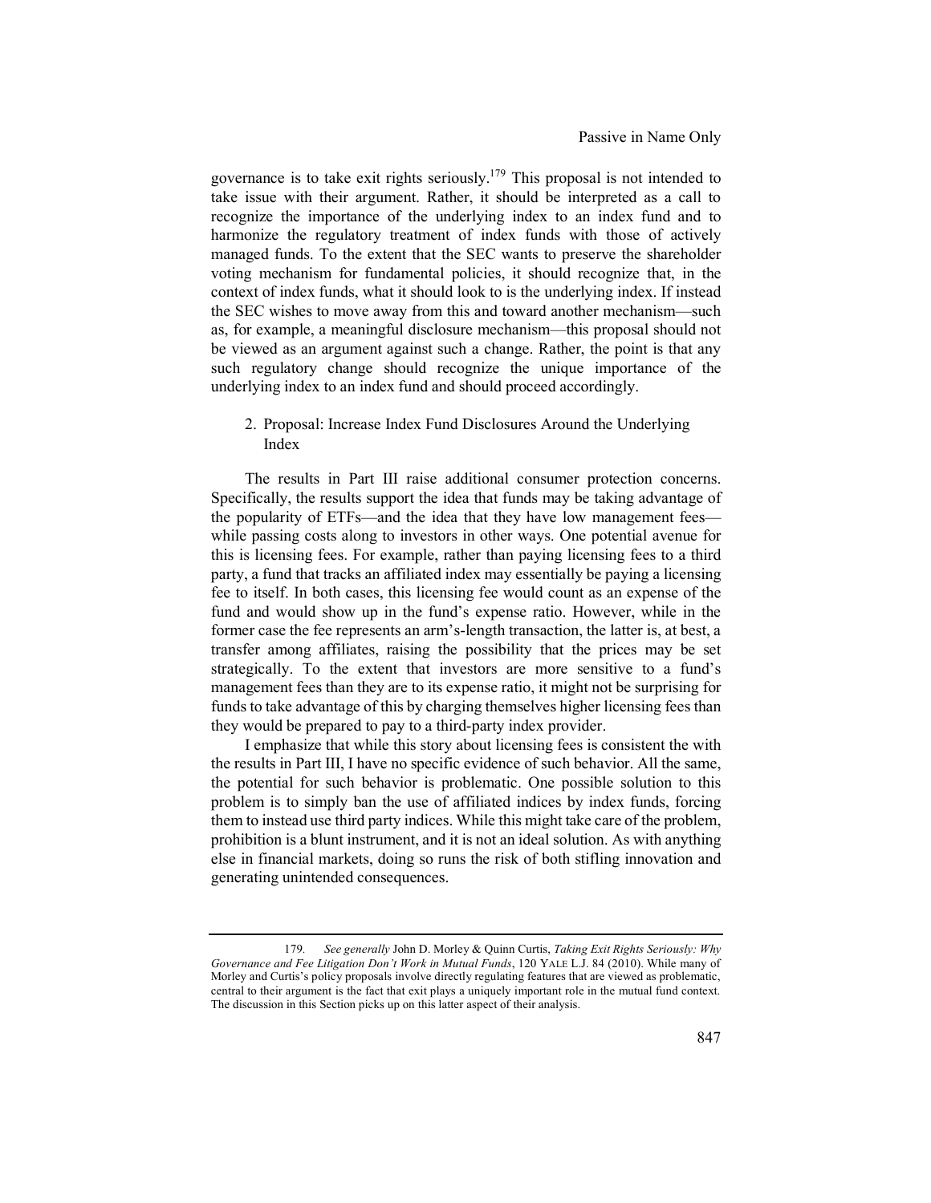governance is to take exit rights seriously.[179] This proposal is not intended to take issue with their argument. Rather, it should be interpreted as a call to recognize the importance of the underlying index to an index fund and to harmonize the regulatory treatment of index funds with those of actively managed funds. To the extent that the SEC wants to preserve the shareholder voting mechanism for fundamental policies, it should recognize that, in the context of index funds, what it should look to is the underlying index. If instead the SEC wishes to move away from this and toward another mechanism—such as, for example, a meaningful disclosure mechanism—this proposal should not be viewed as an argument against such a change. Rather, the point is that any such regulatory change should recognize the unique importance of the underlying index to an index fund and should proceed accordingly.

2. Proposal: Increase Index Fund Disclosures Around the Underlying Index

The results in Part III raise additional consumer protection concerns. Specifically, the results support the idea that funds may be taking advantage of the popularity of ETFs—and the idea that they have low management fees—while passing costs along to investors in other ways. One potential avenue for this is licensing fees. For example, rather than paying licensing fees to a third party, a fund that tracks an affiliated index may essentially be paying a licensing fee to itself. In both cases, this licensing fee would count as an expense of the fund and would show up in the fund's expense ratio. However, while in the former case the fee represents an arm's-length transaction, the latter is, at best, a transfer among affiliates, raising the possibility that the prices may be set strategically. To the extent that investors are more sensitive to a fund's management fees than they are to its expense ratio, it might not be surprising for funds to take advantage of this by charging themselves higher licensing fees than they would be prepared to pay to a third-party index provider.

I emphasize that while this story about licensing fees is consistent the with the results in Part III, I have no specific evidence of such behavior. All the same, the potential for such behavior is problematic. One possible solution to this problem is to simply ban the use of affiliated indices by index funds, forcing them to instead use third party indices. While this might take care of the problem, prohibition is a blunt instrument, and it is not an ideal solution. As with anything else in financial markets, doing so runs the risk of both stifling innovation and generating unintended consequences.

---

179. *See generally* John D. Morley & Quinn Curtis, *Taking Exit Rights Seriously: Why Governance and Fee Litigation Don't Work in Mutual Funds*, 120 YALE L.J. 84 (2010). While many of Morley and Curtis's policy proposals involve directly regulating features that are viewed as problematic, central to their argument is the fact that exit plays a uniquely important role in the mutual fund context. The discussion in this Section picks up on this latter aspect of their analysis.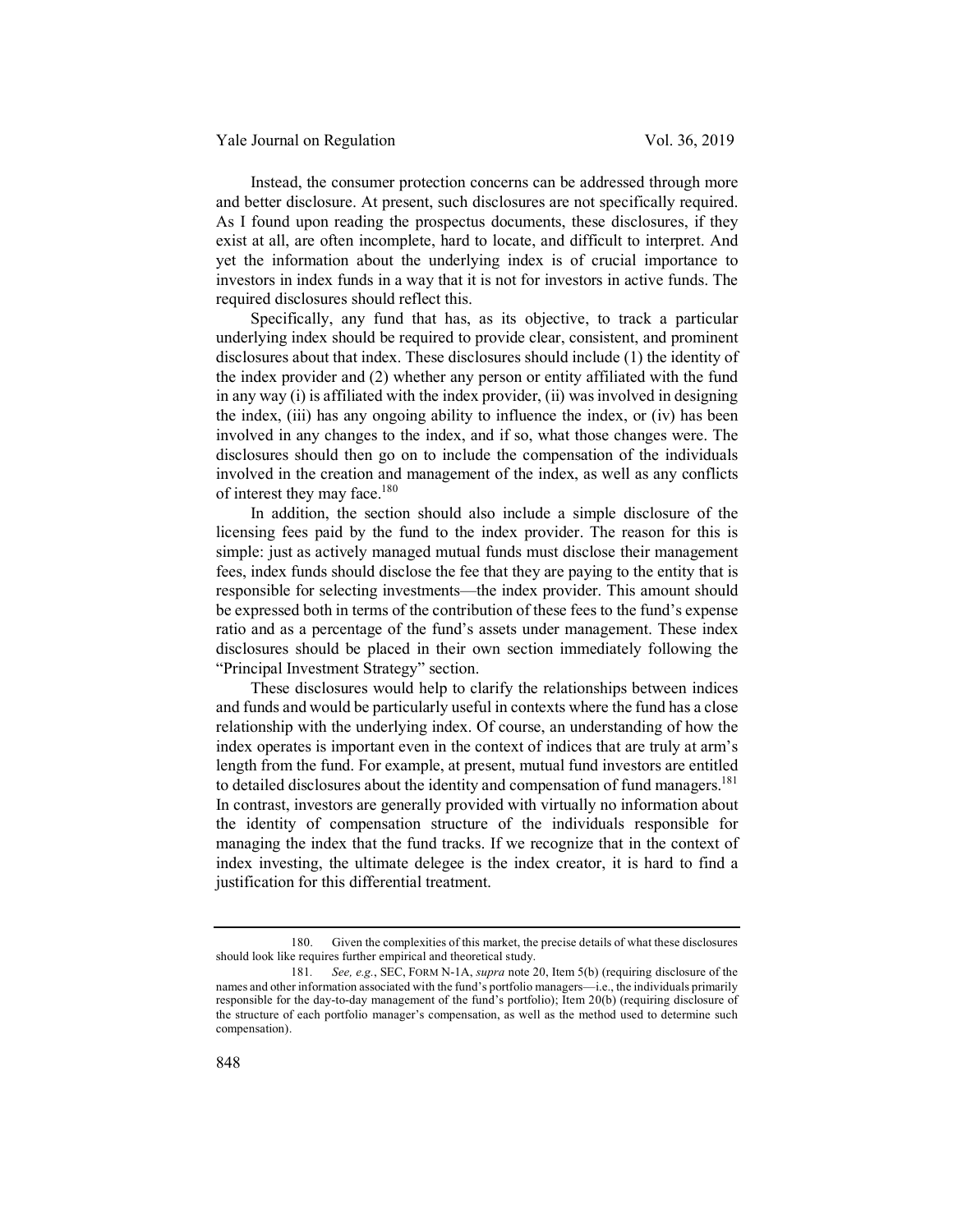Instead, the consumer protection concerns can be addressed through more and better disclosure. At present, such disclosures are not specifically required. As I found upon reading the prospectus documents, these disclosures, if they exist at all, are often incomplete, hard to locate, and difficult to interpret. And yet the information about the underlying index is of crucial importance to investors in index funds in a way that it is not for investors in active funds. The required disclosures should reflect this.

Specifically, any fund that has, as its objective, to track a particular underlying index should be required to provide clear, consistent, and prominent disclosures about that index. These disclosures should include (1) the identity of the index provider and (2) whether any person or entity affiliated with the fund in any way (i) is affiliated with the index provider, (ii) was involved in designing the index, (iii) has any ongoing ability to influence the index, or (iv) has been involved in any changes to the index, and if so, what those changes were. The disclosures should then go on to include the compensation of the individuals involved in the creation and management of the index, as well as any conflicts of interest they may face.[180]

In addition, the section should also include a simple disclosure of the licensing fees paid by the fund to the index provider. The reason for this is simple: just as actively managed mutual funds must disclose their management fees, index funds should disclose the fee that they are paying to the entity that is responsible for selecting investments—the index provider. This amount should be expressed both in terms of the contribution of these fees to the fund's expense ratio and as a percentage of the fund's assets under management. These index disclosures should be placed in their own section immediately following the "Principal Investment Strategy" section.

These disclosures would help to clarify the relationships between indices and funds and would be particularly useful in contexts where the fund has a close relationship with the underlying index. Of course, an understanding of how the index operates is important even in the context of indices that are truly at arm's length from the fund. For example, at present, mutual fund investors are entitled to detailed disclosures about the identity and compensation of fund managers.[181] In contrast, investors are generally provided with virtually no information about the identity of compensation structure of the individuals responsible for managing the index that the fund tracks. If we recognize that in the context of index investing, the ultimate delegee is the index creator, it is hard to find a justification for this differential treatment.

---

180. Given the complexities of this market, the precise details of what these disclosures should look like requires further empirical and theoretical study.

181. *See, e.g.*, SEC, FORM N-1A, *supra* note 20, Item 5(b) (requiring disclosure of the names and other information associated with the fund's portfolio managers—i.e., the individuals primarily responsible for the day-to-day management of the fund's portfolio); Item 20(b) (requiring disclosure of the structure of each portfolio manager's compensation, as well as the method used to determine such compensation).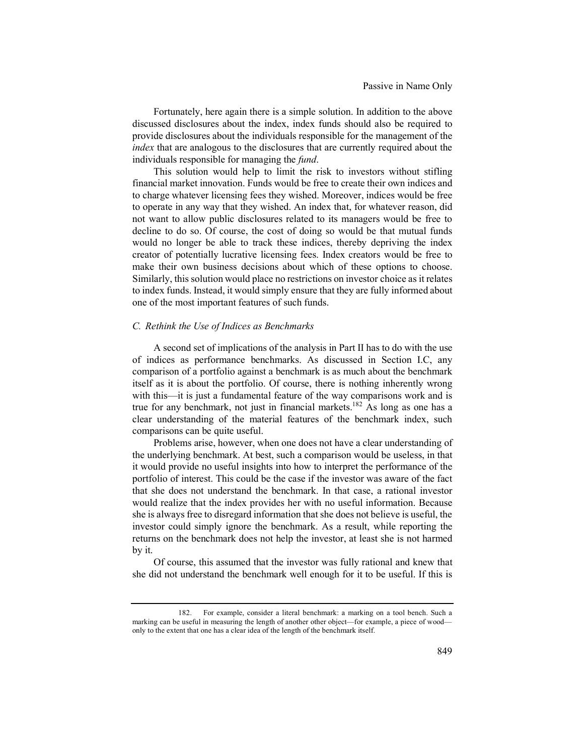Fortunately, here again there is a simple solution. In addition to the above discussed disclosures about the index, index funds should also be required to provide disclosures about the individuals responsible for the management of the *index* that are analogous to the disclosures that are currently required about the individuals responsible for managing the *fund*.

This solution would help to limit the risk to investors without stifling financial market innovation. Funds would be free to create their own indices and to charge whatever licensing fees they wished. Moreover, indices would be free to operate in any way that they wished. An index that, for whatever reason, did not want to allow public disclosures related to its managers would be free to decline to do so. Of course, the cost of doing so would be that mutual funds would no longer be able to track these indices, thereby depriving the index creator of potentially lucrative licensing fees. Index creators would be free to make their own business decisions about which of these options to choose. Similarly, this solution would place no restrictions on investor choice as it relates to index funds. Instead, it would simply ensure that they are fully informed about one of the most important features of such funds.

### *C. Rethink the Use of Indices as Benchmarks*

A second set of implications of the analysis in Part II has to do with the use of indices as performance benchmarks. As discussed in Section I.C, any comparison of a portfolio against a benchmark is as much about the benchmark itself as it is about the portfolio. Of course, there is nothing inherently wrong with this—it is just a fundamental feature of the way comparisons work and is true for any benchmark, not just in financial markets.[182] As long as one has a clear understanding of the material features of the benchmark index, such comparisons can be quite useful.

Problems arise, however, when one does not have a clear understanding of the underlying benchmark. At best, such a comparison would be useless, in that it would provide no useful insights into how to interpret the performance of the portfolio of interest. This could be the case if the investor was aware of the fact that she does not understand the benchmark. In that case, a rational investor would realize that the index provides her with no useful information. Because she is always free to disregard information that she does not believe is useful, the investor could simply ignore the benchmark. As a result, while reporting the returns on the benchmark does not help the investor, at least she is not harmed by it.

Of course, this assumed that the investor was fully rational and knew that she did not understand the benchmark well enough for it to be useful. If this is

182. For example, consider a literal benchmark: a marking on a tool bench. Such a marking can be useful in measuring the length of another other object—for example, a piece of wood—only to the extent that one has a clear idea of the length of the benchmark itself.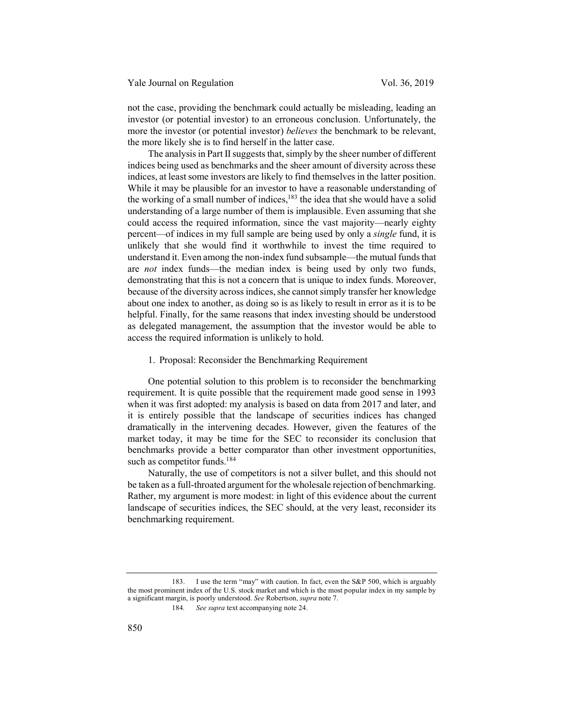not the case, providing the benchmark could actually be misleading, leading an investor (or potential investor) to an erroneous conclusion. Unfortunately, the more the investor (or potential investor) *believes* the benchmark to be relevant, the more likely she is to find herself in the latter case.

The analysis in Part II suggests that, simply by the sheer number of different indices being used as benchmarks and the sheer amount of diversity across these indices, at least some investors are likely to find themselves in the latter position. While it may be plausible for an investor to have a reasonable understanding of the working of a small number of indices,[183] the idea that she would have a solid understanding of a large number of them is implausible. Even assuming that she could access the required information, since the vast majority—nearly eighty percent—of indices in my full sample are being used by only a *single* fund, it is unlikely that she would find it worthwhile to invest the time required to understand it. Even among the non-index fund subsample—the mutual funds that are *not* index funds—the median index is being used by only two funds, demonstrating that this is not a concern that is unique to index funds. Moreover, because of the diversity across indices, she cannot simply transfer her knowledge about one index to another, as doing so is as likely to result in error as it is to be helpful. Finally, for the same reasons that index investing should be understood as delegated management, the assumption that the investor would be able to access the required information is unlikely to hold.

1. Proposal: Reconsider the Benchmarking Requirement

One potential solution to this problem is to reconsider the benchmarking requirement. It is quite possible that the requirement made good sense in 1993 when it was first adopted: my analysis is based on data from 2017 and later, and it is entirely possible that the landscape of securities indices has changed dramatically in the intervening decades. However, given the features of the market today, it may be time for the SEC to reconsider its conclusion that benchmarks provide a better comparator than other investment opportunities, such as competitor funds.[184]

Naturally, the use of competitors is not a silver bullet, and this should not be taken as a full-throated argument for the wholesale rejection of benchmarking. Rather, my argument is more modest: in light of this evidence about the current landscape of securities indices, the SEC should, at the very least, reconsider its benchmarking requirement.

---

183. I use the term "may" with caution. In fact, even the S&P 500, which is arguably the most prominent index of the U.S. stock market and which is the most popular index in my sample by a significant margin, is poorly understood. *See* Robertson, *supra* note 7.

184. *See supra* text accompanying note 24.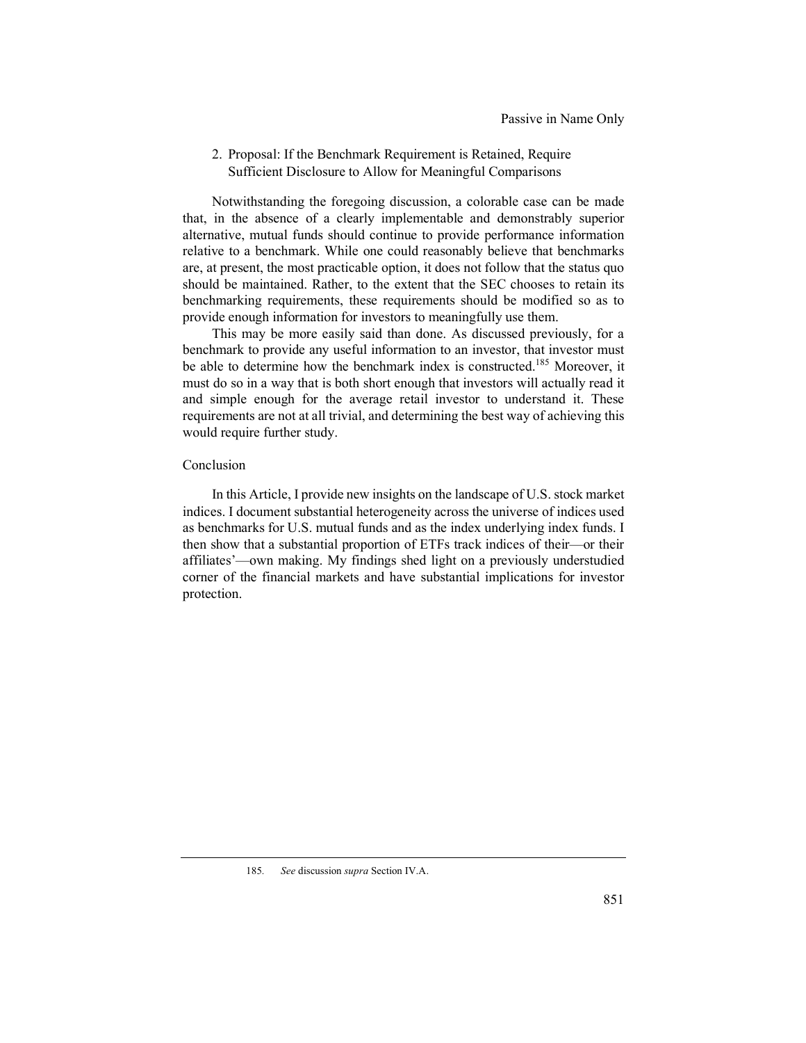### 2. Proposal: If the Benchmark Requirement is Retained, Require Sufficient Disclosure to Allow for Meaningful Comparisons

Notwithstanding the foregoing discussion, a colorable case can be made that, in the absence of a clearly implementable and demonstrably superior alternative, mutual funds should continue to provide performance information relative to a benchmark. While one could reasonably believe that benchmarks are, at present, the most practicable option, it does not follow that the status quo should be maintained. Rather, to the extent that the SEC chooses to retain its benchmarking requirements, these requirements should be modified so as to provide enough information for investors to meaningfully use them.

This may be more easily said than done. As discussed previously, for a benchmark to provide any useful information to an investor, that investor must be able to determine how the benchmark index is constructed.[185] Moreover, it must do so in a way that is both short enough that investors will actually read it and simple enough for the average retail investor to understand it. These requirements are not at all trivial, and determining the best way of achieving this would require further study.

## Conclusion

In this Article, I provide new insights on the landscape of U.S. stock market indices. I document substantial heterogeneity across the universe of indices used as benchmarks for U.S. mutual funds and as the index underlying index funds. I then show that a substantial proportion of ETFs track indices of their—or their affiliates'—own making. My findings shed light on a previously understudied corner of the financial markets and have substantial implications for investor protection.

---

185. *See* discussion *supra* Section IV.A.